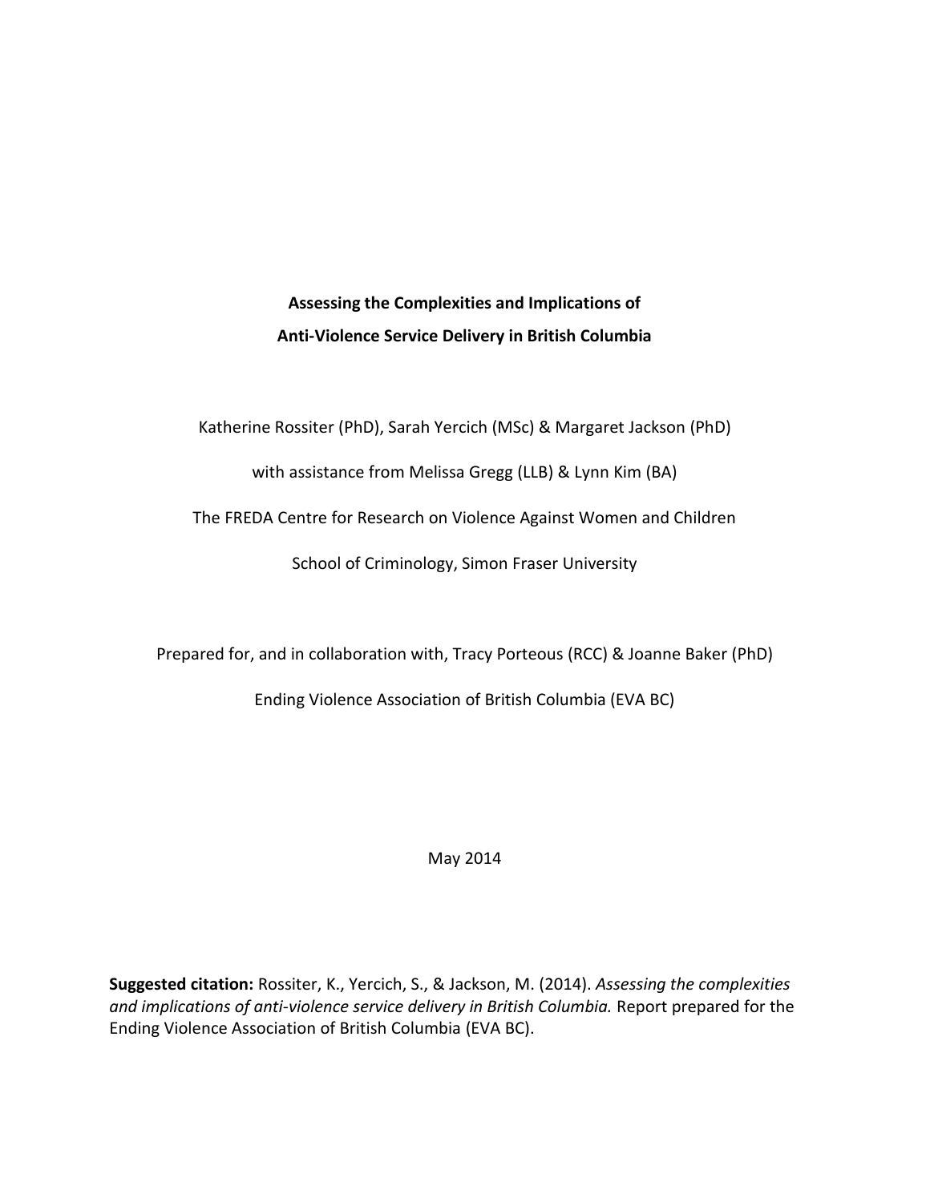# Assessing the Complexities and Implications of Anti-Violence Service Delivery in British Columbia

Katherine Rossiter (PhD), Sarah Yercich (MSc) & Margaret Jackson (PhD)

with assistance from Melissa Gregg (LLB) & Lynn Kim (BA)

The FREDA Centre for Research on Violence Against Women and Children

School of Criminology, Simon Fraser University

Prepared for, and in collaboration with, Tracy Porteous (RCC) & Joanne Baker (PhD)

Ending Violence Association of British Columbia (EVA BC)

May 2014

**Suggested citation:** Rossiter, K., Yercich, S., & Jackson, M. (2014). *Assessing the complexities and implications of anti-violence service delivery in British Columbia.* Report prepared for the Ending Violence Association of British Columbia (EVA BC).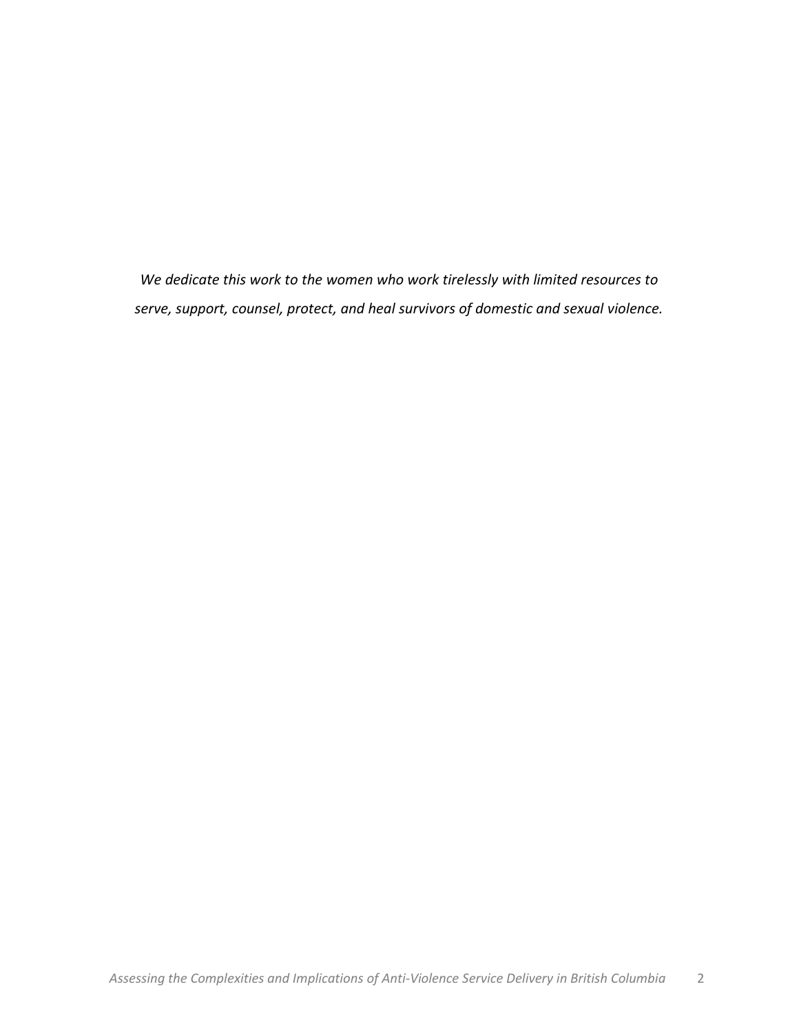*We dedicate this work to the women who work tirelessly with limited resources to serve, support, counsel, protect, and heal survivors of domestic and sexual violence.*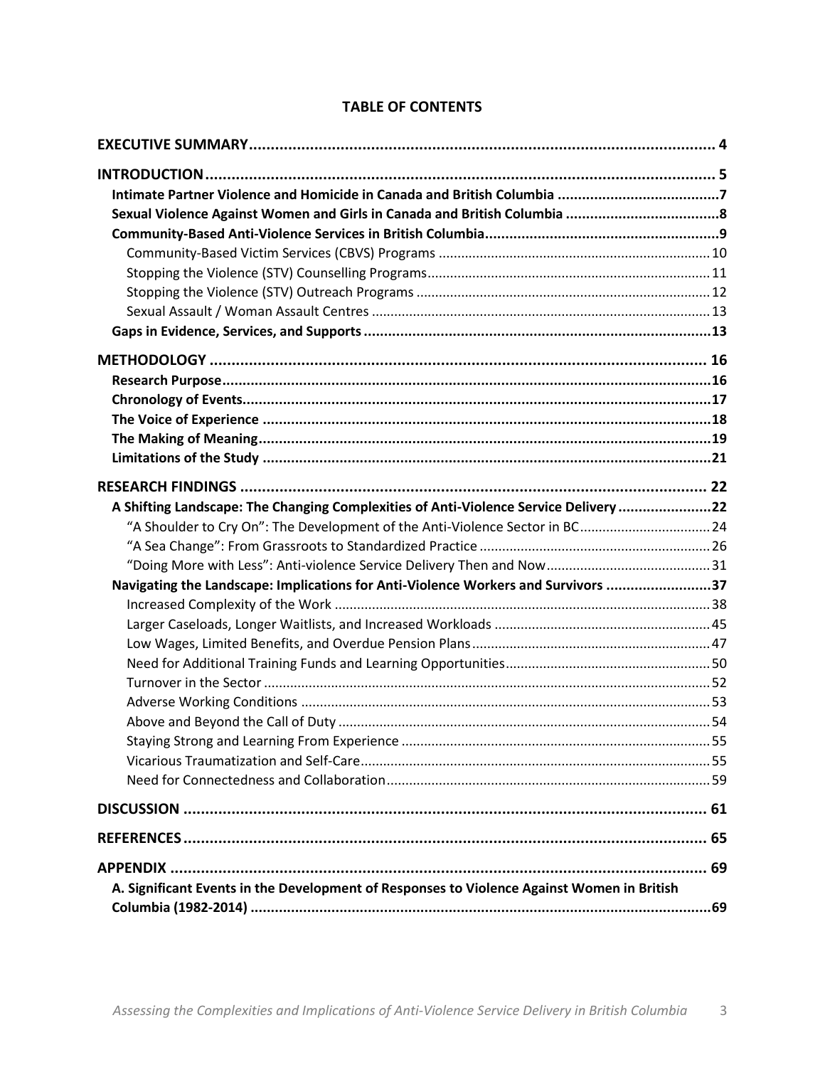**TABLE OF CONTENTS**

**EXECUTIVE SUMMARY** ..... 4

**INTRODUCTION** ..... 5

- **Intimate Partner Violence and Homicide in Canada and British Columbia** ..... 7
- **Sexual Violence Against Women and Girls in Canada and British Columbia** ..... 8
- **Community-Based Anti-Violence Services in British Columbia** ..... 9
  - Community-Based Victim Services (CBVS) Programs ..... 10
  - Stopping the Violence (STV) Counselling Programs ..... 11
  - Stopping the Violence (STV) Outreach Programs ..... 12
  - Sexual Assault / Woman Assault Centres ..... 13
- **Gaps in Evidence, Services, and Supports** ..... 13

**METHODOLOGY** ..... 16

- **Research Purpose** ..... 16
- **Chronology of Events** ..... 17
- **The Voice of Experience** ..... 18
- **The Making of Meaning** ..... 19
- **Limitations of the Study** ..... 21

**RESEARCH FINDINGS** ..... 22

- **A Shifting Landscape: The Changing Complexities of Anti-Violence Service Delivery** ..... 22
  - "A Shoulder to Cry On": The Development of the Anti-Violence Sector in BC ..... 24
  - "A Sea Change": From Grassroots to Standardized Practice ..... 26
  - "Doing More with Less": Anti-violence Service Delivery Then and Now ..... 31
- **Navigating the Landscape: Implications for Anti-Violence Workers and Survivors** ..... 37
  - Increased Complexity of the Work ..... 38
  - Larger Caseloads, Longer Waitlists, and Increased Workloads ..... 45
  - Low Wages, Limited Benefits, and Overdue Pension Plans ..... 47
  - Need for Additional Training Funds and Learning Opportunities ..... 50
  - Turnover in the Sector ..... 52
  - Adverse Working Conditions ..... 53
  - Above and Beyond the Call of Duty ..... 54
  - Staying Strong and Learning From Experience ..... 55
  - Vicarious Traumatization and Self-Care ..... 55
  - Need for Connectedness and Collaboration ..... 59

**DISCUSSION** ..... 61

**REFERENCES** ..... 65

**APPENDIX** ..... 69

- **A. Significant Events in the Development of Responses to Violence Against Women in British Columbia (1982-2014)** ..... 69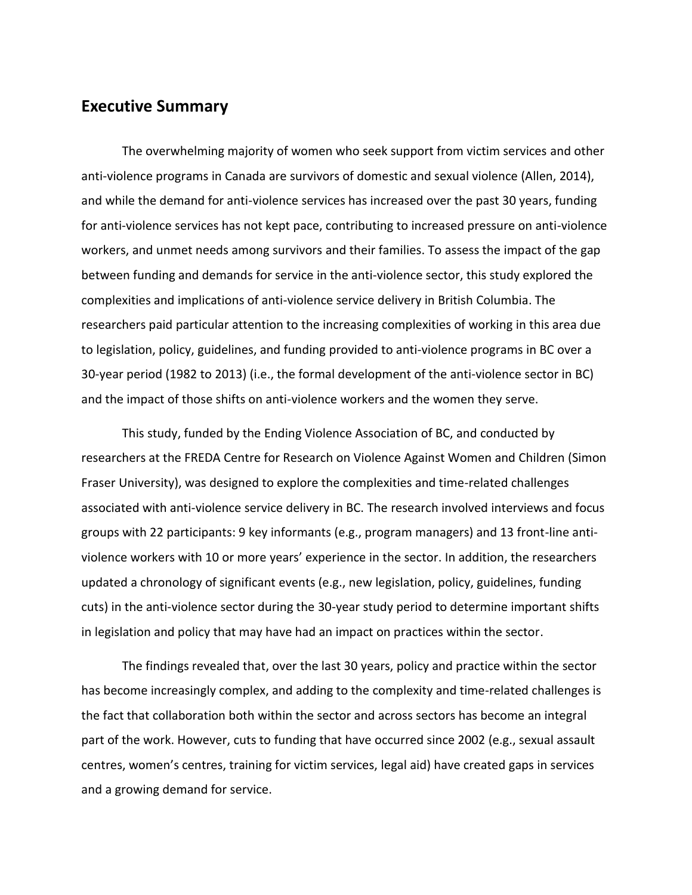## Executive Summary

The overwhelming majority of women who seek support from victim services and other anti-violence programs in Canada are survivors of domestic and sexual violence (Allen, 2014), and while the demand for anti-violence services has increased over the past 30 years, funding for anti-violence services has not kept pace, contributing to increased pressure on anti-violence workers, and unmet needs among survivors and their families. To assess the impact of the gap between funding and demands for service in the anti-violence sector, this study explored the complexities and implications of anti-violence service delivery in British Columbia. The researchers paid particular attention to the increasing complexities of working in this area due to legislation, policy, guidelines, and funding provided to anti-violence programs in BC over a 30-year period (1982 to 2013) (i.e., the formal development of the anti-violence sector in BC) and the impact of those shifts on anti-violence workers and the women they serve.

This study, funded by the Ending Violence Association of BC, and conducted by researchers at the FREDA Centre for Research on Violence Against Women and Children (Simon Fraser University), was designed to explore the complexities and time-related challenges associated with anti-violence service delivery in BC. The research involved interviews and focus groups with 22 participants: 9 key informants (e.g., program managers) and 13 front-line anti-violence workers with 10 or more years' experience in the sector. In addition, the researchers updated a chronology of significant events (e.g., new legislation, policy, guidelines, funding cuts) in the anti-violence sector during the 30-year study period to determine important shifts in legislation and policy that may have had an impact on practices within the sector.

The findings revealed that, over the last 30 years, policy and practice within the sector has become increasingly complex, and adding to the complexity and time-related challenges is the fact that collaboration both within the sector and across sectors has become an integral part of the work. However, cuts to funding that have occurred since 2002 (e.g., sexual assault centres, women's centres, training for victim services, legal aid) have created gaps in services and a growing demand for service.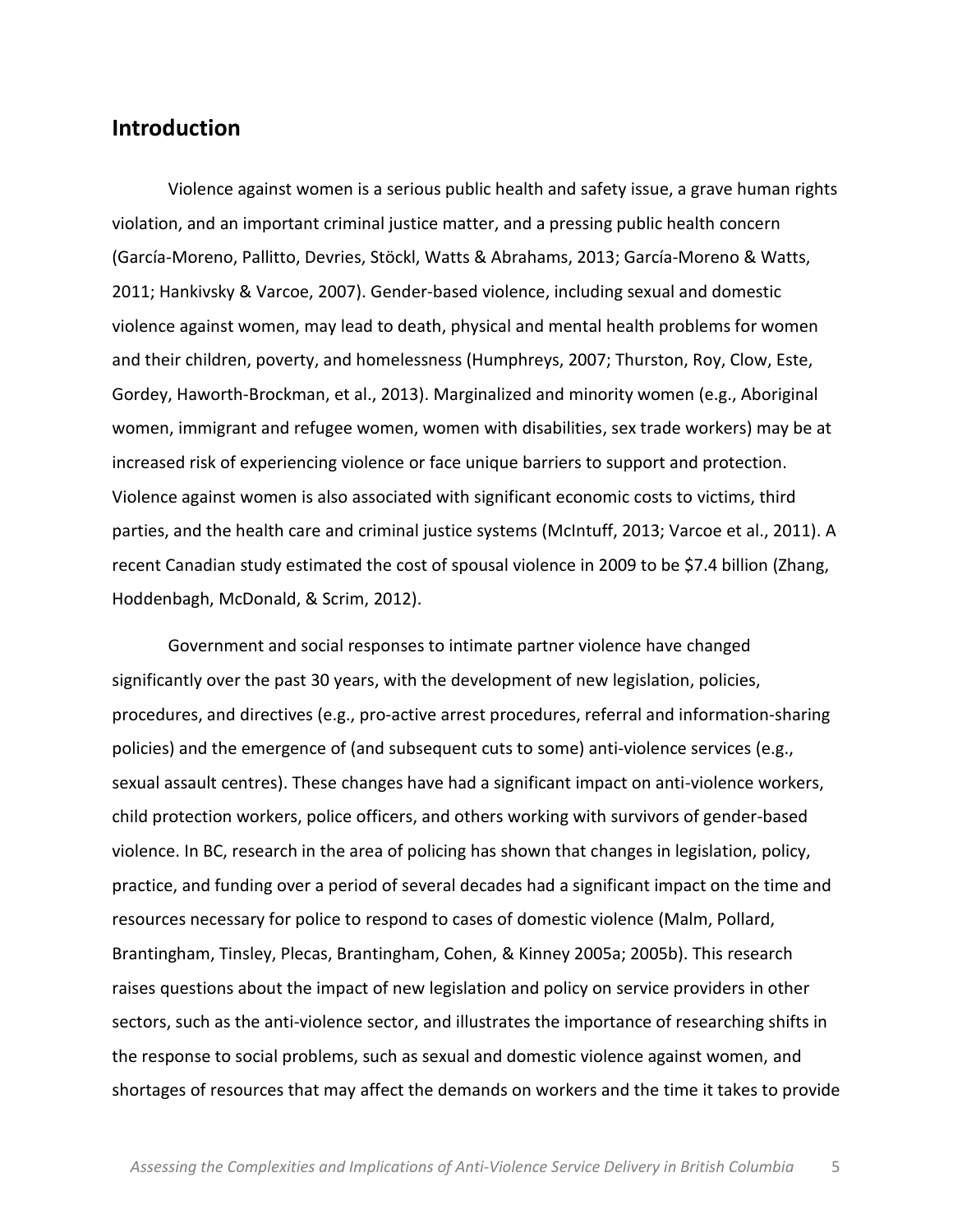## Introduction

Violence against women is a serious public health and safety issue, a grave human rights violation, and an important criminal justice matter, and a pressing public health concern (García-Moreno, Pallitto, Devries, Stöckl, Watts & Abrahams, 2013; García-Moreno & Watts, 2011; Hankivsky & Varcoe, 2007). Gender-based violence, including sexual and domestic violence against women, may lead to death, physical and mental health problems for women and their children, poverty, and homelessness (Humphreys, 2007; Thurston, Roy, Clow, Este, Gordey, Haworth-Brockman, et al., 2013). Marginalized and minority women (e.g., Aboriginal women, immigrant and refugee women, women with disabilities, sex trade workers) may be at increased risk of experiencing violence or face unique barriers to support and protection. Violence against women is also associated with significant economic costs to victims, third parties, and the health care and criminal justice systems (McIntuff, 2013; Varcoe et al., 2011). A recent Canadian study estimated the cost of spousal violence in 2009 to be $7.4 billion (Zhang, Hoddenbagh, McDonald, & Scrim, 2012).

Government and social responses to intimate partner violence have changed significantly over the past 30 years, with the development of new legislation, policies, procedures, and directives (e.g., pro-active arrest procedures, referral and information-sharing policies) and the emergence of (and subsequent cuts to some) anti-violence services (e.g., sexual assault centres). These changes have had a significant impact on anti-violence workers, child protection workers, police officers, and others working with survivors of gender-based violence. In BC, research in the area of policing has shown that changes in legislation, policy, practice, and funding over a period of several decades had a significant impact on the time and resources necessary for police to respond to cases of domestic violence (Malm, Pollard, Brantingham, Tinsley, Plecas, Brantingham, Cohen, & Kinney 2005a; 2005b). This research raises questions about the impact of new legislation and policy on service providers in other sectors, such as the anti-violence sector, and illustrates the importance of researching shifts in the response to social problems, such as sexual and domestic violence against women, and shortages of resources that may affect the demands on workers and the time it takes to provide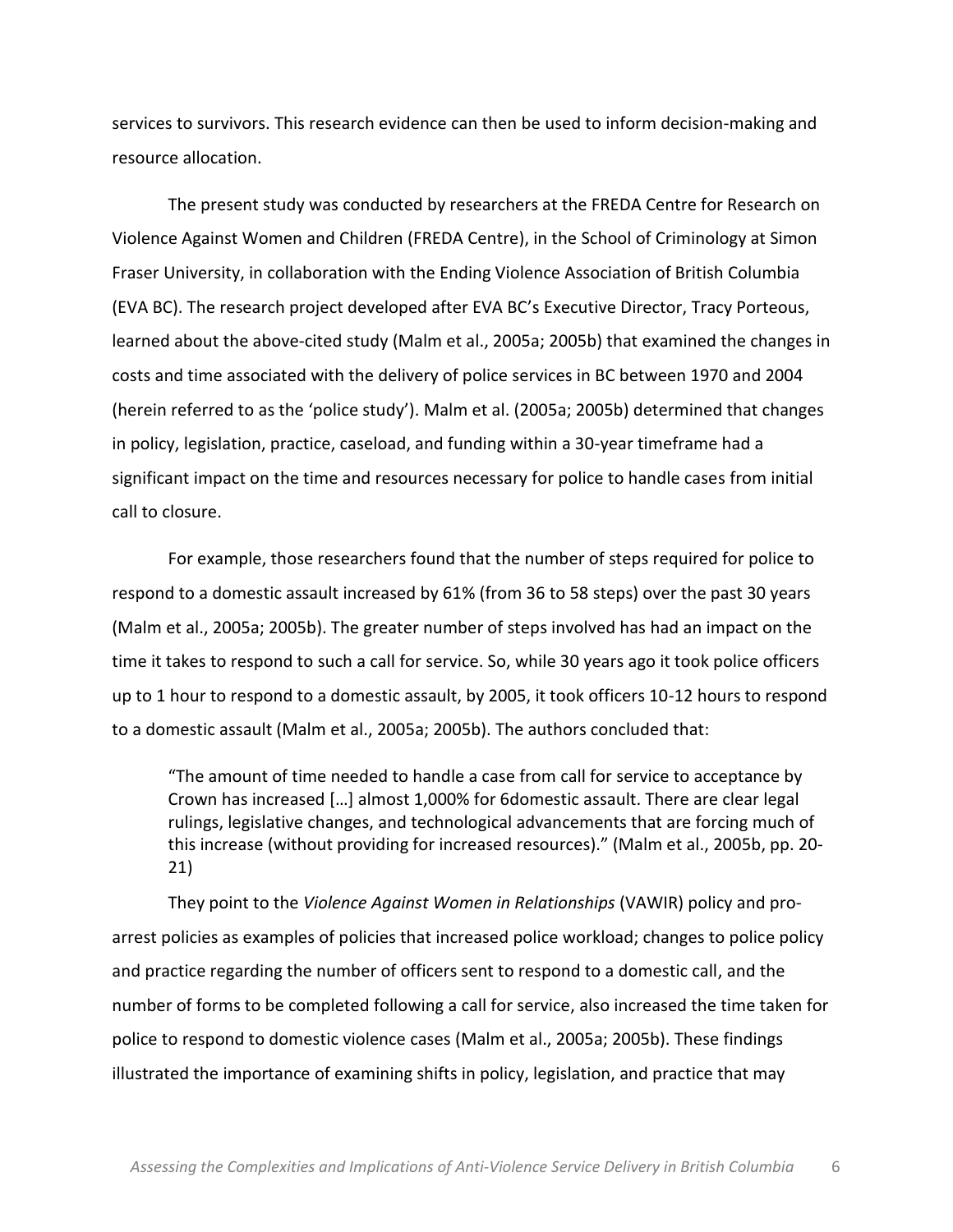services to survivors. This research evidence can then be used to inform decision-making and resource allocation.

The present study was conducted by researchers at the FREDA Centre for Research on Violence Against Women and Children (FREDA Centre), in the School of Criminology at Simon Fraser University, in collaboration with the Ending Violence Association of British Columbia (EVA BC). The research project developed after EVA BC's Executive Director, Tracy Porteous, learned about the above-cited study (Malm et al., 2005a; 2005b) that examined the changes in costs and time associated with the delivery of police services in BC between 1970 and 2004 (herein referred to as the 'police study'). Malm et al. (2005a; 2005b) determined that changes in policy, legislation, practice, caseload, and funding within a 30-year timeframe had a significant impact on the time and resources necessary for police to handle cases from initial call to closure.

For example, those researchers found that the number of steps required for police to respond to a domestic assault increased by 61% (from 36 to 58 steps) over the past 30 years (Malm et al., 2005a; 2005b). The greater number of steps involved has had an impact on the time it takes to respond to such a call for service. So, while 30 years ago it took police officers up to 1 hour to respond to a domestic assault, by 2005, it took officers 10-12 hours to respond to a domestic assault (Malm et al., 2005a; 2005b). The authors concluded that:

> "The amount of time needed to handle a case from call for service to acceptance by Crown has increased […] almost 1,000% for 6domestic assault. There are clear legal rulings, legislative changes, and technological advancements that are forcing much of this increase (without providing for increased resources)." (Malm et al., 2005b, pp. 20-21)

They point to the *Violence Against Women in Relationships* (VAWIR) policy and pro-arrest policies as examples of policies that increased police workload; changes to police policy and practice regarding the number of officers sent to respond to a domestic call, and the number of forms to be completed following a call for service, also increased the time taken for police to respond to domestic violence cases (Malm et al., 2005a; 2005b). These findings illustrated the importance of examining shifts in policy, legislation, and practice that may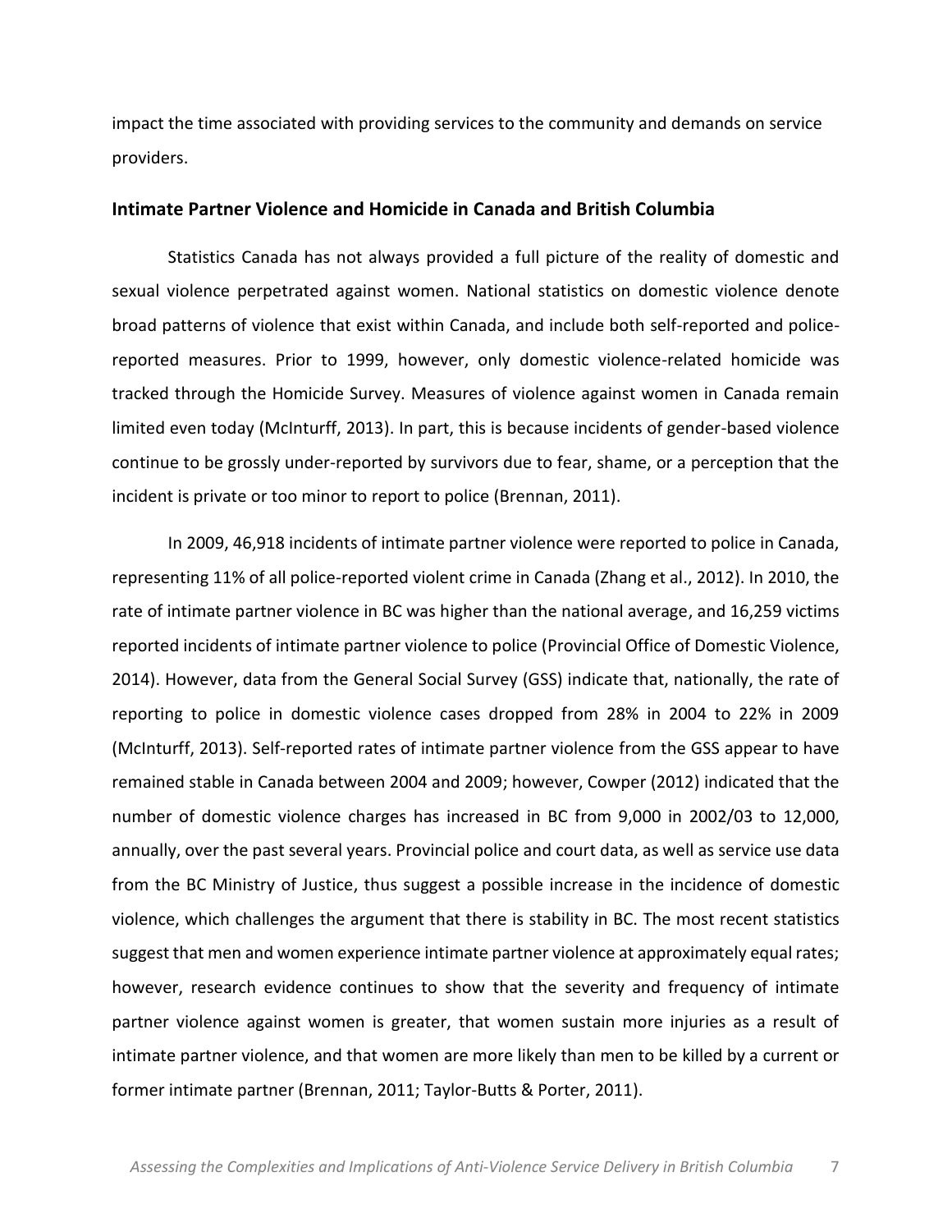impact the time associated with providing services to the community and demands on service providers.

## Intimate Partner Violence and Homicide in Canada and British Columbia

Statistics Canada has not always provided a full picture of the reality of domestic and sexual violence perpetrated against women. National statistics on domestic violence denote broad patterns of violence that exist within Canada, and include both self-reported and police-reported measures. Prior to 1999, however, only domestic violence-related homicide was tracked through the Homicide Survey. Measures of violence against women in Canada remain limited even today (McInturff, 2013). In part, this is because incidents of gender-based violence continue to be grossly under-reported by survivors due to fear, shame, or a perception that the incident is private or too minor to report to police (Brennan, 2011).

In 2009, 46,918 incidents of intimate partner violence were reported to police in Canada, representing 11% of all police-reported violent crime in Canada (Zhang et al., 2012). In 2010, the rate of intimate partner violence in BC was higher than the national average, and 16,259 victims reported incidents of intimate partner violence to police (Provincial Office of Domestic Violence, 2014). However, data from the General Social Survey (GSS) indicate that, nationally, the rate of reporting to police in domestic violence cases dropped from 28% in 2004 to 22% in 2009 (McInturff, 2013). Self-reported rates of intimate partner violence from the GSS appear to have remained stable in Canada between 2004 and 2009; however, Cowper (2012) indicated that the number of domestic violence charges has increased in BC from 9,000 in 2002/03 to 12,000, annually, over the past several years. Provincial police and court data, as well as service use data from the BC Ministry of Justice, thus suggest a possible increase in the incidence of domestic violence, which challenges the argument that there is stability in BC. The most recent statistics suggest that men and women experience intimate partner violence at approximately equal rates; however, research evidence continues to show that the severity and frequency of intimate partner violence against women is greater, that women sustain more injuries as a result of intimate partner violence, and that women are more likely than men to be killed by a current or former intimate partner (Brennan, 2011; Taylor-Butts & Porter, 2011).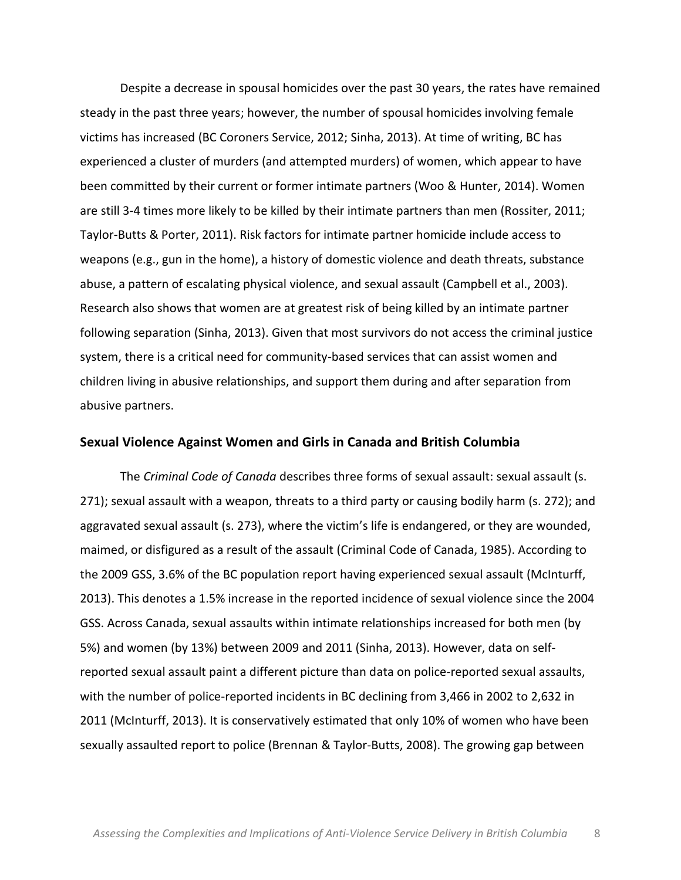Despite a decrease in spousal homicides over the past 30 years, the rates have remained steady in the past three years; however, the number of spousal homicides involving female victims has increased (BC Coroners Service, 2012; Sinha, 2013). At time of writing, BC has experienced a cluster of murders (and attempted murders) of women, which appear to have been committed by their current or former intimate partners (Woo & Hunter, 2014). Women are still 3-4 times more likely to be killed by their intimate partners than men (Rossiter, 2011; Taylor-Butts & Porter, 2011). Risk factors for intimate partner homicide include access to weapons (e.g., gun in the home), a history of domestic violence and death threats, substance abuse, a pattern of escalating physical violence, and sexual assault (Campbell et al., 2003). Research also shows that women are at greatest risk of being killed by an intimate partner following separation (Sinha, 2013). Given that most survivors do not access the criminal justice system, there is a critical need for community-based services that can assist women and children living in abusive relationships, and support them during and after separation from abusive partners.

## Sexual Violence Against Women and Girls in Canada and British Columbia

The *Criminal Code of Canada* describes three forms of sexual assault: sexual assault (s. 271); sexual assault with a weapon, threats to a third party or causing bodily harm (s. 272); and aggravated sexual assault (s. 273), where the victim's life is endangered, or they are wounded, maimed, or disfigured as a result of the assault (Criminal Code of Canada, 1985). According to the 2009 GSS, 3.6% of the BC population report having experienced sexual assault (McInturff, 2013). This denotes a 1.5% increase in the reported incidence of sexual violence since the 2004 GSS. Across Canada, sexual assaults within intimate relationships increased for both men (by 5%) and women (by 13%) between 2009 and 2011 (Sinha, 2013). However, data on self-reported sexual assault paint a different picture than data on police-reported sexual assaults, with the number of police-reported incidents in BC declining from 3,466 in 2002 to 2,632 in 2011 (McInturff, 2013). It is conservatively estimated that only 10% of women who have been sexually assaulted report to police (Brennan & Taylor-Butts, 2008). The growing gap between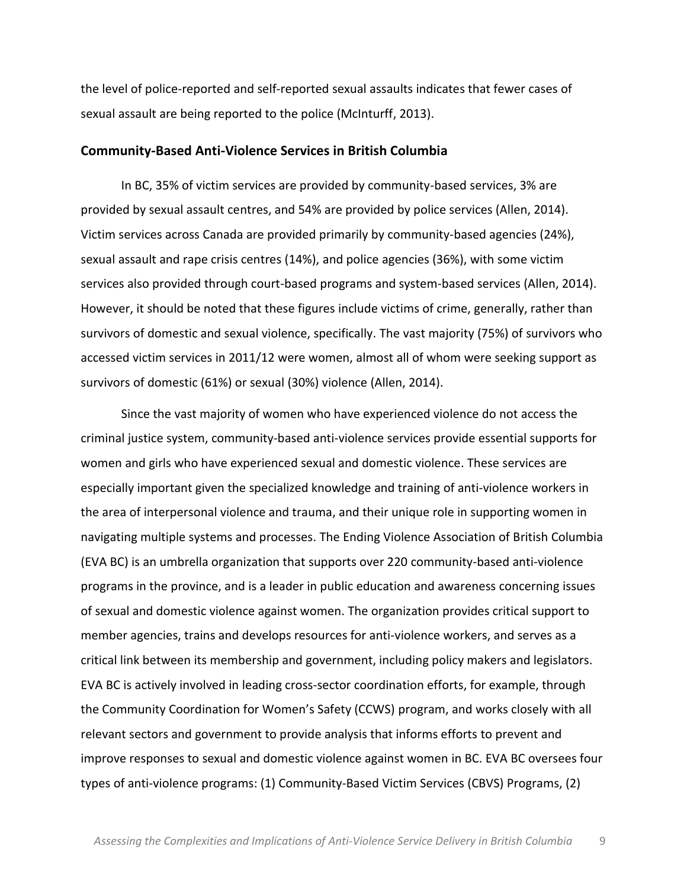the level of police-reported and self-reported sexual assaults indicates that fewer cases of sexual assault are being reported to the police (McInturff, 2013).

## Community-Based Anti-Violence Services in British Columbia

In BC, 35% of victim services are provided by community-based services, 3% are provided by sexual assault centres, and 54% are provided by police services (Allen, 2014). Victim services across Canada are provided primarily by community-based agencies (24%), sexual assault and rape crisis centres (14%), and police agencies (36%), with some victim services also provided through court-based programs and system-based services (Allen, 2014). However, it should be noted that these figures include victims of crime, generally, rather than survivors of domestic and sexual violence, specifically. The vast majority (75%) of survivors who accessed victim services in 2011/12 were women, almost all of whom were seeking support as survivors of domestic (61%) or sexual (30%) violence (Allen, 2014).

Since the vast majority of women who have experienced violence do not access the criminal justice system, community-based anti-violence services provide essential supports for women and girls who have experienced sexual and domestic violence. These services are especially important given the specialized knowledge and training of anti-violence workers in the area of interpersonal violence and trauma, and their unique role in supporting women in navigating multiple systems and processes. The Ending Violence Association of British Columbia (EVA BC) is an umbrella organization that supports over 220 community-based anti-violence programs in the province, and is a leader in public education and awareness concerning issues of sexual and domestic violence against women. The organization provides critical support to member agencies, trains and develops resources for anti-violence workers, and serves as a critical link between its membership and government, including policy makers and legislators. EVA BC is actively involved in leading cross-sector coordination efforts, for example, through the Community Coordination for Women's Safety (CCWS) program, and works closely with all relevant sectors and government to provide analysis that informs efforts to prevent and improve responses to sexual and domestic violence against women in BC. EVA BC oversees four types of anti-violence programs: (1) Community-Based Victim Services (CBVS) Programs, (2)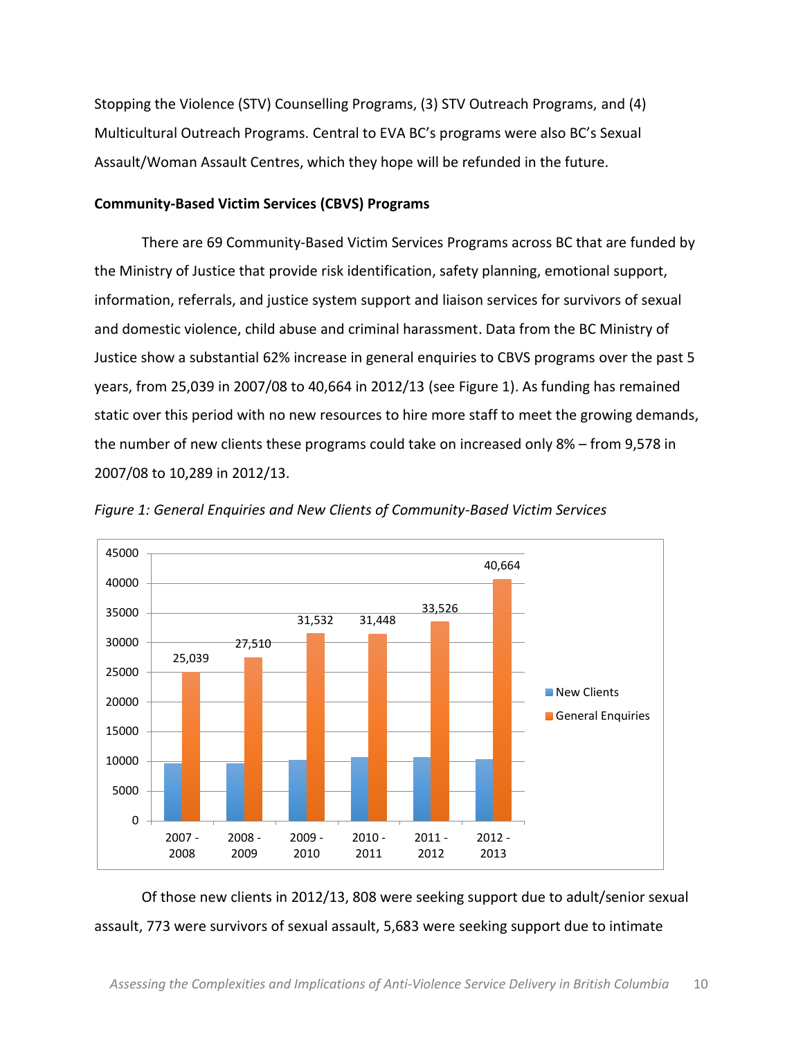Stopping the Violence (STV) Counselling Programs, (3) STV Outreach Programs, and (4) Multicultural Outreach Programs. Central to EVA BC's programs were also BC's Sexual Assault/Woman Assault Centres, which they hope will be refunded in the future.

**Community-Based Victim Services (CBVS) Programs**

There are 69 Community-Based Victim Services Programs across BC that are funded by the Ministry of Justice that provide risk identification, safety planning, emotional support, information, referrals, and justice system support and liaison services for survivors of sexual and domestic violence, child abuse and criminal harassment. Data from the BC Ministry of Justice show a substantial 62% increase in general enquiries to CBVS programs over the past 5 years, from 25,039 in 2007/08 to 40,664 in 2012/13 (see Figure 1). As funding has remained static over this period with no new resources to hire more staff to meet the growing demands, the number of new clients these programs could take on increased only 8% – from 9,578 in 2007/08 to 10,289 in 2012/13.

*Figure 1: General Enquiries and New Clients of Community-Based Victim Services*

| Year | General Enquiries |
|---|---|
| 2007 - 2008 | 25,039 |
| 2008 - 2009 | 27,510 |
| 2009 - 2010 | 31,532 |
| 2010 - 2011 | 31,448 |
| 2011 - 2012 | 33,526 |
| 2012 - 2013 | 40,664 |

Of those new clients in 2012/13, 808 were seeking support due to adult/senior sexual assault, 773 were survivors of sexual assault, 5,683 were seeking support due to intimate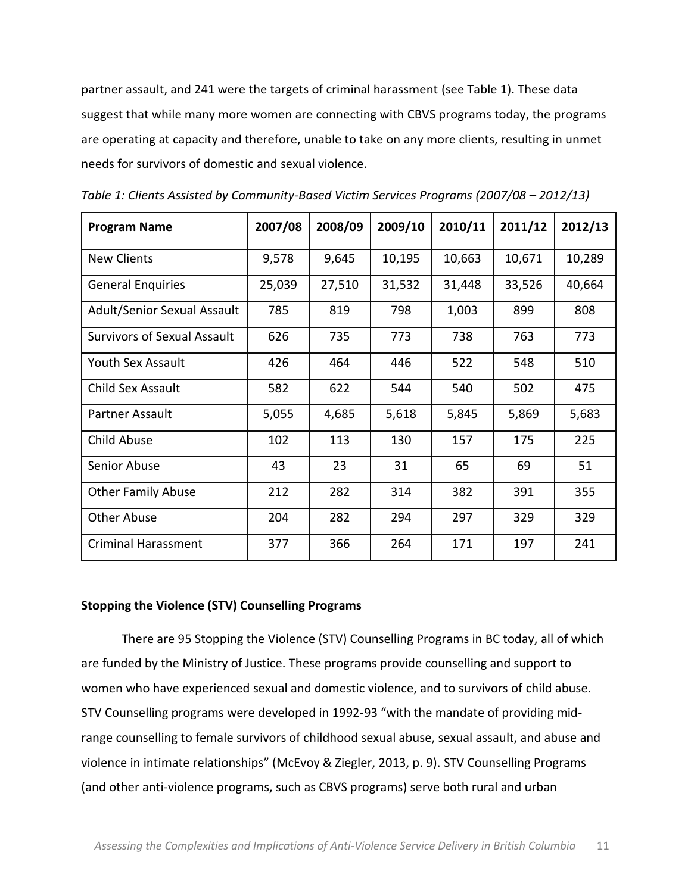partner assault, and 241 were the targets of criminal harassment (see Table 1). These data suggest that while many more women are connecting with CBVS programs today, the programs are operating at capacity and therefore, unable to take on any more clients, resulting in unmet needs for survivors of domestic and sexual violence.

*Table 1: Clients Assisted by Community-Based Victim Services Programs (2007/08 – 2012/13)*

| Program Name | 2007/08 | 2008/09 | 2009/10 | 2010/11 | 2011/12 | 2012/13 |
|---|---|---|---|---|---|---|
| New Clients | 9,578 | 9,645 | 10,195 | 10,663 | 10,671 | 10,289 |
| General Enquiries | 25,039 | 27,510 | 31,532 | 31,448 | 33,526 | 40,664 |
| Adult/Senior Sexual Assault | 785 | 819 | 798 | 1,003 | 899 | 808 |
| Survivors of Sexual Assault | 626 | 735 | 773 | 738 | 763 | 773 |
| Youth Sex Assault | 426 | 464 | 446 | 522 | 548 | 510 |
| Child Sex Assault | 582 | 622 | 544 | 540 | 502 | 475 |
| Partner Assault | 5,055 | 4,685 | 5,618 | 5,845 | 5,869 | 5,683 |
| Child Abuse | 102 | 113 | 130 | 157 | 175 | 225 |
| Senior Abuse | 43 | 23 | 31 | 65 | 69 | 51 |
| Other Family Abuse | 212 | 282 | 314 | 382 | 391 | 355 |
| Other Abuse | 204 | 282 | 294 | 297 | 329 | 329 |
| Criminal Harassment | 377 | 366 | 264 | 171 | 197 | 241 |

**Stopping the Violence (STV) Counselling Programs**

There are 95 Stopping the Violence (STV) Counselling Programs in BC today, all of which are funded by the Ministry of Justice. These programs provide counselling and support to women who have experienced sexual and domestic violence, and to survivors of child abuse. STV Counselling programs were developed in 1992-93 "with the mandate of providing mid-range counselling to female survivors of childhood sexual abuse, sexual assault, and abuse and violence in intimate relationships" (McEvoy & Ziegler, 2013, p. 9). STV Counselling Programs (and other anti-violence programs, such as CBVS programs) serve both rural and urban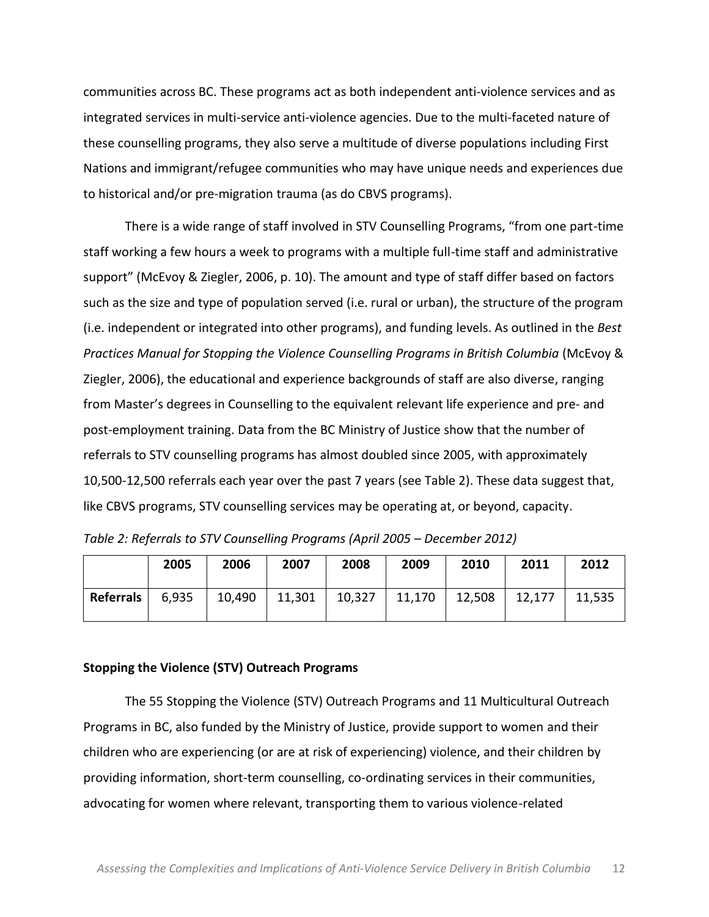communities across BC. These programs act as both independent anti-violence services and as integrated services in multi-service anti-violence agencies. Due to the multi-faceted nature of these counselling programs, they also serve a multitude of diverse populations including First Nations and immigrant/refugee communities who may have unique needs and experiences due to historical and/or pre-migration trauma (as do CBVS programs).

There is a wide range of staff involved in STV Counselling Programs, "from one part-time staff working a few hours a week to programs with a multiple full-time staff and administrative support" (McEvoy & Ziegler, 2006, p. 10). The amount and type of staff differ based on factors such as the size and type of population served (i.e. rural or urban), the structure of the program (i.e. independent or integrated into other programs), and funding levels. As outlined in the *Best Practices Manual for Stopping the Violence Counselling Programs in British Columbia* (McEvoy & Ziegler, 2006), the educational and experience backgrounds of staff are also diverse, ranging from Master's degrees in Counselling to the equivalent relevant life experience and pre- and post-employment training. Data from the BC Ministry of Justice show that the number of referrals to STV counselling programs has almost doubled since 2005, with approximately 10,500-12,500 referrals each year over the past 7 years (see Table 2). These data suggest that, like CBVS programs, STV counselling services may be operating at, or beyond, capacity.

*Table 2: Referrals to STV Counselling Programs (April 2005 – December 2012)*

| | **2005** | **2006** | **2007** | **2008** | **2009** | **2010** | **2011** | **2012** |
|---|---|---|---|---|---|---|---|---|
| **Referrals** | 6,935 | 10,490 | 11,301 | 10,327 | 11,170 | 12,508 | 12,177 | 11,535 |

**Stopping the Violence (STV) Outreach Programs**

The 55 Stopping the Violence (STV) Outreach Programs and 11 Multicultural Outreach Programs in BC, also funded by the Ministry of Justice, provide support to women and their children who are experiencing (or are at risk of experiencing) violence, and their children by providing information, short-term counselling, co-ordinating services in their communities, advocating for women where relevant, transporting them to various violence-related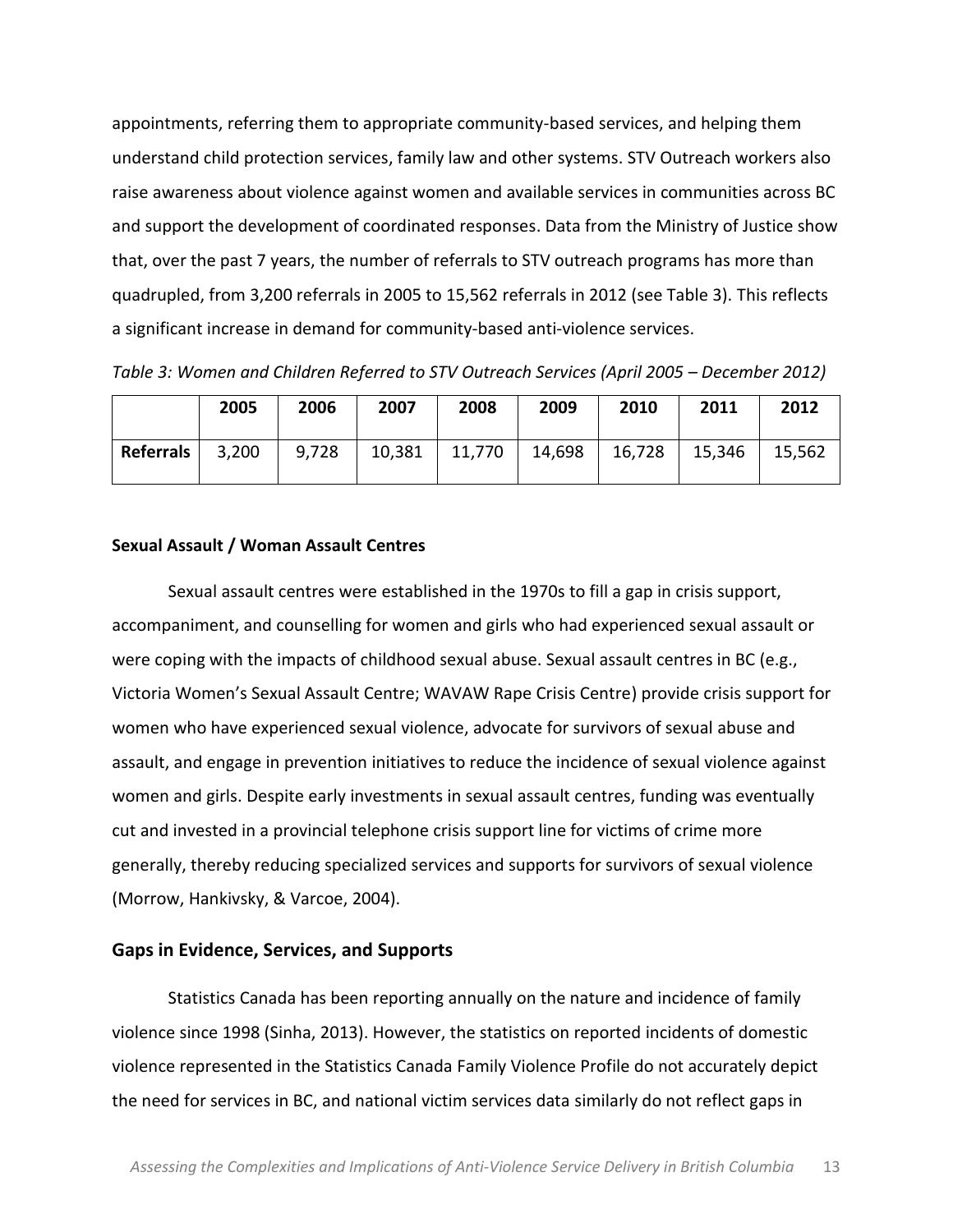appointments, referring them to appropriate community-based services, and helping them understand child protection services, family law and other systems. STV Outreach workers also raise awareness about violence against women and available services in communities across BC and support the development of coordinated responses. Data from the Ministry of Justice show that, over the past 7 years, the number of referrals to STV outreach programs has more than quadrupled, from 3,200 referrals in 2005 to 15,562 referrals in 2012 (see Table 3). This reflects a significant increase in demand for community-based anti-violence services.

*Table 3: Women and Children Referred to STV Outreach Services (April 2005 – December 2012)*

| | 2005 | 2006 | 2007 | 2008 | 2009 | 2010 | 2011 | 2012 |
|---|---|---|---|---|---|---|---|---|
| **Referrals** | 3,200 | 9,728 | 10,381 | 11,770 | 14,698 | 16,728 | 15,346 | 15,562 |

**Sexual Assault / Woman Assault Centres**

Sexual assault centres were established in the 1970s to fill a gap in crisis support, accompaniment, and counselling for women and girls who had experienced sexual assault or were coping with the impacts of childhood sexual abuse. Sexual assault centres in BC (e.g., Victoria Women's Sexual Assault Centre; WAVAW Rape Crisis Centre) provide crisis support for women who have experienced sexual violence, advocate for survivors of sexual abuse and assault, and engage in prevention initiatives to reduce the incidence of sexual violence against women and girls. Despite early investments in sexual assault centres, funding was eventually cut and invested in a provincial telephone crisis support line for victims of crime more generally, thereby reducing specialized services and supports for survivors of sexual violence (Morrow, Hankivsky, & Varcoe, 2004).

## Gaps in Evidence, Services, and Supports

Statistics Canada has been reporting annually on the nature and incidence of family violence since 1998 (Sinha, 2013). However, the statistics on reported incidents of domestic violence represented in the Statistics Canada Family Violence Profile do not accurately depict the need for services in BC, and national victim services data similarly do not reflect gaps in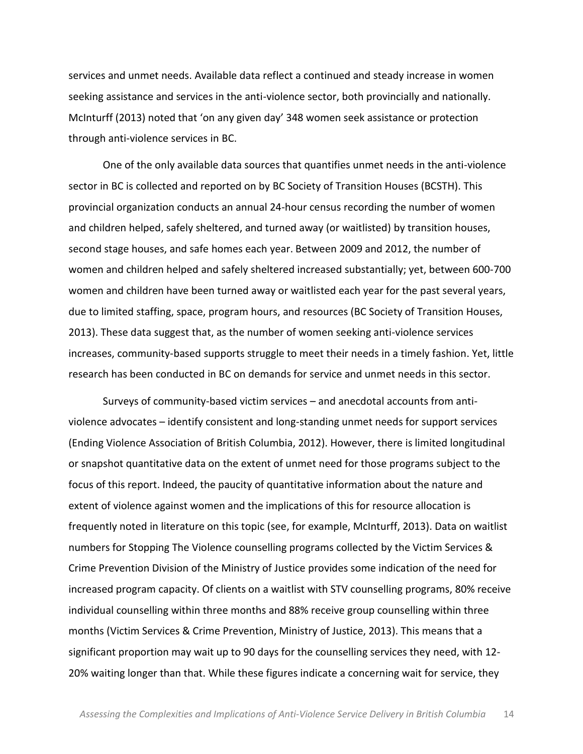services and unmet needs. Available data reflect a continued and steady increase in women seeking assistance and services in the anti-violence sector, both provincially and nationally. McInturff (2013) noted that 'on any given day' 348 women seek assistance or protection through anti-violence services in BC.

One of the only available data sources that quantifies unmet needs in the anti-violence sector in BC is collected and reported on by BC Society of Transition Houses (BCSTH). This provincial organization conducts an annual 24-hour census recording the number of women and children helped, safely sheltered, and turned away (or waitlisted) by transition houses, second stage houses, and safe homes each year. Between 2009 and 2012, the number of women and children helped and safely sheltered increased substantially; yet, between 600-700 women and children have been turned away or waitlisted each year for the past several years, due to limited staffing, space, program hours, and resources (BC Society of Transition Houses, 2013). These data suggest that, as the number of women seeking anti-violence services increases, community-based supports struggle to meet their needs in a timely fashion. Yet, little research has been conducted in BC on demands for service and unmet needs in this sector.

Surveys of community-based victim services – and anecdotal accounts from anti-violence advocates – identify consistent and long-standing unmet needs for support services (Ending Violence Association of British Columbia, 2012). However, there is limited longitudinal or snapshot quantitative data on the extent of unmet need for those programs subject to the focus of this report. Indeed, the paucity of quantitative information about the nature and extent of violence against women and the implications of this for resource allocation is frequently noted in literature on this topic (see, for example, McInturff, 2013). Data on waitlist numbers for Stopping The Violence counselling programs collected by the Victim Services & Crime Prevention Division of the Ministry of Justice provides some indication of the need for increased program capacity. Of clients on a waitlist with STV counselling programs, 80% receive individual counselling within three months and 88% receive group counselling within three months (Victim Services & Crime Prevention, Ministry of Justice, 2013). This means that a significant proportion may wait up to 90 days for the counselling services they need, with 12-20% waiting longer than that. While these figures indicate a concerning wait for service, they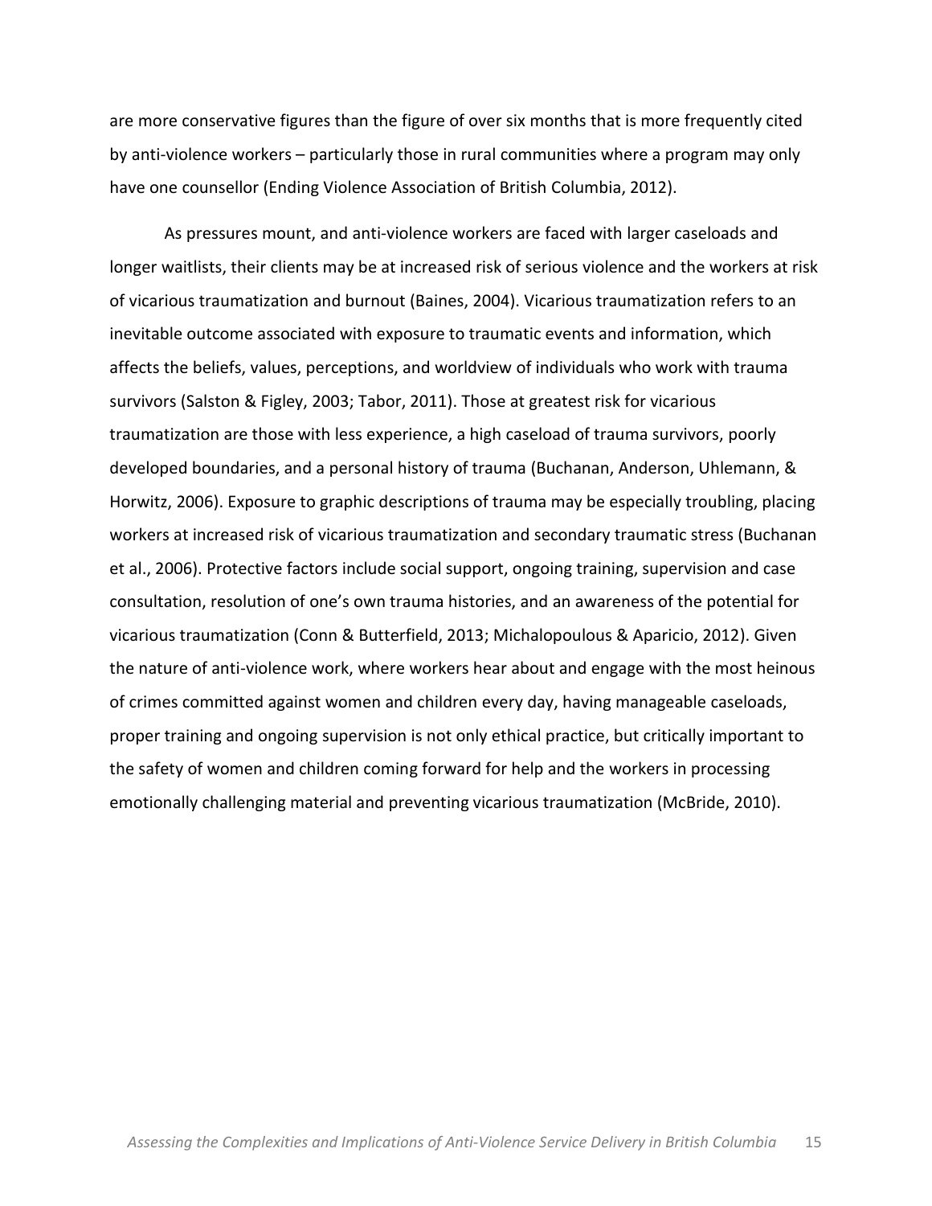are more conservative figures than the figure of over six months that is more frequently cited by anti-violence workers – particularly those in rural communities where a program may only have one counsellor (Ending Violence Association of British Columbia, 2012).

As pressures mount, and anti-violence workers are faced with larger caseloads and longer waitlists, their clients may be at increased risk of serious violence and the workers at risk of vicarious traumatization and burnout (Baines, 2004). Vicarious traumatization refers to an inevitable outcome associated with exposure to traumatic events and information, which affects the beliefs, values, perceptions, and worldview of individuals who work with trauma survivors (Salston & Figley, 2003; Tabor, 2011). Those at greatest risk for vicarious traumatization are those with less experience, a high caseload of trauma survivors, poorly developed boundaries, and a personal history of trauma (Buchanan, Anderson, Uhlemann, & Horwitz, 2006). Exposure to graphic descriptions of trauma may be especially troubling, placing workers at increased risk of vicarious traumatization and secondary traumatic stress (Buchanan et al., 2006). Protective factors include social support, ongoing training, supervision and case consultation, resolution of one's own trauma histories, and an awareness of the potential for vicarious traumatization (Conn & Butterfield, 2013; Michalopoulous & Aparicio, 2012). Given the nature of anti-violence work, where workers hear about and engage with the most heinous of crimes committed against women and children every day, having manageable caseloads, proper training and ongoing supervision is not only ethical practice, but critically important to the safety of women and children coming forward for help and the workers in processing emotionally challenging material and preventing vicarious traumatization (McBride, 2010).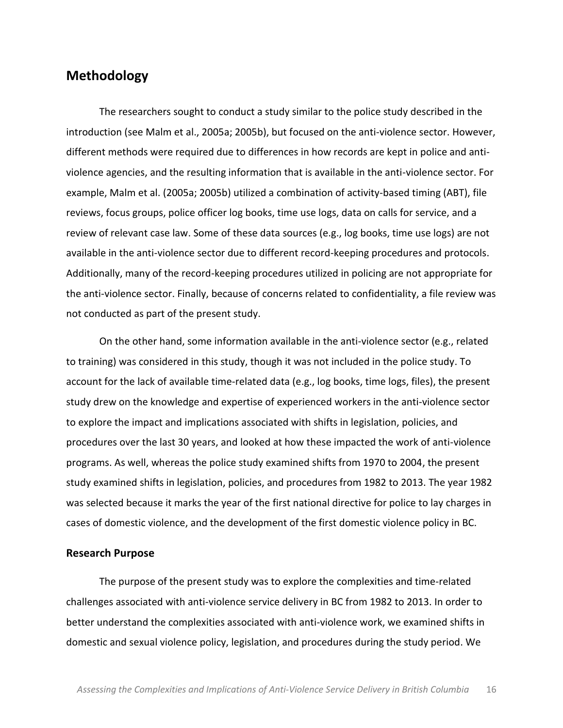## Methodology

The researchers sought to conduct a study similar to the police study described in the introduction (see Malm et al., 2005a; 2005b), but focused on the anti-violence sector. However, different methods were required due to differences in how records are kept in police and anti-violence agencies, and the resulting information that is available in the anti-violence sector. For example, Malm et al. (2005a; 2005b) utilized a combination of activity-based timing (ABT), file reviews, focus groups, police officer log books, time use logs, data on calls for service, and a review of relevant case law. Some of these data sources (e.g., log books, time use logs) are not available in the anti-violence sector due to different record-keeping procedures and protocols. Additionally, many of the record-keeping procedures utilized in policing are not appropriate for the anti-violence sector. Finally, because of concerns related to confidentiality, a file review was not conducted as part of the present study.

On the other hand, some information available in the anti-violence sector (e.g., related to training) was considered in this study, though it was not included in the police study. To account for the lack of available time-related data (e.g., log books, time logs, files), the present study drew on the knowledge and expertise of experienced workers in the anti-violence sector to explore the impact and implications associated with shifts in legislation, policies, and procedures over the last 30 years, and looked at how these impacted the work of anti-violence programs. As well, whereas the police study examined shifts from 1970 to 2004, the present study examined shifts in legislation, policies, and procedures from 1982 to 2013. The year 1982 was selected because it marks the year of the first national directive for police to lay charges in cases of domestic violence, and the development of the first domestic violence policy in BC.

### Research Purpose

The purpose of the present study was to explore the complexities and time-related challenges associated with anti-violence service delivery in BC from 1982 to 2013. In order to better understand the complexities associated with anti-violence work, we examined shifts in domestic and sexual violence policy, legislation, and procedures during the study period. We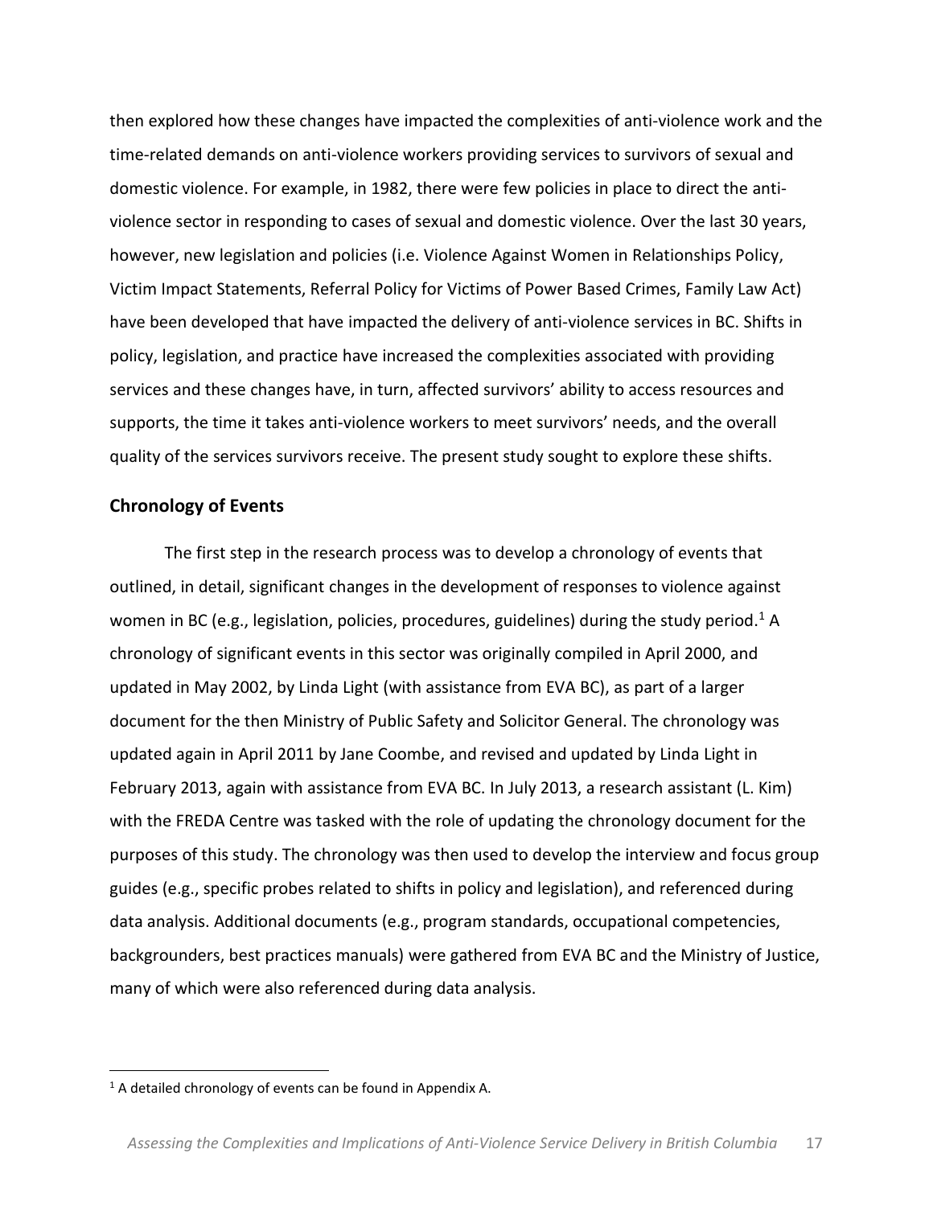then explored how these changes have impacted the complexities of anti-violence work and the time-related demands on anti-violence workers providing services to survivors of sexual and domestic violence. For example, in 1982, there were few policies in place to direct the anti-violence sector in responding to cases of sexual and domestic violence. Over the last 30 years, however, new legislation and policies (i.e. Violence Against Women in Relationships Policy, Victim Impact Statements, Referral Policy for Victims of Power Based Crimes, Family Law Act) have been developed that have impacted the delivery of anti-violence services in BC. Shifts in policy, legislation, and practice have increased the complexities associated with providing services and these changes have, in turn, affected survivors' ability to access resources and supports, the time it takes anti-violence workers to meet survivors' needs, and the overall quality of the services survivors receive. The present study sought to explore these shifts.

## Chronology of Events

The first step in the research process was to develop a chronology of events that outlined, in detail, significant changes in the development of responses to violence against women in BC (e.g., legislation, policies, procedures, guidelines) during the study period.[1] A chronology of significant events in this sector was originally compiled in April 2000, and updated in May 2002, by Linda Light (with assistance from EVA BC), as part of a larger document for the then Ministry of Public Safety and Solicitor General. The chronology was updated again in April 2011 by Jane Coombe, and revised and updated by Linda Light in February 2013, again with assistance from EVA BC. In July 2013, a research assistant (L. Kim) with the FREDA Centre was tasked with the role of updating the chronology document for the purposes of this study. The chronology was then used to develop the interview and focus group guides (e.g., specific probes related to shifts in policy and legislation), and referenced during data analysis. Additional documents (e.g., program standards, occupational competencies, backgrounders, best practices manuals) were gathered from EVA BC and the Ministry of Justice, many of which were also referenced during data analysis.

[1] A detailed chronology of events can be found in Appendix A.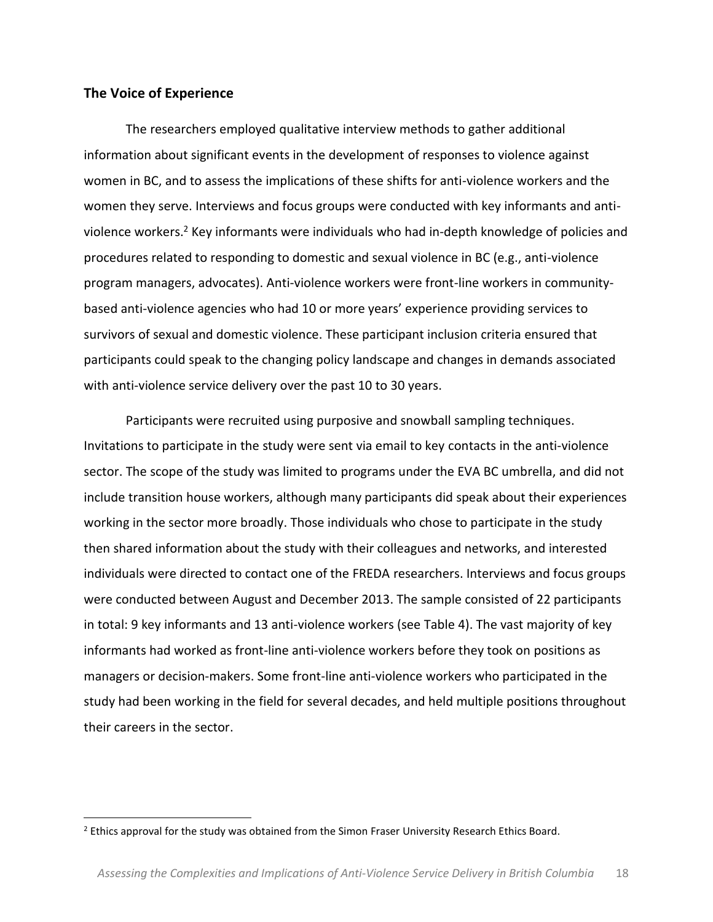## The Voice of Experience

The researchers employed qualitative interview methods to gather additional information about significant events in the development of responses to violence against women in BC, and to assess the implications of these shifts for anti-violence workers and the women they serve. Interviews and focus groups were conducted with key informants and anti-violence workers.[2] Key informants were individuals who had in-depth knowledge of policies and procedures related to responding to domestic and sexual violence in BC (e.g., anti-violence program managers, advocates). Anti-violence workers were front-line workers in community-based anti-violence agencies who had 10 or more years' experience providing services to survivors of sexual and domestic violence. These participant inclusion criteria ensured that participants could speak to the changing policy landscape and changes in demands associated with anti-violence service delivery over the past 10 to 30 years.

Participants were recruited using purposive and snowball sampling techniques. Invitations to participate in the study were sent via email to key contacts in the anti-violence sector. The scope of the study was limited to programs under the EVA BC umbrella, and did not include transition house workers, although many participants did speak about their experiences working in the sector more broadly. Those individuals who chose to participate in the study then shared information about the study with their colleagues and networks, and interested individuals were directed to contact one of the FREDA researchers. Interviews and focus groups were conducted between August and December 2013. The sample consisted of 22 participants in total: 9 key informants and 13 anti-violence workers (see Table 4). The vast majority of key informants had worked as front-line anti-violence workers before they took on positions as managers or decision-makers. Some front-line anti-violence workers who participated in the study had been working in the field for several decades, and held multiple positions throughout their careers in the sector.

[2] Ethics approval for the study was obtained from the Simon Fraser University Research Ethics Board.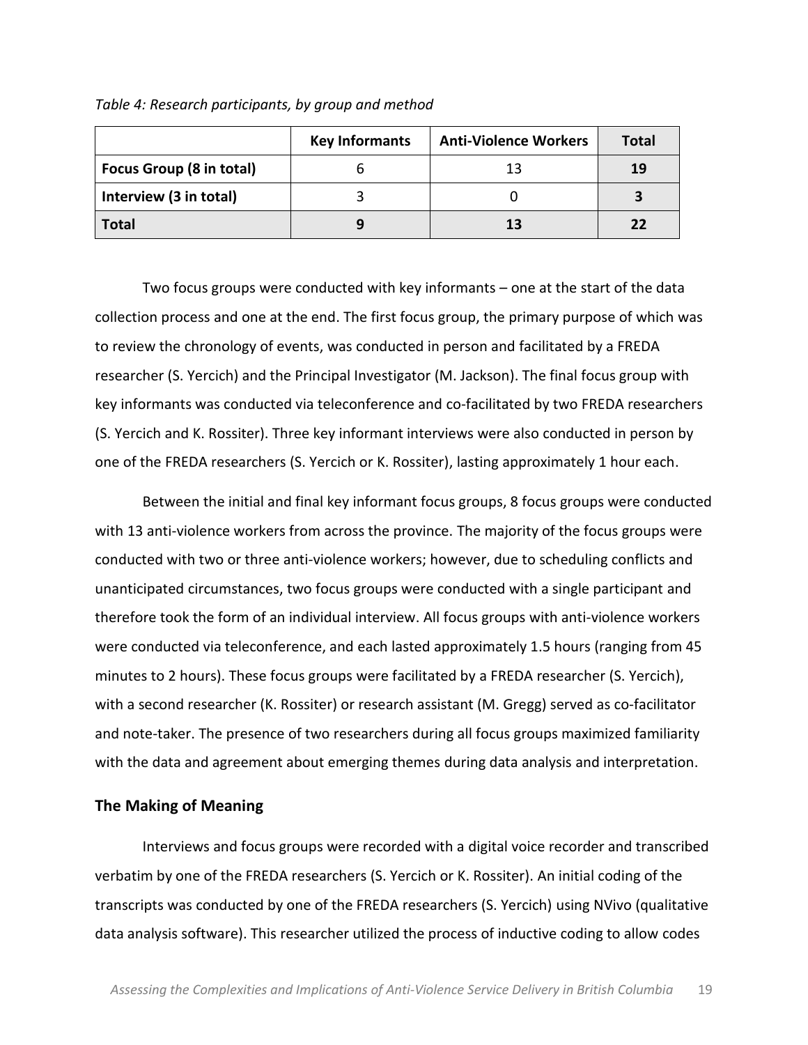*Table 4: Research participants, by group and method*

| | Key Informants | Anti-Violence Workers | Total |
|---|---|---|---|
| **Focus Group (8 in total)** | 6 | 13 | **19** |
| **Interview (3 in total)** | 3 | 0 | **3** |
| **Total** | **9** | **13** | **22** |

Two focus groups were conducted with key informants – one at the start of the data collection process and one at the end. The first focus group, the primary purpose of which was to review the chronology of events, was conducted in person and facilitated by a FREDA researcher (S. Yercich) and the Principal Investigator (M. Jackson). The final focus group with key informants was conducted via teleconference and co-facilitated by two FREDA researchers (S. Yercich and K. Rossiter). Three key informant interviews were also conducted in person by one of the FREDA researchers (S. Yercich or K. Rossiter), lasting approximately 1 hour each.

Between the initial and final key informant focus groups, 8 focus groups were conducted with 13 anti-violence workers from across the province. The majority of the focus groups were conducted with two or three anti-violence workers; however, due to scheduling conflicts and unanticipated circumstances, two focus groups were conducted with a single participant and therefore took the form of an individual interview. All focus groups with anti-violence workers were conducted via teleconference, and each lasted approximately 1.5 hours (ranging from 45 minutes to 2 hours). These focus groups were facilitated by a FREDA researcher (S. Yercich), with a second researcher (K. Rossiter) or research assistant (M. Gregg) served as co-facilitator and note-taker. The presence of two researchers during all focus groups maximized familiarity with the data and agreement about emerging themes during data analysis and interpretation.

## The Making of Meaning

Interviews and focus groups were recorded with a digital voice recorder and transcribed verbatim by one of the FREDA researchers (S. Yercich or K. Rossiter). An initial coding of the transcripts was conducted by one of the FREDA researchers (S. Yercich) using NVivo (qualitative data analysis software). This researcher utilized the process of inductive coding to allow codes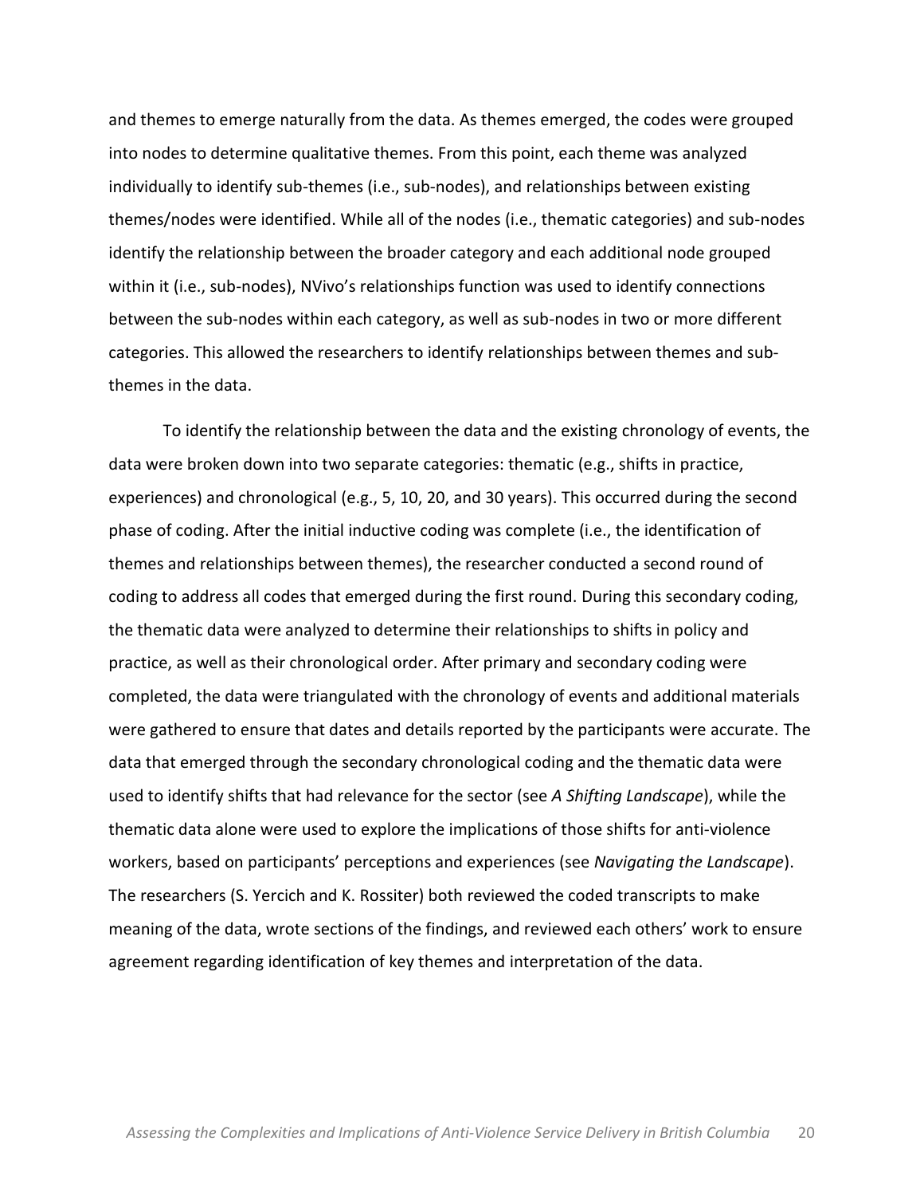and themes to emerge naturally from the data. As themes emerged, the codes were grouped into nodes to determine qualitative themes. From this point, each theme was analyzed individually to identify sub-themes (i.e., sub-nodes), and relationships between existing themes/nodes were identified. While all of the nodes (i.e., thematic categories) and sub-nodes identify the relationship between the broader category and each additional node grouped within it (i.e., sub-nodes), NVivo's relationships function was used to identify connections between the sub-nodes within each category, as well as sub-nodes in two or more different categories. This allowed the researchers to identify relationships between themes and sub-themes in the data.

To identify the relationship between the data and the existing chronology of events, the data were broken down into two separate categories: thematic (e.g., shifts in practice, experiences) and chronological (e.g., 5, 10, 20, and 30 years). This occurred during the second phase of coding. After the initial inductive coding was complete (i.e., the identification of themes and relationships between themes), the researcher conducted a second round of coding to address all codes that emerged during the first round. During this secondary coding, the thematic data were analyzed to determine their relationships to shifts in policy and practice, as well as their chronological order. After primary and secondary coding were completed, the data were triangulated with the chronology of events and additional materials were gathered to ensure that dates and details reported by the participants were accurate. The data that emerged through the secondary chronological coding and the thematic data were used to identify shifts that had relevance for the sector (see *A Shifting Landscape*), while the thematic data alone were used to explore the implications of those shifts for anti-violence workers, based on participants' perceptions and experiences (see *Navigating the Landscape*). The researchers (S. Yercich and K. Rossiter) both reviewed the coded transcripts to make meaning of the data, wrote sections of the findings, and reviewed each others' work to ensure agreement regarding identification of key themes and interpretation of the data.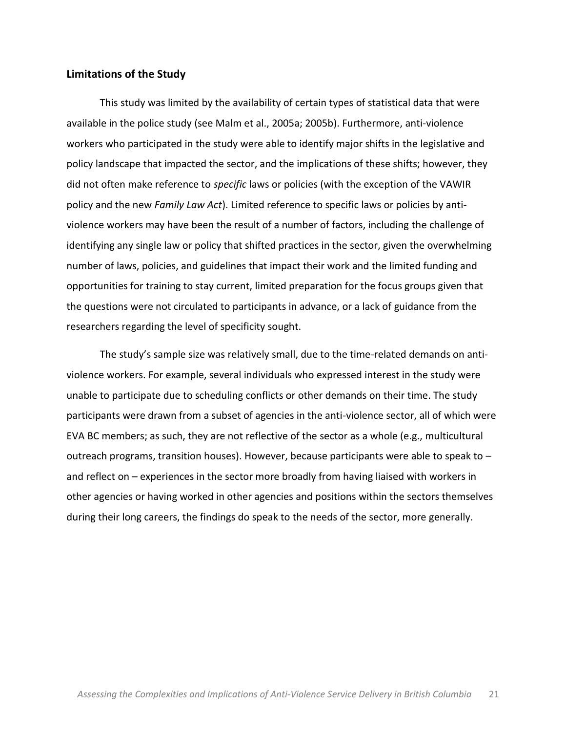## Limitations of the Study

This study was limited by the availability of certain types of statistical data that were available in the police study (see Malm et al., 2005a; 2005b). Furthermore, anti-violence workers who participated in the study were able to identify major shifts in the legislative and policy landscape that impacted the sector, and the implications of these shifts; however, they did not often make reference to *specific* laws or policies (with the exception of the VAWIR policy and the new *Family Law Act*). Limited reference to specific laws or policies by anti-violence workers may have been the result of a number of factors, including the challenge of identifying any single law or policy that shifted practices in the sector, given the overwhelming number of laws, policies, and guidelines that impact their work and the limited funding and opportunities for training to stay current, limited preparation for the focus groups given that the questions were not circulated to participants in advance, or a lack of guidance from the researchers regarding the level of specificity sought.

The study's sample size was relatively small, due to the time-related demands on anti-violence workers. For example, several individuals who expressed interest in the study were unable to participate due to scheduling conflicts or other demands on their time. The study participants were drawn from a subset of agencies in the anti-violence sector, all of which were EVA BC members; as such, they are not reflective of the sector as a whole (e.g., multicultural outreach programs, transition houses). However, because participants were able to speak to – and reflect on – experiences in the sector more broadly from having liaised with workers in other agencies or having worked in other agencies and positions within the sectors themselves during their long careers, the findings do speak to the needs of the sector, more generally.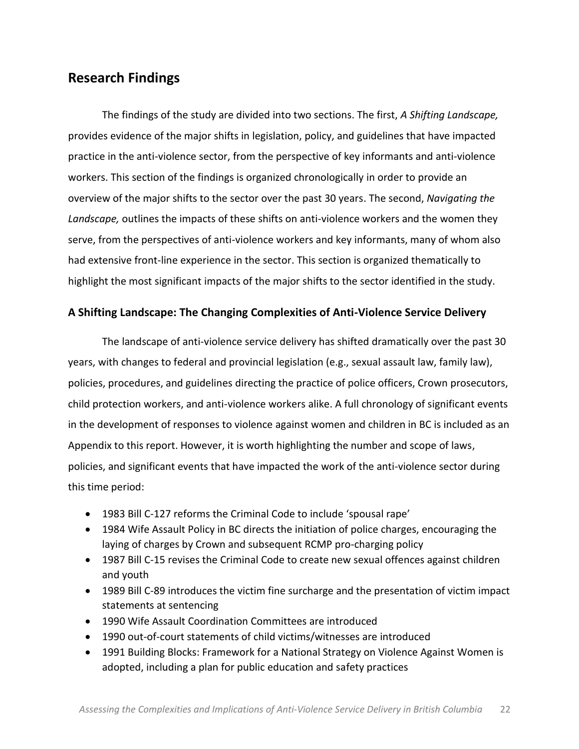## Research Findings

The findings of the study are divided into two sections. The first, *A Shifting Landscape,* provides evidence of the major shifts in legislation, policy, and guidelines that have impacted practice in the anti-violence sector, from the perspective of key informants and anti-violence workers. This section of the findings is organized chronologically in order to provide an overview of the major shifts to the sector over the past 30 years. The second, *Navigating the Landscape,* outlines the impacts of these shifts on anti-violence workers and the women they serve, from the perspectives of anti-violence workers and key informants, many of whom also had extensive front-line experience in the sector. This section is organized thematically to highlight the most significant impacts of the major shifts to the sector identified in the study.

### A Shifting Landscape: The Changing Complexities of Anti-Violence Service Delivery

The landscape of anti-violence service delivery has shifted dramatically over the past 30 years, with changes to federal and provincial legislation (e.g., sexual assault law, family law), policies, procedures, and guidelines directing the practice of police officers, Crown prosecutors, child protection workers, and anti-violence workers alike. A full chronology of significant events in the development of responses to violence against women and children in BC is included as an Appendix to this report. However, it is worth highlighting the number and scope of laws, policies, and significant events that have impacted the work of the anti-violence sector during this time period:

- 1983 Bill C-127 reforms the Criminal Code to include 'spousal rape'
- 1984 Wife Assault Policy in BC directs the initiation of police charges, encouraging the laying of charges by Crown and subsequent RCMP pro-charging policy
- 1987 Bill C-15 revises the Criminal Code to create new sexual offences against children and youth
- 1989 Bill C-89 introduces the victim fine surcharge and the presentation of victim impact statements at sentencing
- 1990 Wife Assault Coordination Committees are introduced
- 1990 out-of-court statements of child victims/witnesses are introduced
- 1991 Building Blocks: Framework for a National Strategy on Violence Against Women is adopted, including a plan for public education and safety practices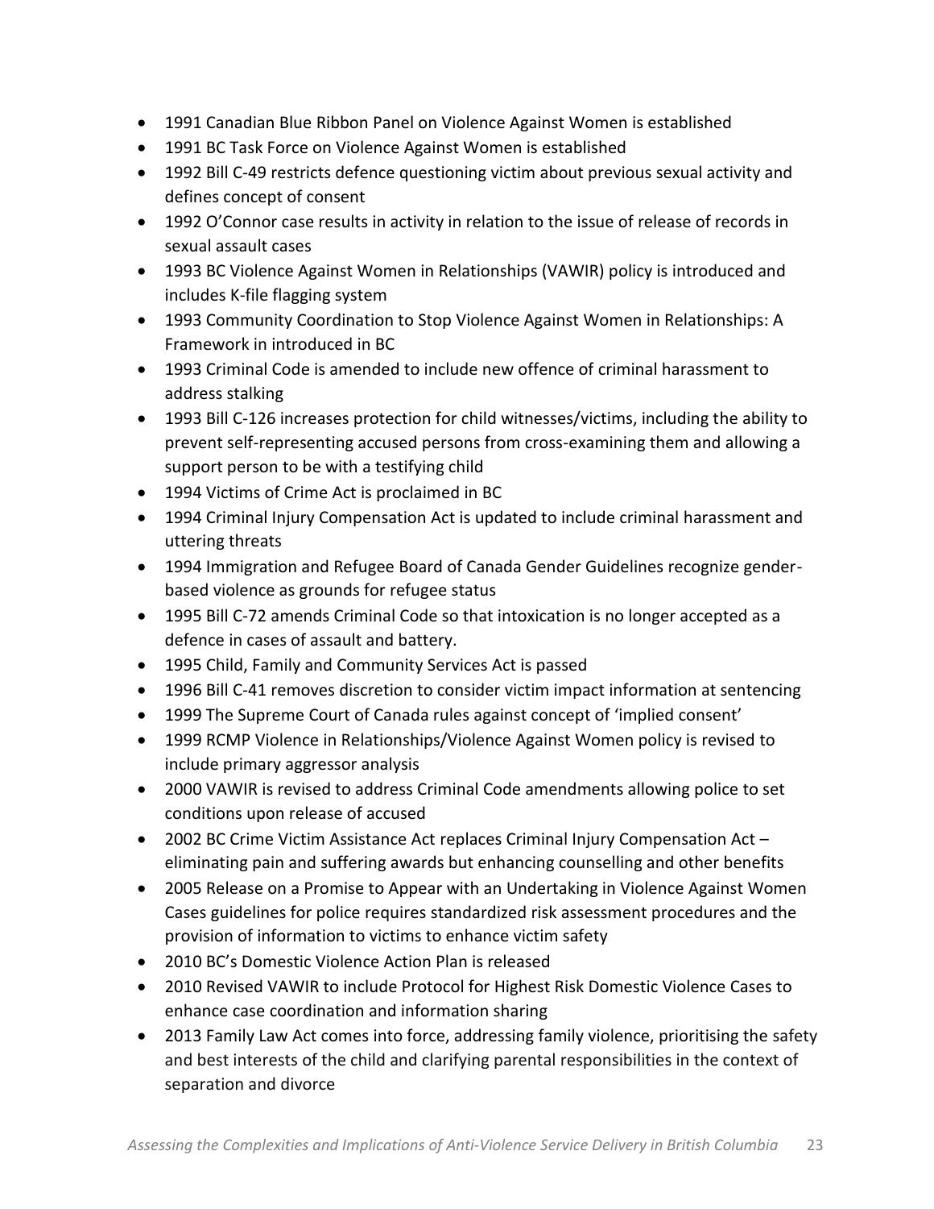- 1991 Canadian Blue Ribbon Panel on Violence Against Women is established
- 1991 BC Task Force on Violence Against Women is established
- 1992 Bill C-49 restricts defence questioning victim about previous sexual activity and defines concept of consent
- 1992 O'Connor case results in activity in relation to the issue of release of records in sexual assault cases
- 1993 BC Violence Against Women in Relationships (VAWIR) policy is introduced and includes K-file flagging system
- 1993 Community Coordination to Stop Violence Against Women in Relationships: A Framework in introduced in BC
- 1993 Criminal Code is amended to include new offence of criminal harassment to address stalking
- 1993 Bill C-126 increases protection for child witnesses/victims, including the ability to prevent self-representing accused persons from cross-examining them and allowing a support person to be with a testifying child
- 1994 Victims of Crime Act is proclaimed in BC
- 1994 Criminal Injury Compensation Act is updated to include criminal harassment and uttering threats
- 1994 Immigration and Refugee Board of Canada Gender Guidelines recognize gender-based violence as grounds for refugee status
- 1995 Bill C-72 amends Criminal Code so that intoxication is no longer accepted as a defence in cases of assault and battery.
- 1995 Child, Family and Community Services Act is passed
- 1996 Bill C-41 removes discretion to consider victim impact information at sentencing
- 1999 The Supreme Court of Canada rules against concept of 'implied consent'
- 1999 RCMP Violence in Relationships/Violence Against Women policy is revised to include primary aggressor analysis
- 2000 VAWIR is revised to address Criminal Code amendments allowing police to set conditions upon release of accused
- 2002 BC Crime Victim Assistance Act replaces Criminal Injury Compensation Act – eliminating pain and suffering awards but enhancing counselling and other benefits
- 2005 Release on a Promise to Appear with an Undertaking in Violence Against Women Cases guidelines for police requires standardized risk assessment procedures and the provision of information to victims to enhance victim safety
- 2010 BC's Domestic Violence Action Plan is released
- 2010 Revised VAWIR to include Protocol for Highest Risk Domestic Violence Cases to enhance case coordination and information sharing
- 2013 Family Law Act comes into force, addressing family violence, prioritising the safety and best interests of the child and clarifying parental responsibilities in the context of separation and divorce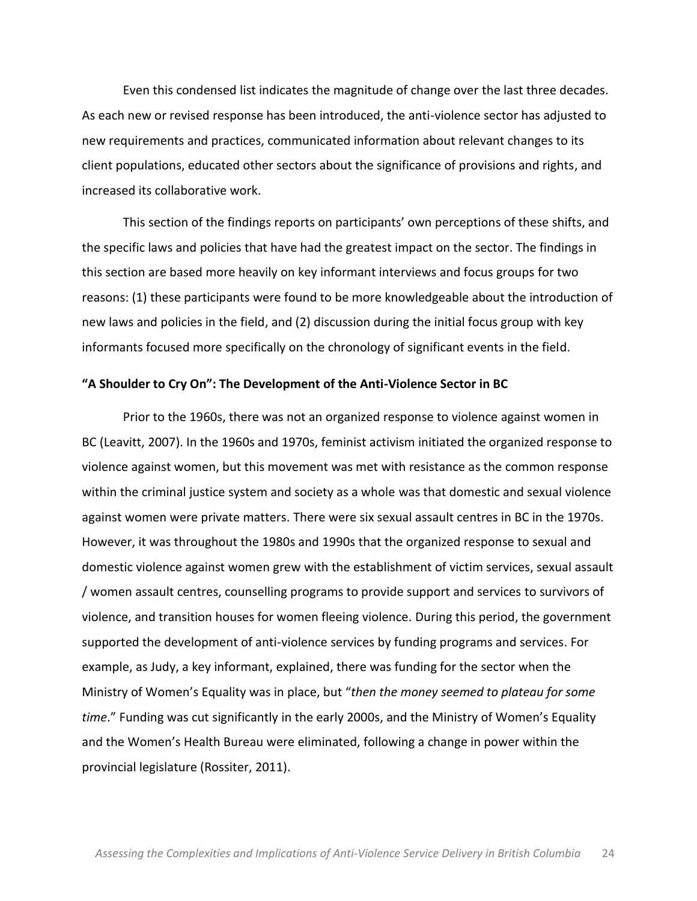Even this condensed list indicates the magnitude of change over the last three decades. As each new or revised response has been introduced, the anti-violence sector has adjusted to new requirements and practices, communicated information about relevant changes to its client populations, educated other sectors about the significance of provisions and rights, and increased its collaborative work.

This section of the findings reports on participants' own perceptions of these shifts, and the specific laws and policies that have had the greatest impact on the sector. The findings in this section are based more heavily on key informant interviews and focus groups for two reasons: (1) these participants were found to be more knowledgeable about the introduction of new laws and policies in the field, and (2) discussion during the initial focus group with key informants focused more specifically on the chronology of significant events in the field.

### "A Shoulder to Cry On": The Development of the Anti-Violence Sector in BC

Prior to the 1960s, there was not an organized response to violence against women in BC (Leavitt, 2007). In the 1960s and 1970s, feminist activism initiated the organized response to violence against women, but this movement was met with resistance as the common response within the criminal justice system and society as a whole was that domestic and sexual violence against women were private matters. There were six sexual assault centres in BC in the 1970s. However, it was throughout the 1980s and 1990s that the organized response to sexual and domestic violence against women grew with the establishment of victim services, sexual assault / women assault centres, counselling programs to provide support and services to survivors of violence, and transition houses for women fleeing violence. During this period, the government supported the development of anti-violence services by funding programs and services. For example, as Judy, a key informant, explained, there was funding for the sector when the Ministry of Women's Equality was in place, but "*then the money seemed to plateau for some time*." Funding was cut significantly in the early 2000s, and the Ministry of Women's Equality and the Women's Health Bureau were eliminated, following a change in power within the provincial legislature (Rossiter, 2011).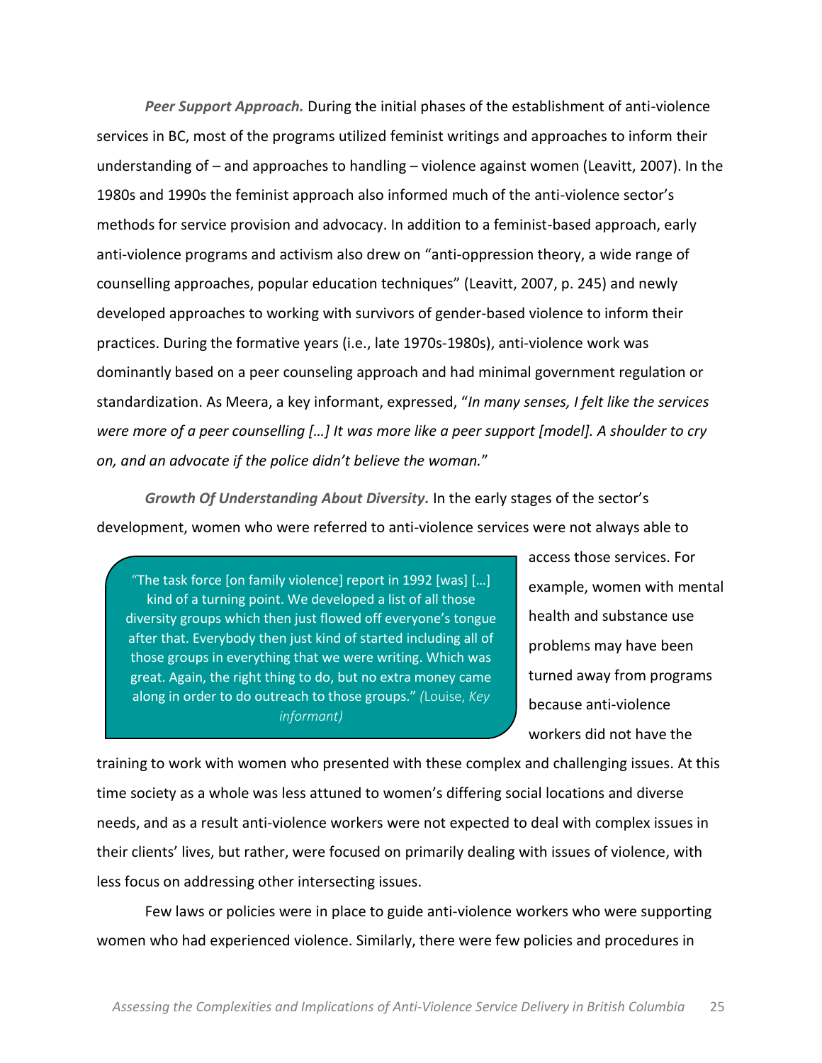***Peer Support Approach.*** During the initial phases of the establishment of anti-violence services in BC, most of the programs utilized feminist writings and approaches to inform their understanding of – and approaches to handling – violence against women (Leavitt, 2007). In the 1980s and 1990s the feminist approach also informed much of the anti-violence sector's methods for service provision and advocacy. In addition to a feminist-based approach, early anti-violence programs and activism also drew on "anti-oppression theory, a wide range of counselling approaches, popular education techniques" (Leavitt, 2007, p. 245) and newly developed approaches to working with survivors of gender-based violence to inform their practices. During the formative years (i.e., late 1970s-1980s), anti-violence work was dominantly based on a peer counseling approach and had minimal government regulation or standardization. As Meera, a key informant, expressed, "*In many senses, I felt like the services were more of a peer counselling […] It was more like a peer support [model]. A shoulder to cry on, and an advocate if the police didn't believe the woman.*"

***Growth Of Understanding About Diversity.*** In the early stages of the sector's development, women who were referred to anti-violence services were not always able to access those services. For example, women with mental health and substance use problems may have been turned away from programs because anti-violence workers did not have the training to work with women who presented with these complex and challenging issues. At this time society as a whole was less attuned to women's differing social locations and diverse needs, and as a result anti-violence workers were not expected to deal with complex issues in their clients' lives, but rather, were focused on primarily dealing with issues of violence, with less focus on addressing other intersecting issues.

> "The task force [on family violence] report in 1992 [was] […] kind of a turning point. We developed a list of all those diversity groups which then just flowed off everyone's tongue after that. Everybody then just kind of started including all of those groups in everything that we were writing. Which was great. Again, the right thing to do, but no extra money came along in order to do outreach to those groups." *(*Louise, *Key informant)*

Few laws or policies were in place to guide anti-violence workers who were supporting women who had experienced violence. Similarly, there were few policies and procedures in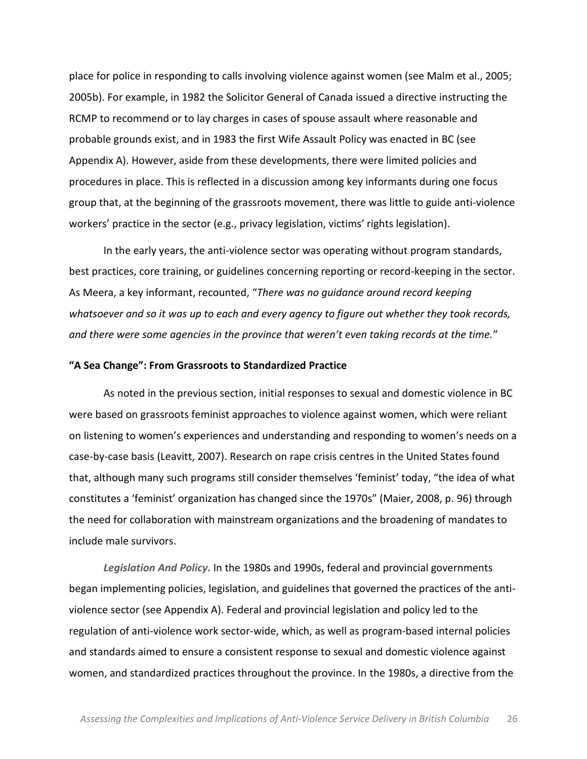place for police in responding to calls involving violence against women (see Malm et al., 2005; 2005b). For example, in 1982 the Solicitor General of Canada issued a directive instructing the RCMP to recommend or to lay charges in cases of spouse assault where reasonable and probable grounds exist, and in 1983 the first Wife Assault Policy was enacted in BC (see Appendix A). However, aside from these developments, there were limited policies and procedures in place. This is reflected in a discussion among key informants during one focus group that, at the beginning of the grassroots movement, there was little to guide anti-violence workers' practice in the sector (e.g., privacy legislation, victims' rights legislation).

In the early years, the anti-violence sector was operating without program standards, best practices, core training, or guidelines concerning reporting or record-keeping in the sector. As Meera, a key informant, recounted, "*There was no guidance around record keeping whatsoever and so it was up to each and every agency to figure out whether they took records, and there were some agencies in the province that weren't even taking records at the time.*"

**"A Sea Change": From Grassroots to Standardized Practice**

As noted in the previous section, initial responses to sexual and domestic violence in BC were based on grassroots feminist approaches to violence against women, which were reliant on listening to women's experiences and understanding and responding to women's needs on a case-by-case basis (Leavitt, 2007). Research on rape crisis centres in the United States found that, although many such programs still consider themselves 'feminist' today, "the idea of what constitutes a 'feminist' organization has changed since the 1970s" (Maier, 2008, p. 96) through the need for collaboration with mainstream organizations and the broadening of mandates to include male survivors.

***Legislation And Policy.*** In the 1980s and 1990s, federal and provincial governments began implementing policies, legislation, and guidelines that governed the practices of the anti-violence sector (see Appendix A). Federal and provincial legislation and policy led to the regulation of anti-violence work sector-wide, which, as well as program-based internal policies and standards aimed to ensure a consistent response to sexual and domestic violence against women, and standardized practices throughout the province. In the 1980s, a directive from the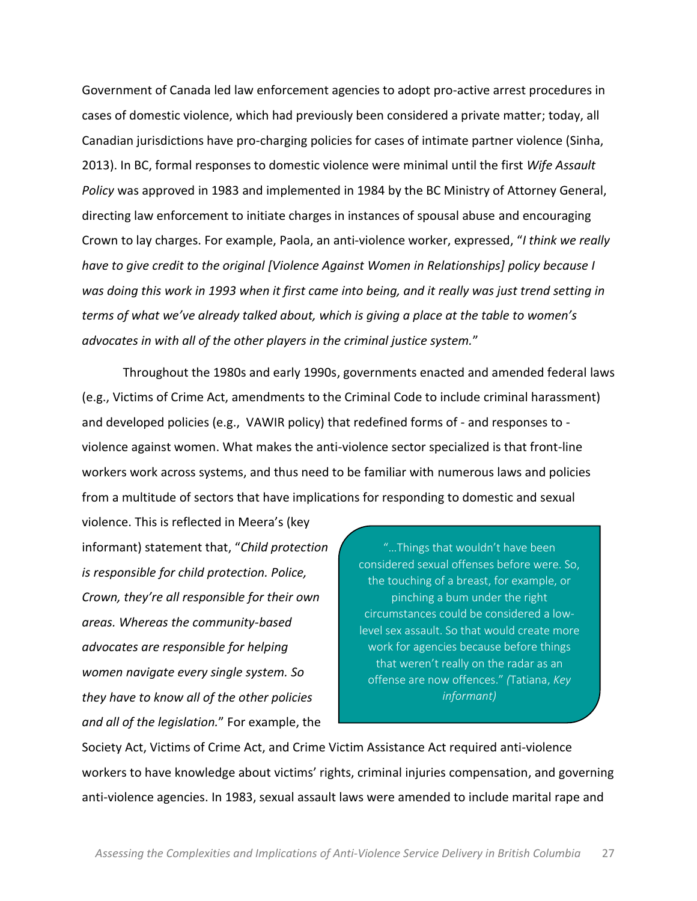Government of Canada led law enforcement agencies to adopt pro-active arrest procedures in cases of domestic violence, which had previously been considered a private matter; today, all Canadian jurisdictions have pro-charging policies for cases of intimate partner violence (Sinha, 2013). In BC, formal responses to domestic violence were minimal until the first *Wife Assault Policy* was approved in 1983 and implemented in 1984 by the BC Ministry of Attorney General, directing law enforcement to initiate charges in instances of spousal abuse and encouraging Crown to lay charges. For example, Paola, an anti-violence worker, expressed, "*I think we really have to give credit to the original [Violence Against Women in Relationships] policy because I was doing this work in 1993 when it first came into being, and it really was just trend setting in terms of what we've already talked about, which is giving a place at the table to women's advocates in with all of the other players in the criminal justice system.*"

Throughout the 1980s and early 1990s, governments enacted and amended federal laws (e.g., Victims of Crime Act, amendments to the Criminal Code to include criminal harassment) and developed policies (e.g., VAWIR policy) that redefined forms of - and responses to - violence against women. What makes the anti-violence sector specialized is that front-line workers work across systems, and thus need to be familiar with numerous laws and policies from a multitude of sectors that have implications for responding to domestic and sexual violence. This is reflected in Meera's (key informant) statement that, "*Child protection is responsible for child protection. Police, Crown, they're all responsible for their own areas. Whereas the community-based advocates are responsible for helping women navigate every single system. So they have to know all of the other policies and all of the legislation.*" For example, the Society Act, Victims of Crime Act, and Crime Victim Assistance Act required anti-violence workers to have knowledge about victims' rights, criminal injuries compensation, and governing anti-violence agencies. In 1983, sexual assault laws were amended to include marital rape and

> "…Things that wouldn't have been considered sexual offenses before were. So, the touching of a breast, for example, or pinching a bum under the right circumstances could be considered a low-level sex assault. So that would create more work for agencies because before things that weren't really on the radar as an offense are now offences." (Tatiana, *Key informant)*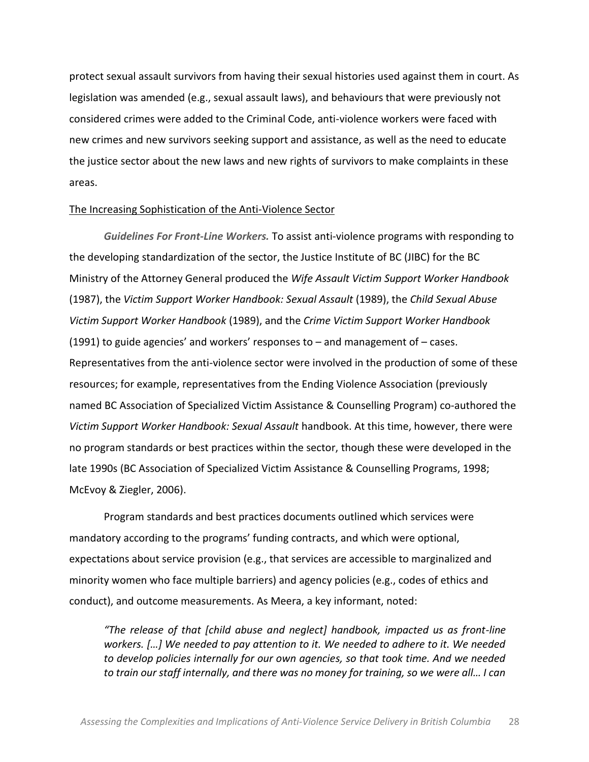protect sexual assault survivors from having their sexual histories used against them in court. As legislation was amended (e.g., sexual assault laws), and behaviours that were previously not considered crimes were added to the Criminal Code, anti-violence workers were faced with new crimes and new survivors seeking support and assistance, as well as the need to educate the justice sector about the new laws and new rights of survivors to make complaints in these areas.

<u>The Increasing Sophistication of the Anti-Violence Sector</u>

***Guidelines For Front-Line Workers.*** To assist anti-violence programs with responding to the developing standardization of the sector, the Justice Institute of BC (JIBC) for the BC Ministry of the Attorney General produced the *Wife Assault Victim Support Worker Handbook* (1987), the *Victim Support Worker Handbook: Sexual Assault* (1989), the *Child Sexual Abuse Victim Support Worker Handbook* (1989), and the *Crime Victim Support Worker Handbook* (1991) to guide agencies' and workers' responses to – and management of – cases. Representatives from the anti-violence sector were involved in the production of some of these resources; for example, representatives from the Ending Violence Association (previously named BC Association of Specialized Victim Assistance & Counselling Program) co-authored the *Victim Support Worker Handbook: Sexual Assault* handbook. At this time, however, there were no program standards or best practices within the sector, though these were developed in the late 1990s (BC Association of Specialized Victim Assistance & Counselling Programs, 1998; McEvoy & Ziegler, 2006).

Program standards and best practices documents outlined which services were mandatory according to the programs' funding contracts, and which were optional, expectations about service provision (e.g., that services are accessible to marginalized and minority women who face multiple barriers) and agency policies (e.g., codes of ethics and conduct), and outcome measurements. As Meera, a key informant, noted:

> *"The release of that [child abuse and neglect] handbook, impacted us as front-line workers. […] We needed to pay attention to it. We needed to adhere to it. We needed to develop policies internally for our own agencies, so that took time. And we needed to train our staff internally, and there was no money for training, so we were all… I can*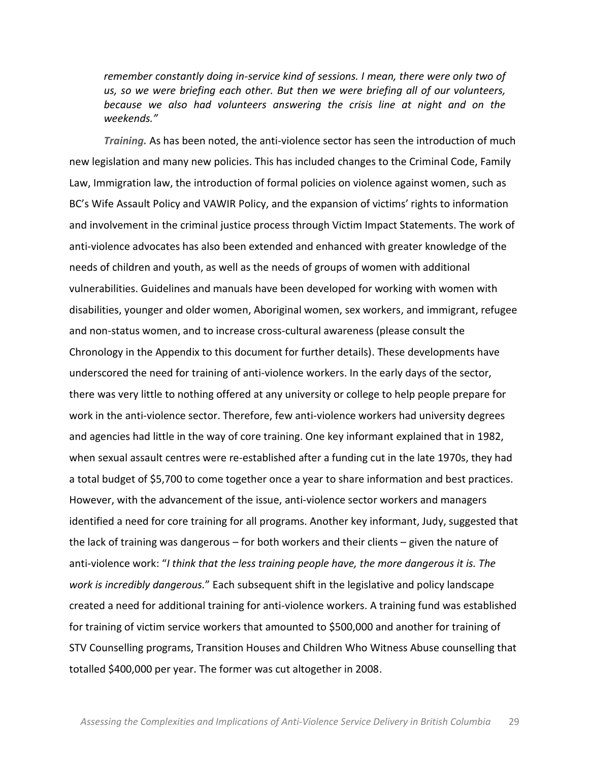*remember constantly doing in-service kind of sessions. I mean, there were only two of us, so we were briefing each other. But then we were briefing all of our volunteers, because we also had volunteers answering the crisis line at night and on the weekends."*

***Training.*** As has been noted, the anti-violence sector has seen the introduction of much new legislation and many new policies. This has included changes to the Criminal Code, Family Law, Immigration law, the introduction of formal policies on violence against women, such as BC's Wife Assault Policy and VAWIR Policy, and the expansion of victims' rights to information and involvement in the criminal justice process through Victim Impact Statements. The work of anti-violence advocates has also been extended and enhanced with greater knowledge of the needs of children and youth, as well as the needs of groups of women with additional vulnerabilities. Guidelines and manuals have been developed for working with women with disabilities, younger and older women, Aboriginal women, sex workers, and immigrant, refugee and non-status women, and to increase cross-cultural awareness (please consult the Chronology in the Appendix to this document for further details). These developments have underscored the need for training of anti-violence workers. In the early days of the sector, there was very little to nothing offered at any university or college to help people prepare for work in the anti-violence sector. Therefore, few anti-violence workers had university degrees and agencies had little in the way of core training. One key informant explained that in 1982, when sexual assault centres were re-established after a funding cut in the late 1970s, they had a total budget of $5,700 to come together once a year to share information and best practices. However, with the advancement of the issue, anti-violence sector workers and managers identified a need for core training for all programs. Another key informant, Judy, suggested that the lack of training was dangerous – for both workers and their clients – given the nature of anti-violence work: "*I think that the less training people have, the more dangerous it is. The work is incredibly dangerous.*" Each subsequent shift in the legislative and policy landscape created a need for additional training for anti-violence workers. A training fund was established for training of victim service workers that amounted to $500,000 and another for training of STV Counselling programs, Transition Houses and Children Who Witness Abuse counselling that totalled $400,000 per year. The former was cut altogether in 2008.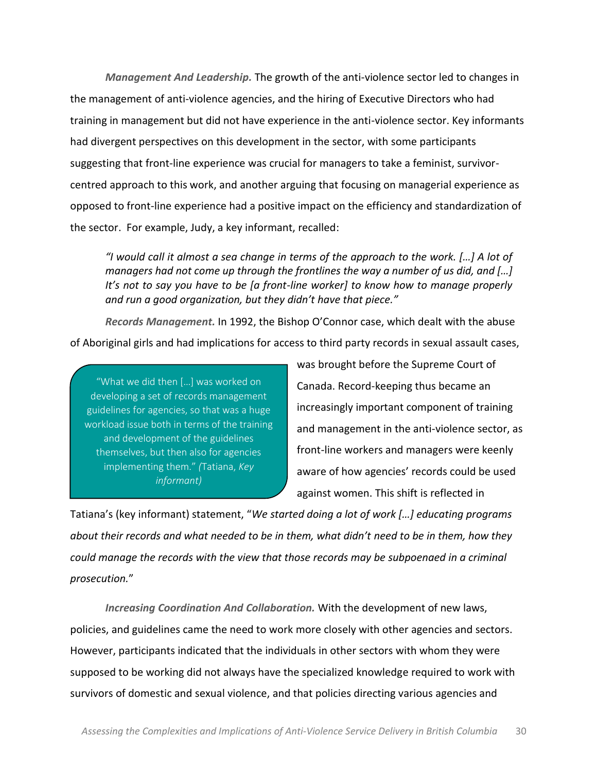***Management And Leadership.*** The growth of the anti-violence sector led to changes in the management of anti-violence agencies, and the hiring of Executive Directors who had training in management but did not have experience in the anti-violence sector. Key informants had divergent perspectives on this development in the sector, with some participants suggesting that front-line experience was crucial for managers to take a feminist, survivor-centred approach to this work, and another arguing that focusing on managerial experience as opposed to front-line experience had a positive impact on the efficiency and standardization of the sector. For example, Judy, a key informant, recalled:

> *"I would call it almost a sea change in terms of the approach to the work. […] A lot of managers had not come up through the frontlines the way a number of us did, and […] It's not to say you have to be [a front-line worker] to know how to manage properly and run a good organization, but they didn't have that piece."*

***Records Management.*** In 1992, the Bishop O'Connor case, which dealt with the abuse of Aboriginal girls and had implications for access to third party records in sexual assault cases, was brought before the Supreme Court of Canada. Record-keeping thus became an increasingly important component of training and management in the anti-violence sector, as front-line workers and managers were keenly aware of how agencies' records could be used against women. This shift is reflected in Tatiana's (key informant) statement, "*We started doing a lot of work […] educating programs about their records and what needed to be in them, what didn't need to be in them, how they could manage the records with the view that those records may be subpoenaed in a criminal prosecution.*"

> "What we did then […] was worked on developing a set of records management guidelines for agencies, so that was a huge workload issue both in terms of the training and development of the guidelines themselves, but then also for agencies implementing them." *(*Tatiana, *Key informant)*

***Increasing Coordination And Collaboration.*** With the development of new laws, policies, and guidelines came the need to work more closely with other agencies and sectors. However, participants indicated that the individuals in other sectors with whom they were supposed to be working did not always have the specialized knowledge required to work with survivors of domestic and sexual violence, and that policies directing various agencies and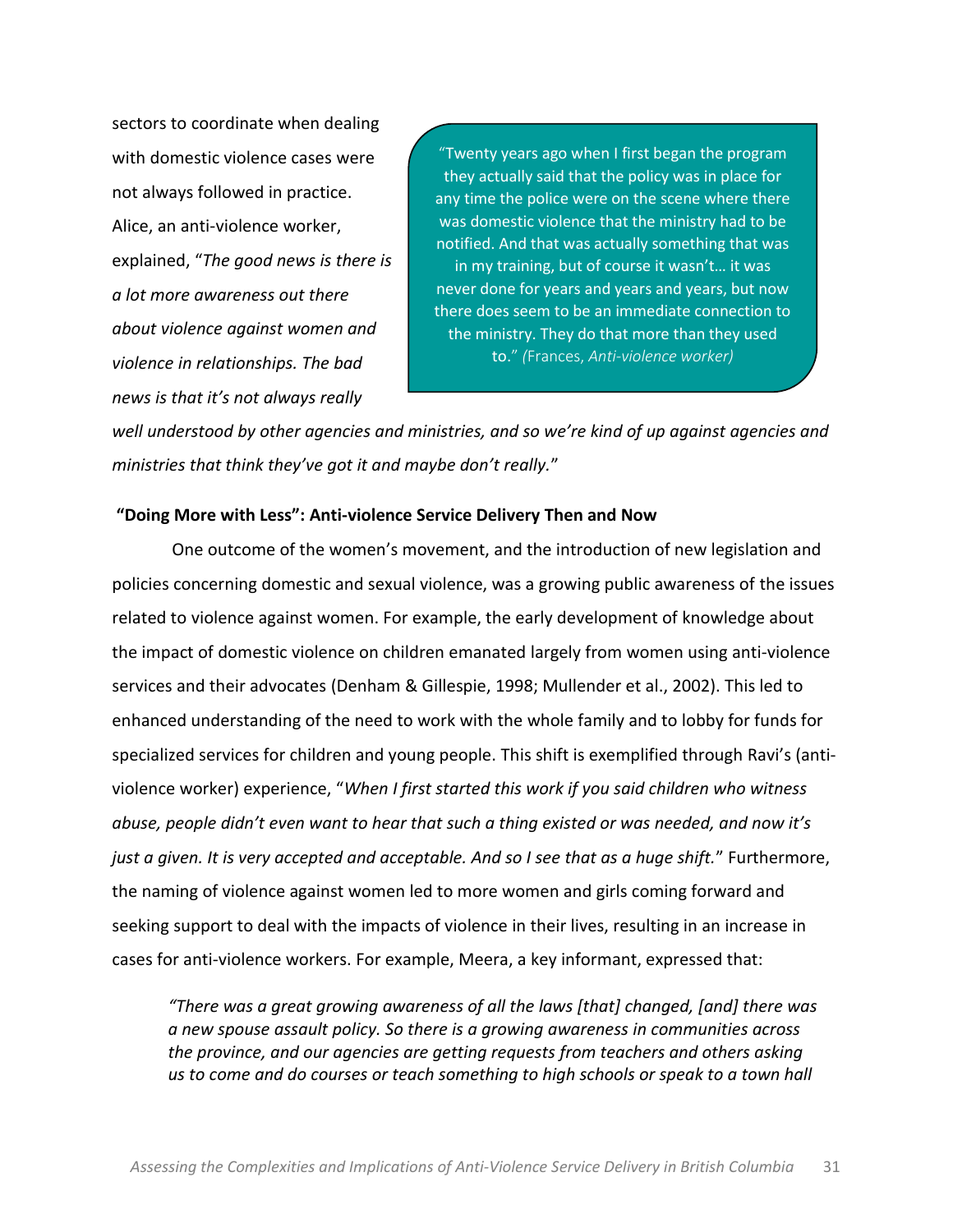sectors to coordinate when dealing with domestic violence cases were not always followed in practice. Alice, an anti-violence worker, explained, "*The good news is there is a lot more awareness out there about violence against women and violence in relationships. The bad news is that it's not always really well understood by other agencies and ministries, and so we're kind of up against agencies and ministries that think they've got it and maybe don't really.*"

> "Twenty years ago when I first began the program they actually said that the policy was in place for any time the police were on the scene where there was domestic violence that the ministry had to be notified. And that was actually something that was in my training, but of course it wasn't… it was never done for years and years and years, but now there does seem to be an immediate connection to the ministry. They do that more than they used to." *(*Frances, *Anti-violence worker)*

**"Doing More with Less": Anti-violence Service Delivery Then and Now**

One outcome of the women's movement, and the introduction of new legislation and policies concerning domestic and sexual violence, was a growing public awareness of the issues related to violence against women. For example, the early development of knowledge about the impact of domestic violence on children emanated largely from women using anti-violence services and their advocates (Denham & Gillespie, 1998; Mullender et al., 2002). This led to enhanced understanding of the need to work with the whole family and to lobby for funds for specialized services for children and young people. This shift is exemplified through Ravi's (anti-violence worker) experience, "*When I first started this work if you said children who witness abuse, people didn't even want to hear that such a thing existed or was needed, and now it's just a given. It is very accepted and acceptable. And so I see that as a huge shift.*" Furthermore, the naming of violence against women led to more women and girls coming forward and seeking support to deal with the impacts of violence in their lives, resulting in an increase in cases for anti-violence workers. For example, Meera, a key informant, expressed that:

> *"There was a great growing awareness of all the laws [that] changed, [and] there was a new spouse assault policy. So there is a growing awareness in communities across the province, and our agencies are getting requests from teachers and others asking us to come and do courses or teach something to high schools or speak to a town hall*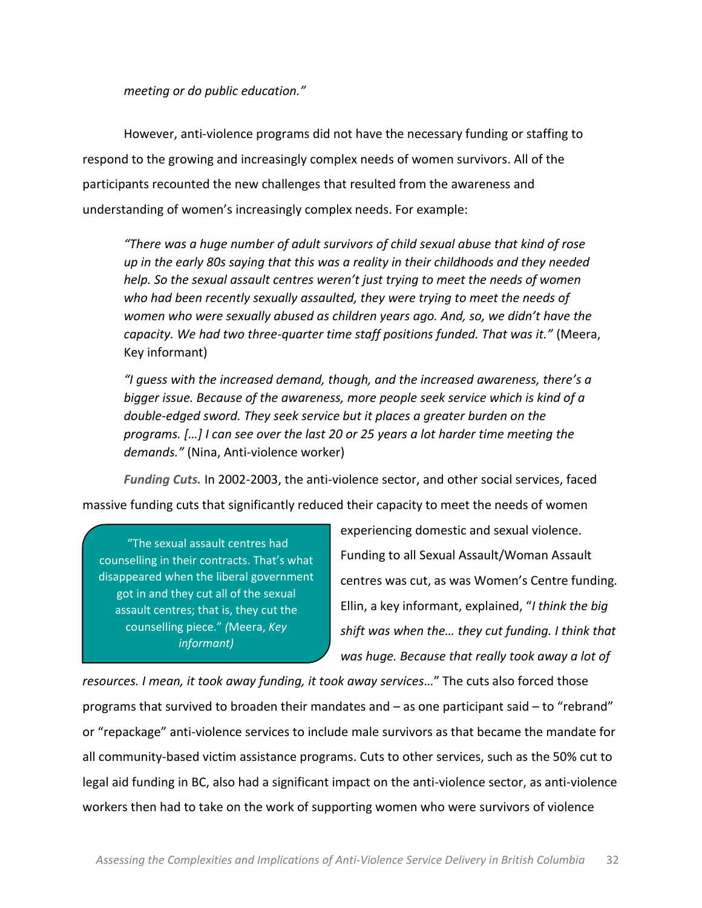*meeting or do public education."*

However, anti-violence programs did not have the necessary funding or staffing to respond to the growing and increasingly complex needs of women survivors. All of the participants recounted the new challenges that resulted from the awareness and understanding of women's increasingly complex needs. For example:

> *"There was a huge number of adult survivors of child sexual abuse that kind of rose up in the early 80s saying that this was a reality in their childhoods and they needed help. So the sexual assault centres weren't just trying to meet the needs of women who had been recently sexually assaulted, they were trying to meet the needs of women who were sexually abused as children years ago. And, so, we didn't have the capacity. We had two three-quarter time staff positions funded. That was it."* (Meera, Key informant)

> *"I guess with the increased demand, though, and the increased awareness, there's a bigger issue. Because of the awareness, more people seek service which is kind of a double-edged sword. They seek service but it places a greater burden on the programs. […] I can see over the last 20 or 25 years a lot harder time meeting the demands."* (Nina, Anti-violence worker)

***Funding Cuts.*** In 2002-2003, the anti-violence sector, and other social services, faced massive funding cuts that significantly reduced their capacity to meet the needs of women experiencing domestic and sexual violence. Funding to all Sexual Assault/Woman Assault centres was cut, as was Women's Centre funding. Ellin, a key informant, explained, "*I think the big shift was when the… they cut funding. I think that was huge. Because that really took away a lot of resources. I mean, it took away funding, it took away services…*" The cuts also forced those programs that survived to broaden their mandates and – as one participant said – to "rebrand" or "repackage" anti-violence services to include male survivors as that became the mandate for all community-based victim assistance programs. Cuts to other services, such as the 50% cut to legal aid funding in BC, also had a significant impact on the anti-violence sector, as anti-violence workers then had to take on the work of supporting women who were survivors of violence

> "The sexual assault centres had counselling in their contracts. That's what disappeared when the liberal government got in and they cut all of the sexual assault centres; that is, they cut the counselling piece." *(*Meera, *Key informant)*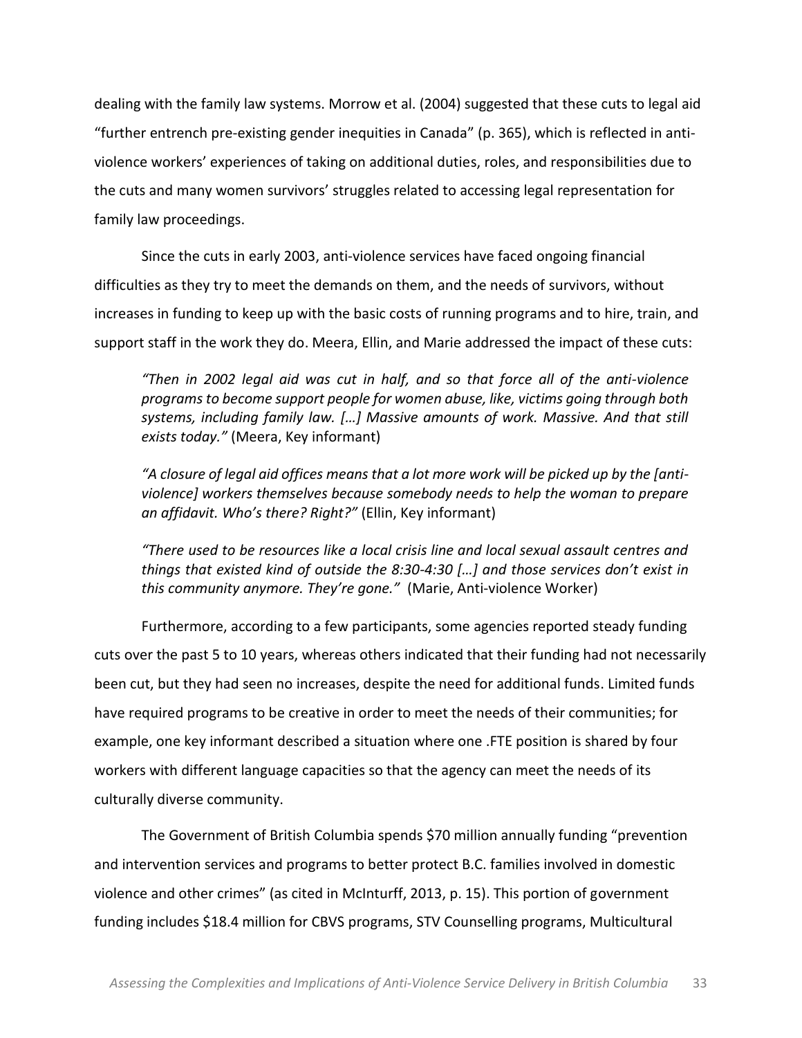dealing with the family law systems. Morrow et al. (2004) suggested that these cuts to legal aid "further entrench pre-existing gender inequities in Canada" (p. 365), which is reflected in anti-violence workers' experiences of taking on additional duties, roles, and responsibilities due to the cuts and many women survivors' struggles related to accessing legal representation for family law proceedings.

Since the cuts in early 2003, anti-violence services have faced ongoing financial difficulties as they try to meet the demands on them, and the needs of survivors, without increases in funding to keep up with the basic costs of running programs and to hire, train, and support staff in the work they do. Meera, Ellin, and Marie addressed the impact of these cuts:

> *"Then in 2002 legal aid was cut in half, and so that force all of the anti-violence programs to become support people for women abuse, like, victims going through both systems, including family law. […] Massive amounts of work. Massive. And that still exists today."* (Meera, Key informant)
>
> *"A closure of legal aid offices means that a lot more work will be picked up by the [anti-violence] workers themselves because somebody needs to help the woman to prepare an affidavit. Who's there? Right?"* (Ellin, Key informant)
>
> *"There used to be resources like a local crisis line and local sexual assault centres and things that existed kind of outside the 8:30-4:30 […] and those services don't exist in this community anymore. They're gone."* (Marie, Anti-violence Worker)

Furthermore, according to a few participants, some agencies reported steady funding cuts over the past 5 to 10 years, whereas others indicated that their funding had not necessarily been cut, but they had seen no increases, despite the need for additional funds. Limited funds have required programs to be creative in order to meet the needs of their communities; for example, one key informant described a situation where one .FTE position is shared by four workers with different language capacities so that the agency can meet the needs of its culturally diverse community.

The Government of British Columbia spends $70 million annually funding "prevention and intervention services and programs to better protect B.C. families involved in domestic violence and other crimes" (as cited in McInturff, 2013, p. 15). This portion of government funding includes $18.4 million for CBVS programs, STV Counselling programs, Multicultural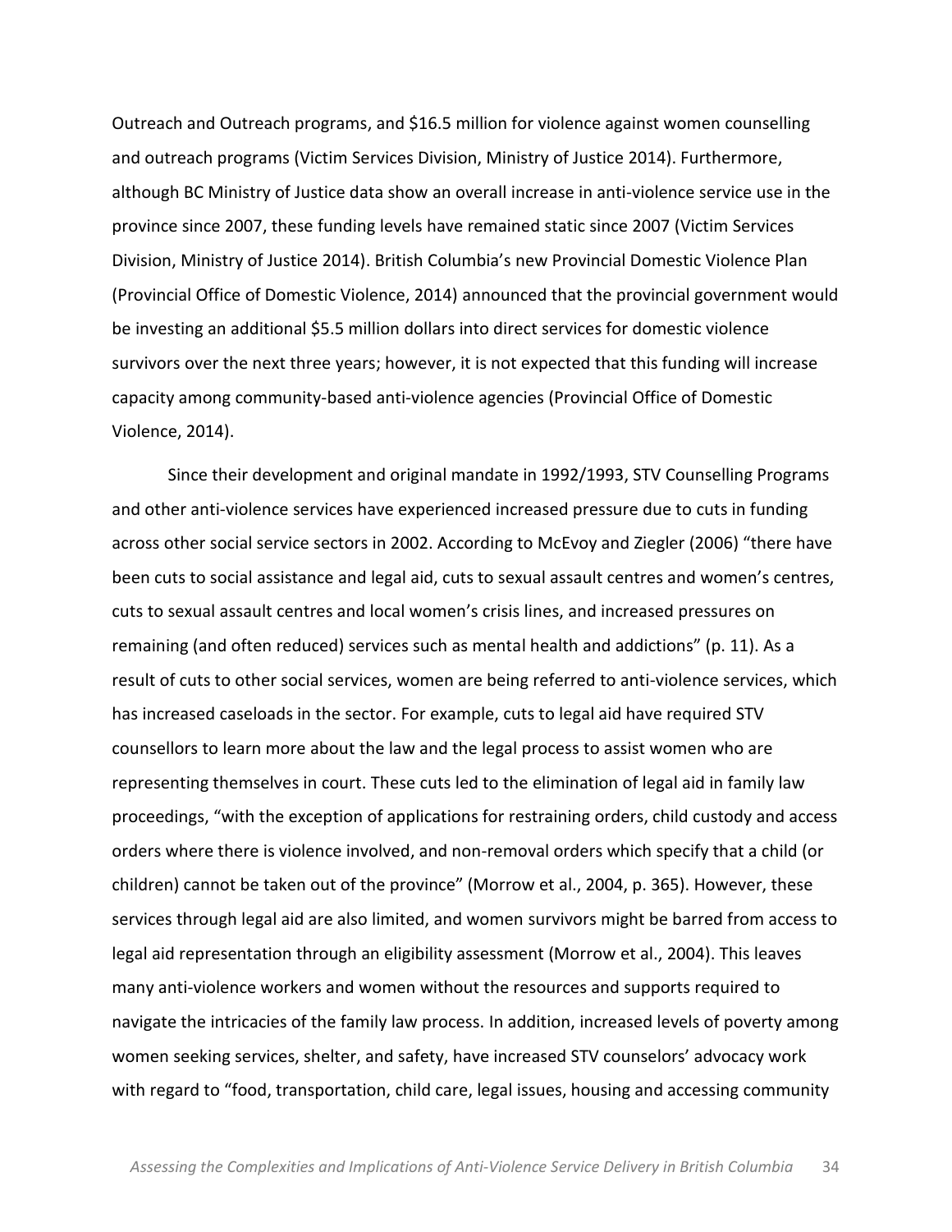Outreach and Outreach programs, and $16.5 million for violence against women counselling and outreach programs (Victim Services Division, Ministry of Justice 2014). Furthermore, although BC Ministry of Justice data show an overall increase in anti-violence service use in the province since 2007, these funding levels have remained static since 2007 (Victim Services Division, Ministry of Justice 2014). British Columbia's new Provincial Domestic Violence Plan (Provincial Office of Domestic Violence, 2014) announced that the provincial government would be investing an additional $5.5 million dollars into direct services for domestic violence survivors over the next three years; however, it is not expected that this funding will increase capacity among community-based anti-violence agencies (Provincial Office of Domestic Violence, 2014).

Since their development and original mandate in 1992/1993, STV Counselling Programs and other anti-violence services have experienced increased pressure due to cuts in funding across other social service sectors in 2002. According to McEvoy and Ziegler (2006) "there have been cuts to social assistance and legal aid, cuts to sexual assault centres and women's centres, cuts to sexual assault centres and local women's crisis lines, and increased pressures on remaining (and often reduced) services such as mental health and addictions" (p. 11). As a result of cuts to other social services, women are being referred to anti-violence services, which has increased caseloads in the sector. For example, cuts to legal aid have required STV counsellors to learn more about the law and the legal process to assist women who are representing themselves in court. These cuts led to the elimination of legal aid in family law proceedings, "with the exception of applications for restraining orders, child custody and access orders where there is violence involved, and non-removal orders which specify that a child (or children) cannot be taken out of the province" (Morrow et al., 2004, p. 365). However, these services through legal aid are also limited, and women survivors might be barred from access to legal aid representation through an eligibility assessment (Morrow et al., 2004). This leaves many anti-violence workers and women without the resources and supports required to navigate the intricacies of the family law process. In addition, increased levels of poverty among women seeking services, shelter, and safety, have increased STV counselors' advocacy work with regard to "food, transportation, child care, legal issues, housing and accessing community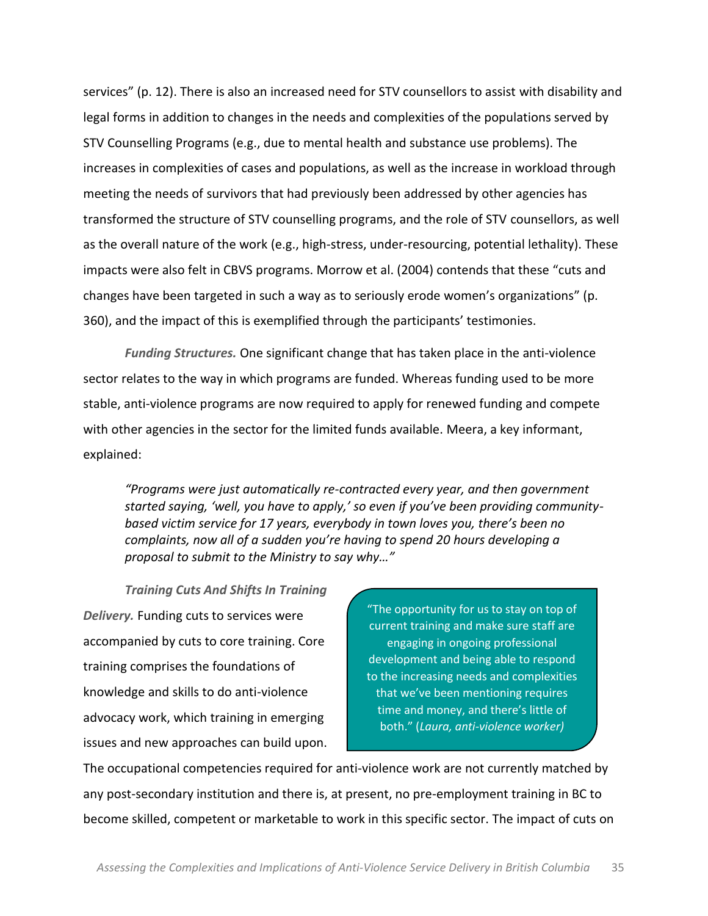services" (p. 12). There is also an increased need for STV counsellors to assist with disability and legal forms in addition to changes in the needs and complexities of the populations served by STV Counselling Programs (e.g., due to mental health and substance use problems). The increases in complexities of cases and populations, as well as the increase in workload through meeting the needs of survivors that had previously been addressed by other agencies has transformed the structure of STV counselling programs, and the role of STV counsellors, as well as the overall nature of the work (e.g., high-stress, under-resourcing, potential lethality). These impacts were also felt in CBVS programs. Morrow et al. (2004) contends that these "cuts and changes have been targeted in such a way as to seriously erode women's organizations" (p. 360), and the impact of this is exemplified through the participants' testimonies.

***Funding Structures.*** One significant change that has taken place in the anti-violence sector relates to the way in which programs are funded. Whereas funding used to be more stable, anti-violence programs are now required to apply for renewed funding and compete with other agencies in the sector for the limited funds available. Meera, a key informant, explained:

> *"Programs were just automatically re-contracted every year, and then government started saying, 'well, you have to apply,' so even if you've been providing community-based victim service for 17 years, everybody in town loves you, there's been no complaints, now all of a sudden you're having to spend 20 hours developing a proposal to submit to the Ministry to say why…"*

***Training Cuts And Shifts In Training Delivery.*** Funding cuts to services were accompanied by cuts to core training. Core training comprises the foundations of knowledge and skills to do anti-violence advocacy work, which training in emerging issues and new approaches can build upon. The occupational competencies required for anti-violence work are not currently matched by any post-secondary institution and there is, at present, no pre-employment training in BC to become skilled, competent or marketable to work in this specific sector. The impact of cuts on

> "The opportunity for us to stay on top of current training and make sure staff are engaging in ongoing professional development and being able to respond to the increasing needs and complexities that we've been mentioning requires time and money, and there's little of both." (*Laura, anti-violence worker)*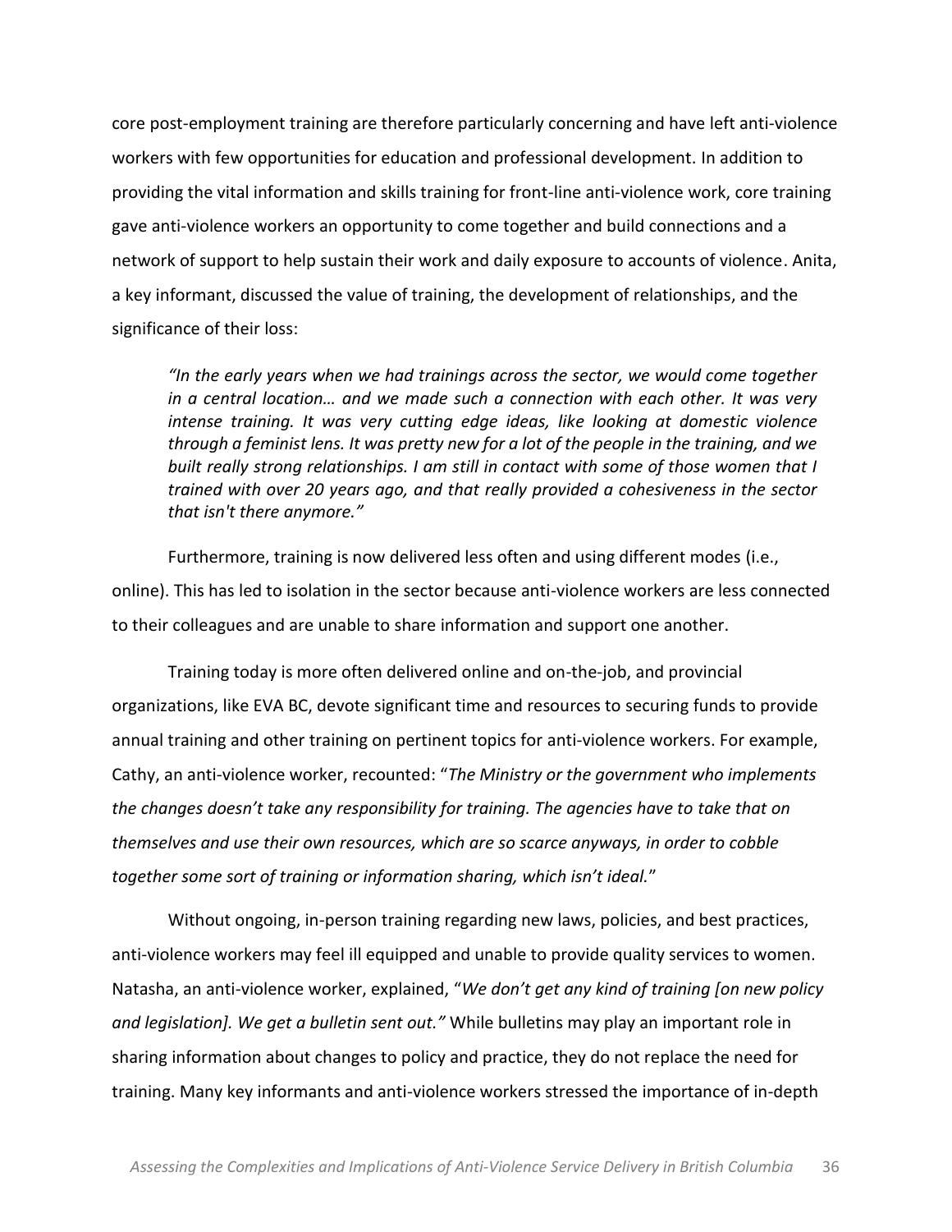core post-employment training are therefore particularly concerning and have left anti-violence workers with few opportunities for education and professional development. In addition to providing the vital information and skills training for front-line anti-violence work, core training gave anti-violence workers an opportunity to come together and build connections and a network of support to help sustain their work and daily exposure to accounts of violence. Anita, a key informant, discussed the value of training, the development of relationships, and the significance of their loss:

> *"In the early years when we had trainings across the sector, we would come together in a central location… and we made such a connection with each other. It was very intense training. It was very cutting edge ideas, like looking at domestic violence through a feminist lens. It was pretty new for a lot of the people in the training, and we built really strong relationships. I am still in contact with some of those women that I trained with over 20 years ago, and that really provided a cohesiveness in the sector that isn't there anymore."*

Furthermore, training is now delivered less often and using different modes (i.e., online). This has led to isolation in the sector because anti-violence workers are less connected to their colleagues and are unable to share information and support one another.

Training today is more often delivered online and on-the-job, and provincial organizations, like EVA BC, devote significant time and resources to securing funds to provide annual training and other training on pertinent topics for anti-violence workers. For example, Cathy, an anti-violence worker, recounted: "*The Ministry or the government who implements the changes doesn't take any responsibility for training. The agencies have to take that on themselves and use their own resources, which are so scarce anyways, in order to cobble together some sort of training or information sharing, which isn't ideal.*"

Without ongoing, in-person training regarding new laws, policies, and best practices, anti-violence workers may feel ill equipped and unable to provide quality services to women. Natasha, an anti-violence worker, explained, "*We don't get any kind of training [on new policy and legislation]. We get a bulletin sent out.*" While bulletins may play an important role in sharing information about changes to policy and practice, they do not replace the need for training. Many key informants and anti-violence workers stressed the importance of in-depth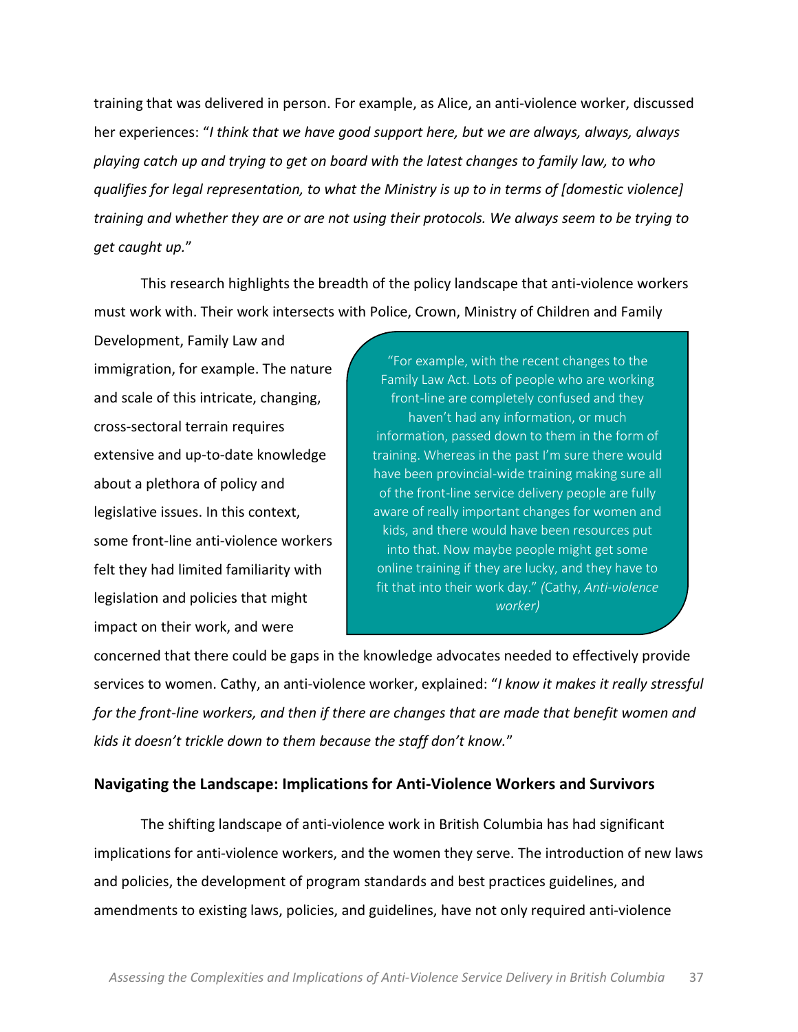training that was delivered in person. For example, as Alice, an anti-violence worker, discussed her experiences: "*I think that we have good support here, but we are always, always, always playing catch up and trying to get on board with the latest changes to family law, to who qualifies for legal representation, to what the Ministry is up to in terms of [domestic violence] training and whether they are or are not using their protocols. We always seem to be trying to get caught up.*"

This research highlights the breadth of the policy landscape that anti-violence workers must work with. Their work intersects with Police, Crown, Ministry of Children and Family Development, Family Law and immigration, for example. The nature and scale of this intricate, changing, cross-sectoral terrain requires extensive and up-to-date knowledge about a plethora of policy and legislative issues. In this context, some front-line anti-violence workers felt they had limited familiarity with legislation and policies that might impact on their work, and were concerned that there could be gaps in the knowledge advocates needed to effectively provide services to women. Cathy, an anti-violence worker, explained: "*I know it makes it really stressful for the front-line workers, and then if there are changes that are made that benefit women and kids it doesn't trickle down to them because the staff don't know.*"

> "For example, with the recent changes to the Family Law Act. Lots of people who are working front-line are completely confused and they haven't had any information, or much information, passed down to them in the form of training. Whereas in the past I'm sure there would have been provincial-wide training making sure all of the front-line service delivery people are fully aware of really important changes for women and kids, and there would have been resources put into that. Now maybe people might get some online training if they are lucky, and they have to fit that into their work day." (Cathy, *Anti-violence worker*)

## Navigating the Landscape: Implications for Anti-Violence Workers and Survivors

The shifting landscape of anti-violence work in British Columbia has had significant implications for anti-violence workers, and the women they serve. The introduction of new laws and policies, the development of program standards and best practices guidelines, and amendments to existing laws, policies, and guidelines, have not only required anti-violence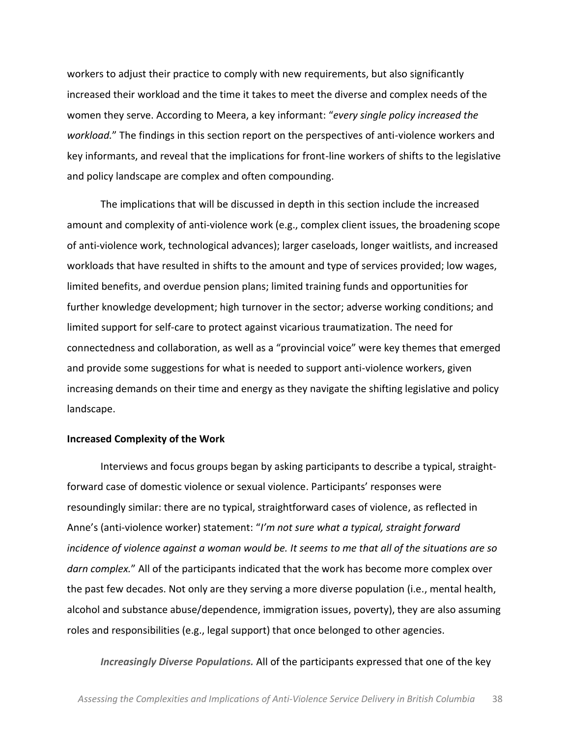workers to adjust their practice to comply with new requirements, but also significantly increased their workload and the time it takes to meet the diverse and complex needs of the women they serve. According to Meera, a key informant: "*every single policy increased the workload.*" The findings in this section report on the perspectives of anti-violence workers and key informants, and reveal that the implications for front-line workers of shifts to the legislative and policy landscape are complex and often compounding.

The implications that will be discussed in depth in this section include the increased amount and complexity of anti-violence work (e.g., complex client issues, the broadening scope of anti-violence work, technological advances); larger caseloads, longer waitlists, and increased workloads that have resulted in shifts to the amount and type of services provided; low wages, limited benefits, and overdue pension plans; limited training funds and opportunities for further knowledge development; high turnover in the sector; adverse working conditions; and limited support for self-care to protect against vicarious traumatization. The need for connectedness and collaboration, as well as a "provincial voice" were key themes that emerged and provide some suggestions for what is needed to support anti-violence workers, given increasing demands on their time and energy as they navigate the shifting legislative and policy landscape.

**Increased Complexity of the Work**

Interviews and focus groups began by asking participants to describe a typical, straight-forward case of domestic violence or sexual violence. Participants' responses were resoundingly similar: there are no typical, straightforward cases of violence, as reflected in Anne's (anti-violence worker) statement: "*I'm not sure what a typical, straight forward incidence of violence against a woman would be. It seems to me that all of the situations are so darn complex.*" All of the participants indicated that the work has become more complex over the past few decades. Not only are they serving a more diverse population (i.e., mental health, alcohol and substance abuse/dependence, immigration issues, poverty), they are also assuming roles and responsibilities (e.g., legal support) that once belonged to other agencies.

***Increasingly Diverse Populations.*** All of the participants expressed that one of the key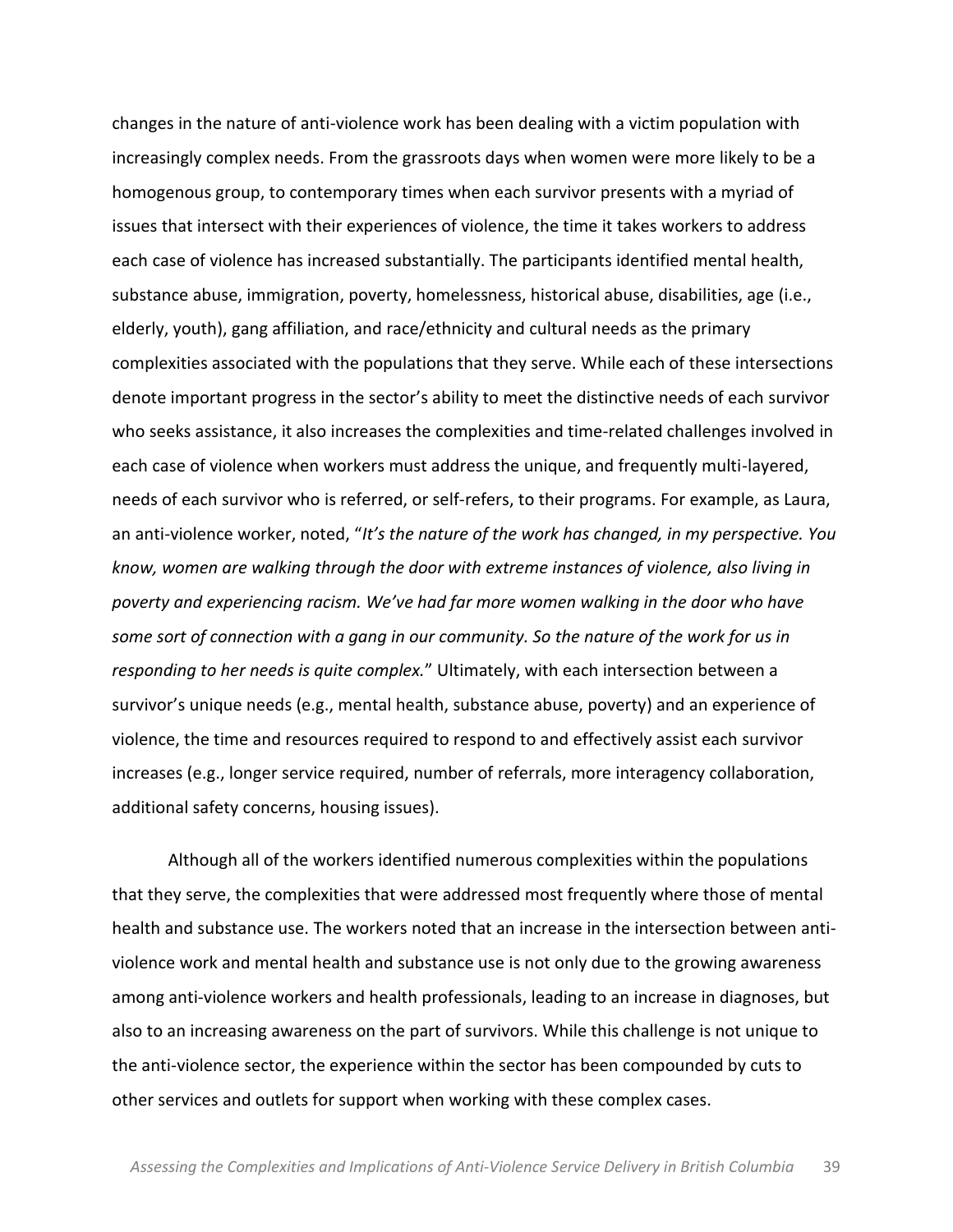changes in the nature of anti-violence work has been dealing with a victim population with increasingly complex needs. From the grassroots days when women were more likely to be a homogenous group, to contemporary times when each survivor presents with a myriad of issues that intersect with their experiences of violence, the time it takes workers to address each case of violence has increased substantially. The participants identified mental health, substance abuse, immigration, poverty, homelessness, historical abuse, disabilities, age (i.e., elderly, youth), gang affiliation, and race/ethnicity and cultural needs as the primary complexities associated with the populations that they serve. While each of these intersections denote important progress in the sector's ability to meet the distinctive needs of each survivor who seeks assistance, it also increases the complexities and time-related challenges involved in each case of violence when workers must address the unique, and frequently multi-layered, needs of each survivor who is referred, or self-refers, to their programs. For example, as Laura, an anti-violence worker, noted, "*It's the nature of the work has changed, in my perspective. You know, women are walking through the door with extreme instances of violence, also living in poverty and experiencing racism. We've had far more women walking in the door who have some sort of connection with a gang in our community. So the nature of the work for us in responding to her needs is quite complex.*" Ultimately, with each intersection between a survivor's unique needs (e.g., mental health, substance abuse, poverty) and an experience of violence, the time and resources required to respond to and effectively assist each survivor increases (e.g., longer service required, number of referrals, more interagency collaboration, additional safety concerns, housing issues).

Although all of the workers identified numerous complexities within the populations that they serve, the complexities that were addressed most frequently where those of mental health and substance use. The workers noted that an increase in the intersection between anti-violence work and mental health and substance use is not only due to the growing awareness among anti-violence workers and health professionals, leading to an increase in diagnoses, but also to an increasing awareness on the part of survivors. While this challenge is not unique to the anti-violence sector, the experience within the sector has been compounded by cuts to other services and outlets for support when working with these complex cases.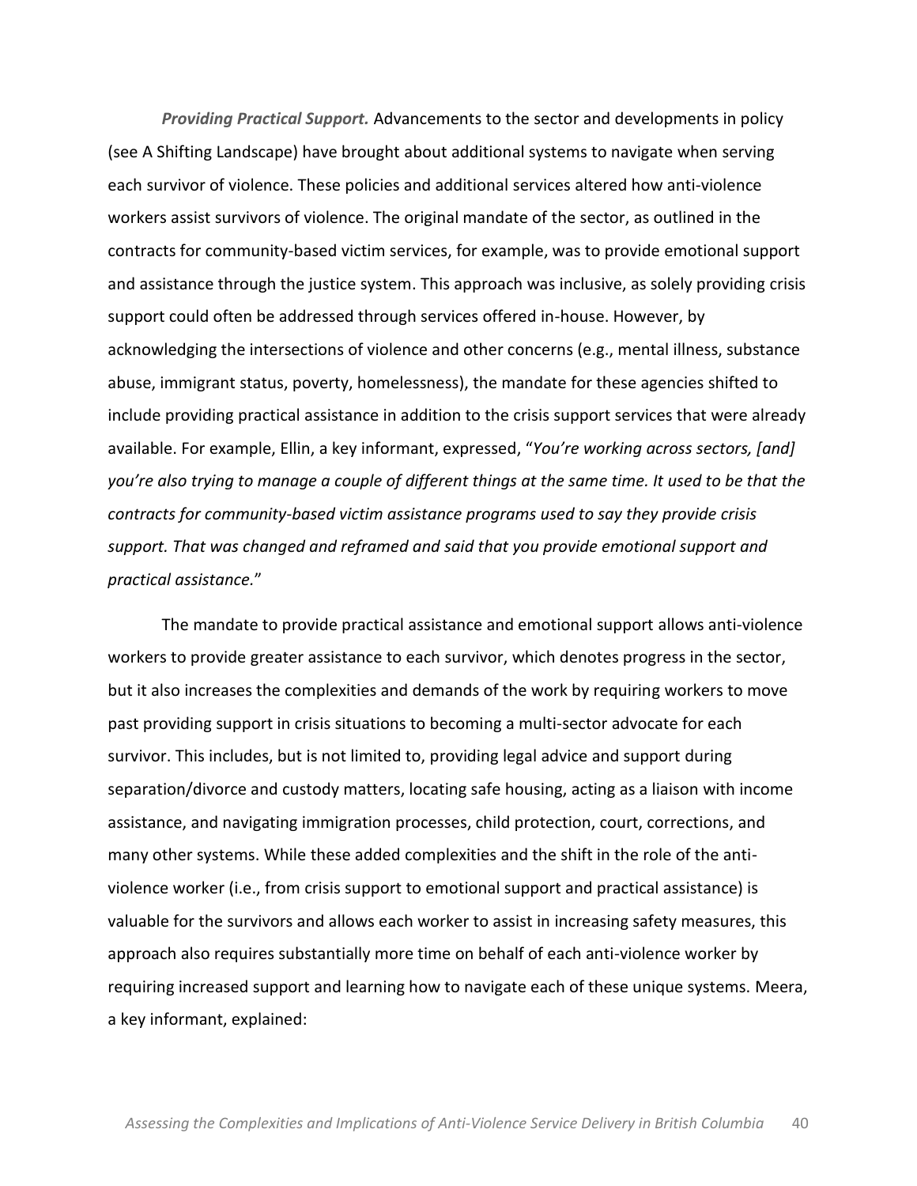***Providing Practical Support.*** Advancements to the sector and developments in policy (see A Shifting Landscape) have brought about additional systems to navigate when serving each survivor of violence. These policies and additional services altered how anti-violence workers assist survivors of violence. The original mandate of the sector, as outlined in the contracts for community-based victim services, for example, was to provide emotional support and assistance through the justice system. This approach was inclusive, as solely providing crisis support could often be addressed through services offered in-house. However, by acknowledging the intersections of violence and other concerns (e.g., mental illness, substance abuse, immigrant status, poverty, homelessness), the mandate for these agencies shifted to include providing practical assistance in addition to the crisis support services that were already available. For example, Ellin, a key informant, expressed, "*You're working across sectors, [and] you're also trying to manage a couple of different things at the same time. It used to be that the contracts for community-based victim assistance programs used to say they provide crisis support. That was changed and reframed and said that you provide emotional support and practical assistance.*"

The mandate to provide practical assistance and emotional support allows anti-violence workers to provide greater assistance to each survivor, which denotes progress in the sector, but it also increases the complexities and demands of the work by requiring workers to move past providing support in crisis situations to becoming a multi-sector advocate for each survivor. This includes, but is not limited to, providing legal advice and support during separation/divorce and custody matters, locating safe housing, acting as a liaison with income assistance, and navigating immigration processes, child protection, court, corrections, and many other systems. While these added complexities and the shift in the role of the anti-violence worker (i.e., from crisis support to emotional support and practical assistance) is valuable for the survivors and allows each worker to assist in increasing safety measures, this approach also requires substantially more time on behalf of each anti-violence worker by requiring increased support and learning how to navigate each of these unique systems. Meera, a key informant, explained: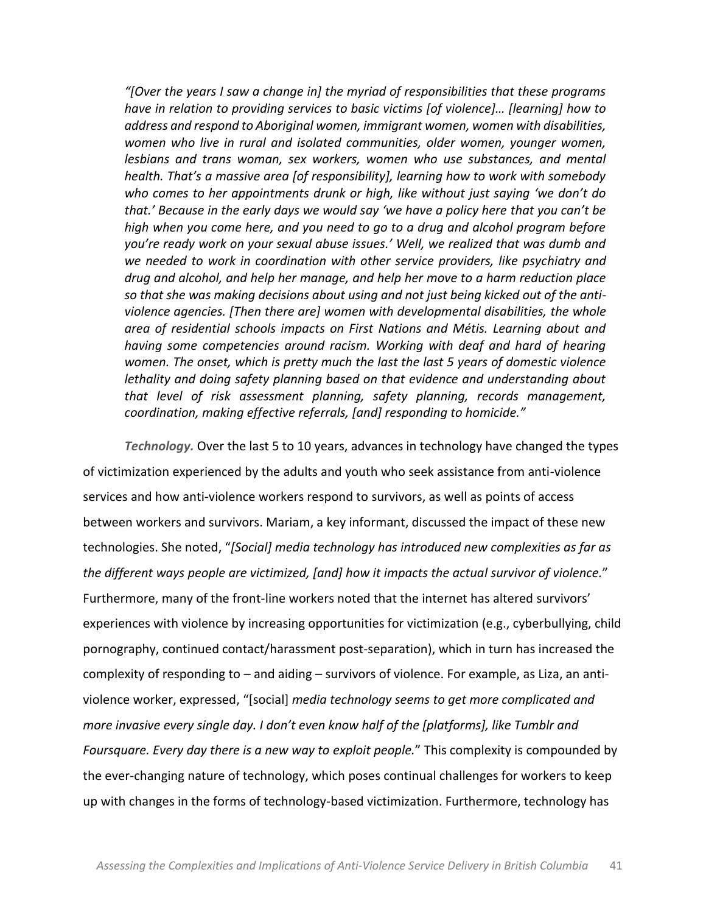*“[Over the years I saw a change in] the myriad of responsibilities that these programs have in relation to providing services to basic victims [of violence]… [learning] how to address and respond to Aboriginal women, immigrant women, women with disabilities, women who live in rural and isolated communities, older women, younger women, lesbians and trans woman, sex workers, women who use substances, and mental health. That’s a massive area [of responsibility], learning how to work with somebody who comes to her appointments drunk or high, like without just saying ‘we don’t do that.’ Because in the early days we would say ‘we have a policy here that you can’t be high when you come here, and you need to go to a drug and alcohol program before you’re ready work on your sexual abuse issues.’ Well, we realized that was dumb and we needed to work in coordination with other service providers, like psychiatry and drug and alcohol, and help her manage, and help her move to a harm reduction place so that she was making decisions about using and not just being kicked out of the anti-violence agencies. [Then there are] women with developmental disabilities, the whole area of residential schools impacts on First Nations and Métis. Learning about and having some competencies around racism. Working with deaf and hard of hearing women. The onset, which is pretty much the last the last 5 years of domestic violence lethality and doing safety planning based on that evidence and understanding about that level of risk assessment planning, safety planning, records management, coordination, making effective referrals, [and] responding to homicide.”*

***Technology.*** Over the last 5 to 10 years, advances in technology have changed the types of victimization experienced by the adults and youth who seek assistance from anti-violence services and how anti-violence workers respond to survivors, as well as points of access between workers and survivors. Mariam, a key informant, discussed the impact of these new technologies. She noted, “*[Social] media technology has introduced new complexities as far as the different ways people are victimized, [and] how it impacts the actual survivor of violence.*” Furthermore, many of the front-line workers noted that the internet has altered survivors’ experiences with violence by increasing opportunities for victimization (e.g., cyberbullying, child pornography, continued contact/harassment post-separation), which in turn has increased the complexity of responding to – and aiding – survivors of violence. For example, as Liza, an anti-violence worker, expressed, “[social] *media technology seems to get more complicated and more invasive every single day. I don’t even know half of the [platforms], like Tumblr and Foursquare. Every day there is a new way to exploit people.*” This complexity is compounded by the ever-changing nature of technology, which poses continual challenges for workers to keep up with changes in the forms of technology-based victimization. Furthermore, technology has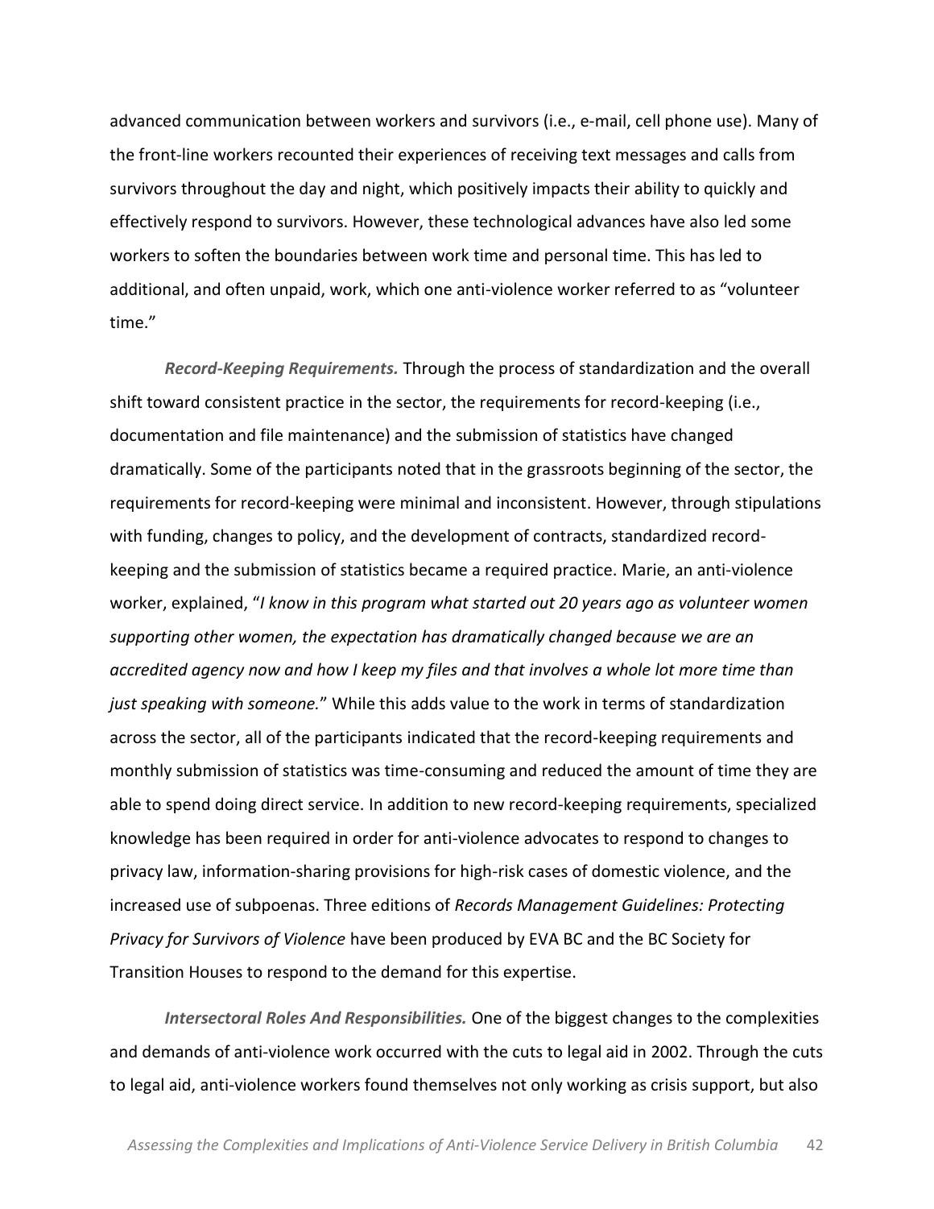advanced communication between workers and survivors (i.e., e-mail, cell phone use). Many of the front-line workers recounted their experiences of receiving text messages and calls from survivors throughout the day and night, which positively impacts their ability to quickly and effectively respond to survivors. However, these technological advances have also led some workers to soften the boundaries between work time and personal time. This has led to additional, and often unpaid, work, which one anti-violence worker referred to as "volunteer time."

***Record-Keeping Requirements.*** Through the process of standardization and the overall shift toward consistent practice in the sector, the requirements for record-keeping (i.e., documentation and file maintenance) and the submission of statistics have changed dramatically. Some of the participants noted that in the grassroots beginning of the sector, the requirements for record-keeping were minimal and inconsistent. However, through stipulations with funding, changes to policy, and the development of contracts, standardized record-keeping and the submission of statistics became a required practice. Marie, an anti-violence worker, explained, "*I know in this program what started out 20 years ago as volunteer women supporting other women, the expectation has dramatically changed because we are an accredited agency now and how I keep my files and that involves a whole lot more time than just speaking with someone.*" While this adds value to the work in terms of standardization across the sector, all of the participants indicated that the record-keeping requirements and monthly submission of statistics was time-consuming and reduced the amount of time they are able to spend doing direct service. In addition to new record-keeping requirements, specialized knowledge has been required in order for anti-violence advocates to respond to changes to privacy law, information-sharing provisions for high-risk cases of domestic violence, and the increased use of subpoenas. Three editions of *Records Management Guidelines: Protecting Privacy for Survivors of Violence* have been produced by EVA BC and the BC Society for Transition Houses to respond to the demand for this expertise.

***Intersectoral Roles And Responsibilities.*** One of the biggest changes to the complexities and demands of anti-violence work occurred with the cuts to legal aid in 2002. Through the cuts to legal aid, anti-violence workers found themselves not only working as crisis support, but also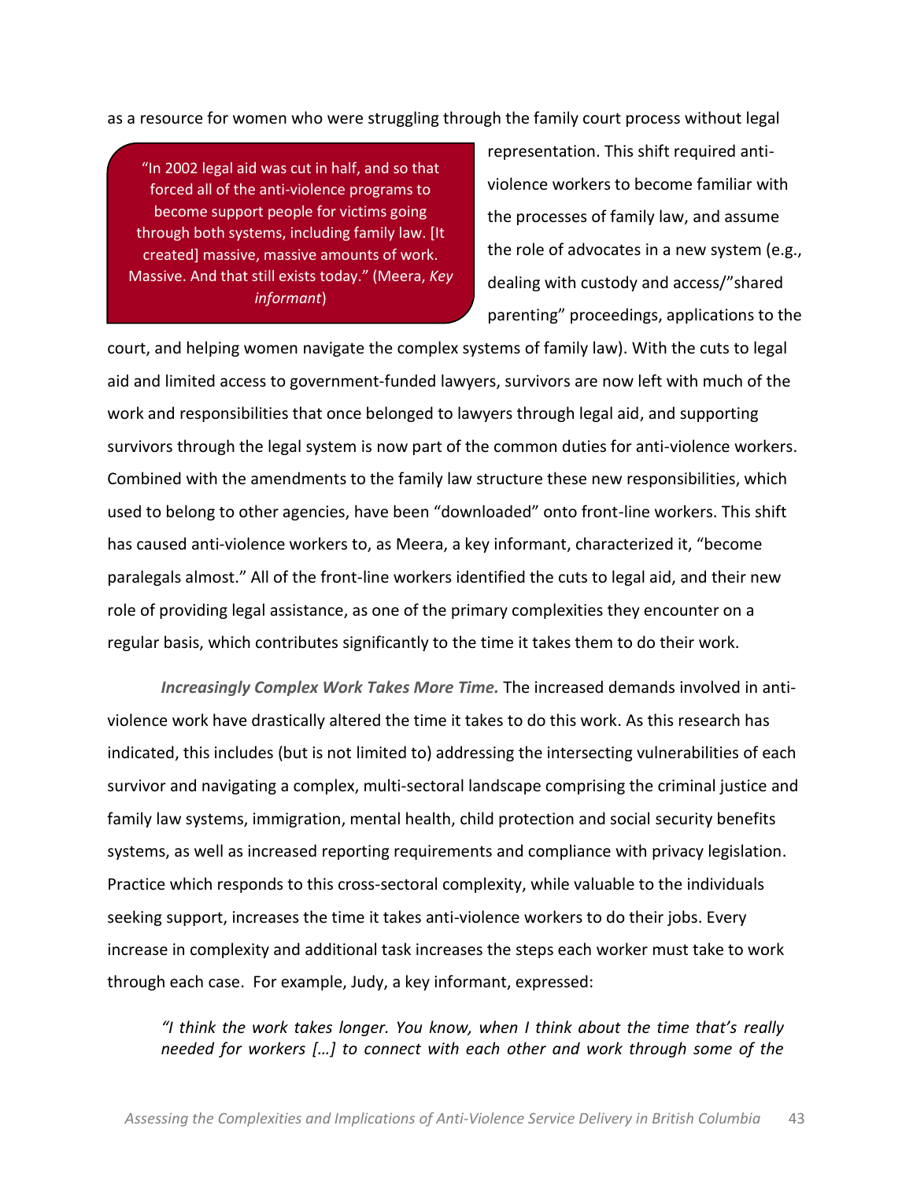as a resource for women who were struggling through the family court process without legal representation. This shift required anti-violence workers to become familiar with the processes of family law, and assume the role of advocates in a new system (e.g., dealing with custody and access/"shared parenting" proceedings, applications to the court, and helping women navigate the complex systems of family law). With the cuts to legal aid and limited access to government-funded lawyers, survivors are now left with much of the work and responsibilities that once belonged to lawyers through legal aid, and supporting survivors through the legal system is now part of the common duties for anti-violence workers. Combined with the amendments to the family law structure these new responsibilities, which used to belong to other agencies, have been "downloaded" onto front-line workers. This shift has caused anti-violence workers to, as Meera, a key informant, characterized it, "become paralegals almost." All of the front-line workers identified the cuts to legal aid, and their new role of providing legal assistance, as one of the primary complexities they encounter on a regular basis, which contributes significantly to the time it takes them to do their work.

> "In 2002 legal aid was cut in half, and so that forced all of the anti-violence programs to become support people for victims going through both systems, including family law. [It created] massive, massive amounts of work. Massive. And that still exists today." (Meera, *Key informant*)

***Increasingly Complex Work Takes More Time.*** The increased demands involved in anti-violence work have drastically altered the time it takes to do this work. As this research has indicated, this includes (but is not limited to) addressing the intersecting vulnerabilities of each survivor and navigating a complex, multi-sectoral landscape comprising the criminal justice and family law systems, immigration, mental health, child protection and social security benefits systems, as well as increased reporting requirements and compliance with privacy legislation. Practice which responds to this cross-sectoral complexity, while valuable to the individuals seeking support, increases the time it takes anti-violence workers to do their jobs. Every increase in complexity and additional task increases the steps each worker must take to work through each case. For example, Judy, a key informant, expressed:

> *"I think the work takes longer. You know, when I think about the time that's really needed for workers […] to connect with each other and work through some of the*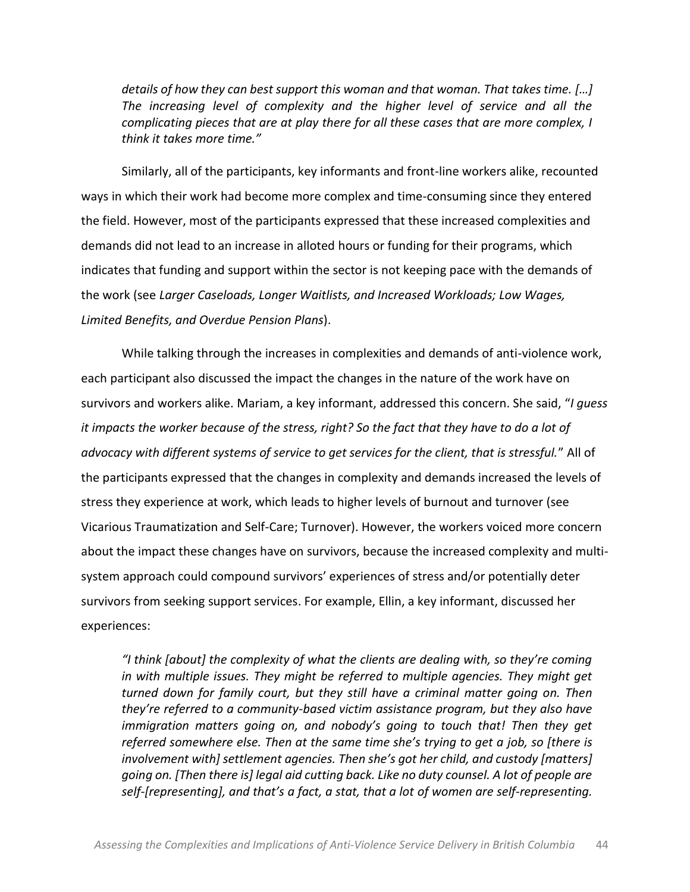*details of how they can best support this woman and that woman. That takes time. […] The increasing level of complexity and the higher level of service and all the complicating pieces that are at play there for all these cases that are more complex, I think it takes more time."*

Similarly, all of the participants, key informants and front-line workers alike, recounted ways in which their work had become more complex and time-consuming since they entered the field. However, most of the participants expressed that these increased complexities and demands did not lead to an increase in alloted hours or funding for their programs, which indicates that funding and support within the sector is not keeping pace with the demands of the work (see *Larger Caseloads, Longer Waitlists, and Increased Workloads; Low Wages, Limited Benefits, and Overdue Pension Plans*).

While talking through the increases in complexities and demands of anti-violence work, each participant also discussed the impact the changes in the nature of the work have on survivors and workers alike. Mariam, a key informant, addressed this concern. She said, "*I guess it impacts the worker because of the stress, right? So the fact that they have to do a lot of advocacy with different systems of service to get services for the client, that is stressful.*" All of the participants expressed that the changes in complexity and demands increased the levels of stress they experience at work, which leads to higher levels of burnout and turnover (see Vicarious Traumatization and Self-Care; Turnover). However, the workers voiced more concern about the impact these changes have on survivors, because the increased complexity and multi-system approach could compound survivors' experiences of stress and/or potentially deter survivors from seeking support services. For example, Ellin, a key informant, discussed her experiences:

*"I think [about] the complexity of what the clients are dealing with, so they're coming in with multiple issues. They might be referred to multiple agencies. They might get turned down for family court, but they still have a criminal matter going on. Then they're referred to a community-based victim assistance program, but they also have immigration matters going on, and nobody's going to touch that! Then they get referred somewhere else. Then at the same time she's trying to get a job, so [there is involvement with] settlement agencies. Then she's got her child, and custody [matters] going on. [Then there is] legal aid cutting back. Like no duty counsel. A lot of people are self-[representing], and that's a fact, a stat, that a lot of women are self-representing.*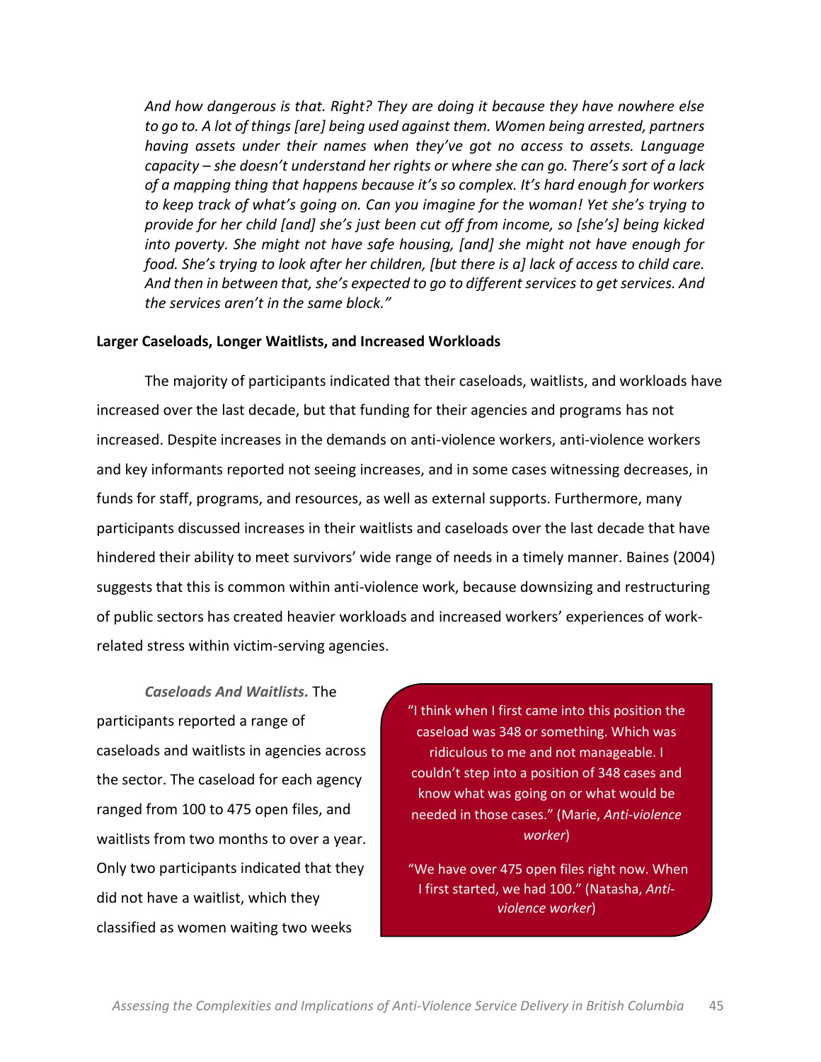*And how dangerous is that. Right? They are doing it because they have nowhere else to go to. A lot of things [are] being used against them. Women being arrested, partners having assets under their names when they've got no access to assets. Language capacity – she doesn't understand her rights or where she can go. There's sort of a lack of a mapping thing that happens because it's so complex. It's hard enough for workers to keep track of what's going on. Can you imagine for the woman! Yet she's trying to provide for her child [and] she's just been cut off from income, so [she's] being kicked into poverty. She might not have safe housing, [and] she might not have enough for food. She's trying to look after her children, [but there is a] lack of access to child care. And then in between that, she's expected to go to different services to get services. And the services aren't in the same block."*

**Larger Caseloads, Longer Waitlists, and Increased Workloads**

The majority of participants indicated that their caseloads, waitlists, and workloads have increased over the last decade, but that funding for their agencies and programs has not increased. Despite increases in the demands on anti-violence workers, anti-violence workers and key informants reported not seeing increases, and in some cases witnessing decreases, in funds for staff, programs, and resources, as well as external supports. Furthermore, many participants discussed increases in their waitlists and caseloads over the last decade that have hindered their ability to meet survivors' wide range of needs in a timely manner. Baines (2004) suggests that this is common within anti-violence work, because downsizing and restructuring of public sectors has created heavier workloads and increased workers' experiences of work-related stress within victim-serving agencies.

***Caseloads And Waitlists.*** The participants reported a range of caseloads and waitlists in agencies across the sector. The caseload for each agency ranged from 100 to 475 open files, and waitlists from two months to over a year. Only two participants indicated that they did not have a waitlist, which they classified as women waiting two weeks

> "I think when I first came into this position the caseload was 348 or something. Which was ridiculous to me and not manageable. I couldn't step into a position of 348 cases and know what was going on or what would be needed in those cases." (Marie, *Anti-violence worker*)
>
> "We have over 475 open files right now. When I first started, we had 100." (Natasha, *Anti-violence worker*)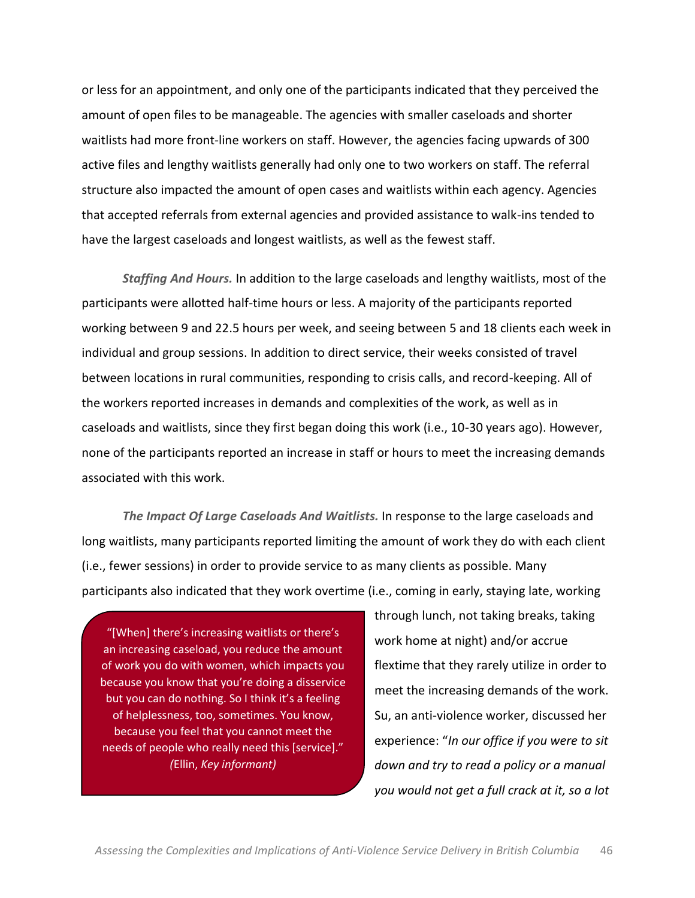or less for an appointment, and only one of the participants indicated that they perceived the amount of open files to be manageable. The agencies with smaller caseloads and shorter waitlists had more front-line workers on staff. However, the agencies facing upwards of 300 active files and lengthy waitlists generally had only one to two workers on staff. The referral structure also impacted the amount of open cases and waitlists within each agency. Agencies that accepted referrals from external agencies and provided assistance to walk-ins tended to have the largest caseloads and longest waitlists, as well as the fewest staff.

***Staffing And Hours.*** In addition to the large caseloads and lengthy waitlists, most of the participants were allotted half-time hours or less. A majority of the participants reported working between 9 and 22.5 hours per week, and seeing between 5 and 18 clients each week in individual and group sessions. In addition to direct service, their weeks consisted of travel between locations in rural communities, responding to crisis calls, and record-keeping. All of the workers reported increases in demands and complexities of the work, as well as in caseloads and waitlists, since they first began doing this work (i.e., 10-30 years ago). However, none of the participants reported an increase in staff or hours to meet the increasing demands associated with this work.

***The Impact Of Large Caseloads And Waitlists.*** In response to the large caseloads and long waitlists, many participants reported limiting the amount of work they do with each client (i.e., fewer sessions) in order to provide service to as many clients as possible. Many participants also indicated that they work overtime (i.e., coming in early, staying late, working through lunch, not taking breaks, taking work home at night) and/or accrue flextime that they rarely utilize in order to meet the increasing demands of the work. Su, an anti-violence worker, discussed her experience: "*In our office if you were to sit down and try to read a policy or a manual you would not get a full crack at it, so a lot*

> "[When] there's increasing waitlists or there's an increasing caseload, you reduce the amount of work you do with women, which impacts you because you know that you're doing a disservice but you can do nothing. So I think it's a feeling of helplessness, too, sometimes. You know, because you feel that you cannot meet the needs of people who really need this [service]." *(*Ellin, *Key informant)*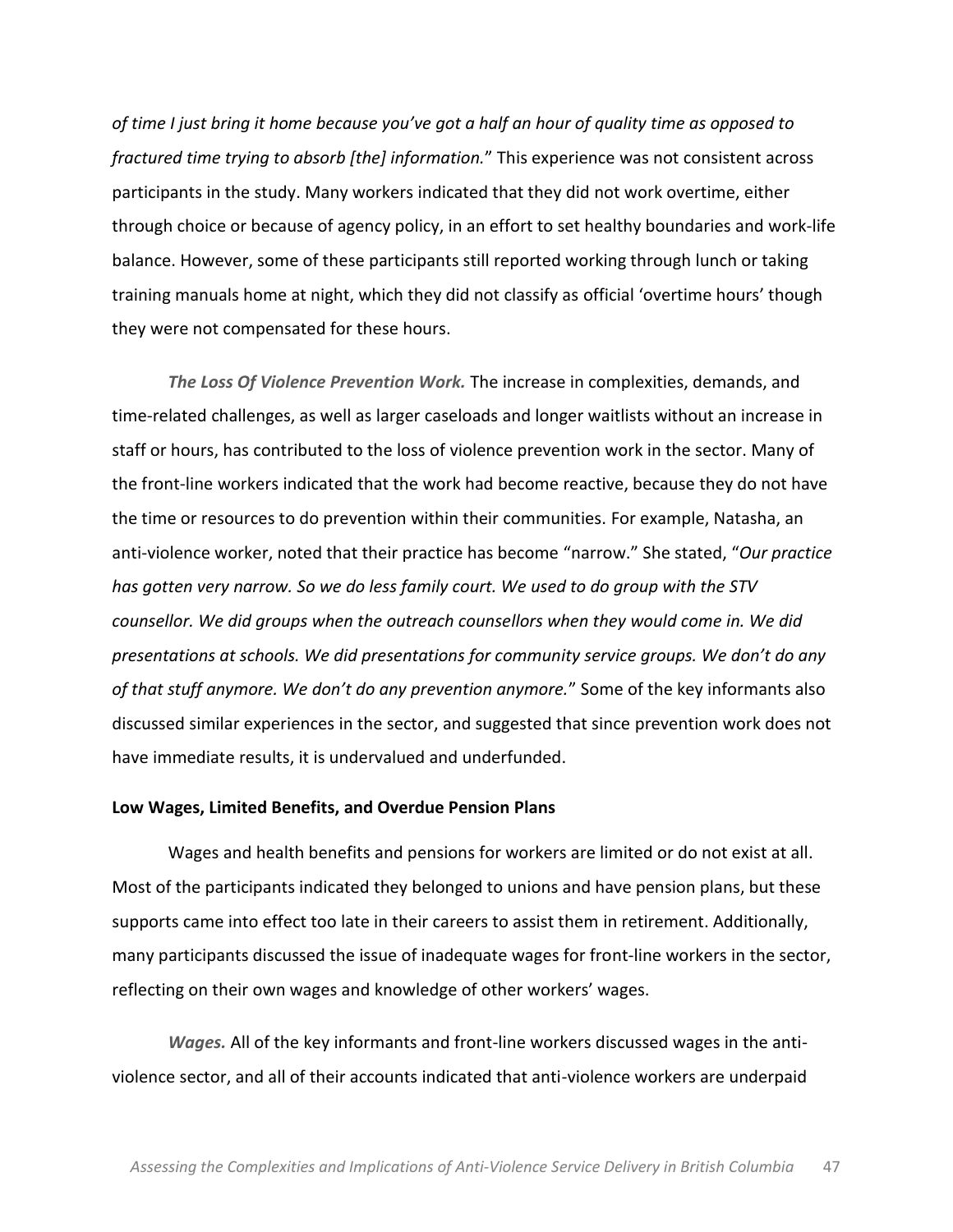*of time I just bring it home because you've got a half an hour of quality time as opposed to fractured time trying to absorb [the] information.*" This experience was not consistent across participants in the study. Many workers indicated that they did not work overtime, either through choice or because of agency policy, in an effort to set healthy boundaries and work-life balance. However, some of these participants still reported working through lunch or taking training manuals home at night, which they did not classify as official 'overtime hours' though they were not compensated for these hours.

***The Loss Of Violence Prevention Work.*** The increase in complexities, demands, and time-related challenges, as well as larger caseloads and longer waitlists without an increase in staff or hours, has contributed to the loss of violence prevention work in the sector. Many of the front-line workers indicated that the work had become reactive, because they do not have the time or resources to do prevention within their communities. For example, Natasha, an anti-violence worker, noted that their practice has become "narrow." She stated, "*Our practice has gotten very narrow. So we do less family court. We used to do group with the STV counsellor. We did groups when the outreach counsellors when they would come in. We did presentations at schools. We did presentations for community service groups. We don't do any of that stuff anymore. We don't do any prevention anymore.*" Some of the key informants also discussed similar experiences in the sector, and suggested that since prevention work does not have immediate results, it is undervalued and underfunded.

**Low Wages, Limited Benefits, and Overdue Pension Plans**

Wages and health benefits and pensions for workers are limited or do not exist at all. Most of the participants indicated they belonged to unions and have pension plans, but these supports came into effect too late in their careers to assist them in retirement. Additionally, many participants discussed the issue of inadequate wages for front-line workers in the sector, reflecting on their own wages and knowledge of other workers' wages.

***Wages.*** All of the key informants and front-line workers discussed wages in the anti-violence sector, and all of their accounts indicated that anti-violence workers are underpaid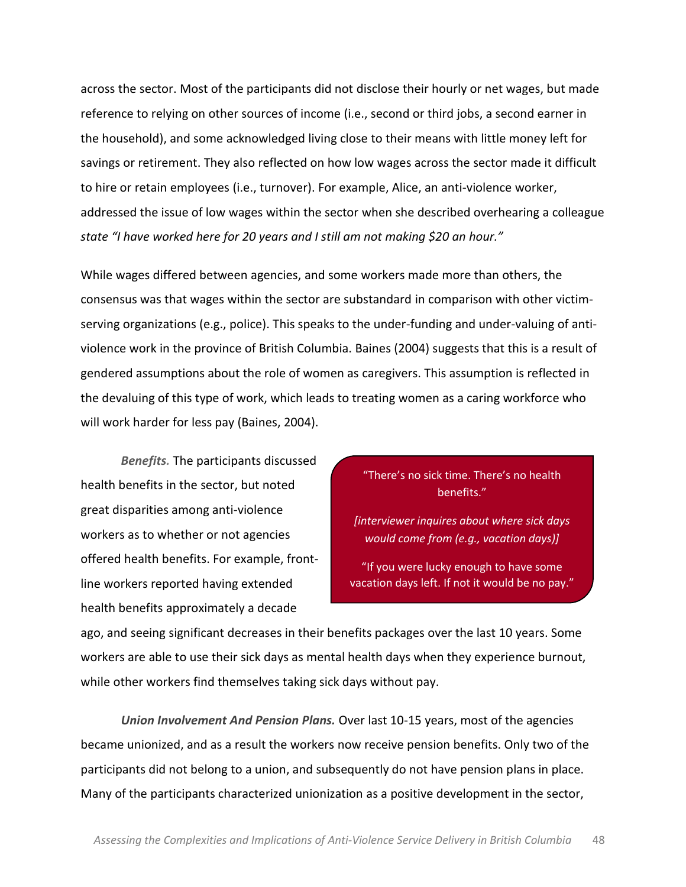across the sector. Most of the participants did not disclose their hourly or net wages, but made reference to relying on other sources of income (i.e., second or third jobs, a second earner in the household), and some acknowledged living close to their means with little money left for savings or retirement. They also reflected on how low wages across the sector made it difficult to hire or retain employees (i.e., turnover). For example, Alice, an anti-violence worker, addressed the issue of low wages within the sector when she described overhearing a colleague *state "I have worked here for 20 years and I still am not making $20 an hour."*

While wages differed between agencies, and some workers made more than others, the consensus was that wages within the sector are substandard in comparison with other victim-serving organizations (e.g., police). This speaks to the under-funding and under-valuing of anti-violence work in the province of British Columbia. Baines (2004) suggests that this is a result of gendered assumptions about the role of women as caregivers. This assumption is reflected in the devaluing of this type of work, which leads to treating women as a caring workforce who will work harder for less pay (Baines, 2004).

***Benefits.*** The participants discussed health benefits in the sector, but noted great disparities among anti-violence workers as to whether or not agencies offered health benefits. For example, front-line workers reported having extended health benefits approximately a decade ago, and seeing significant decreases in their benefits packages over the last 10 years. Some workers are able to use their sick days as mental health days when they experience burnout, while other workers find themselves taking sick days without pay.

> "There's no sick time. There's no health benefits."
>
> *[interviewer inquires about where sick days would come from (e.g., vacation days)]*
>
> "If you were lucky enough to have some vacation days left. If not it would be no pay."

***Union Involvement And Pension Plans.*** Over last 10-15 years, most of the agencies became unionized, and as a result the workers now receive pension benefits. Only two of the participants did not belong to a union, and subsequently do not have pension plans in place. Many of the participants characterized unionization as a positive development in the sector,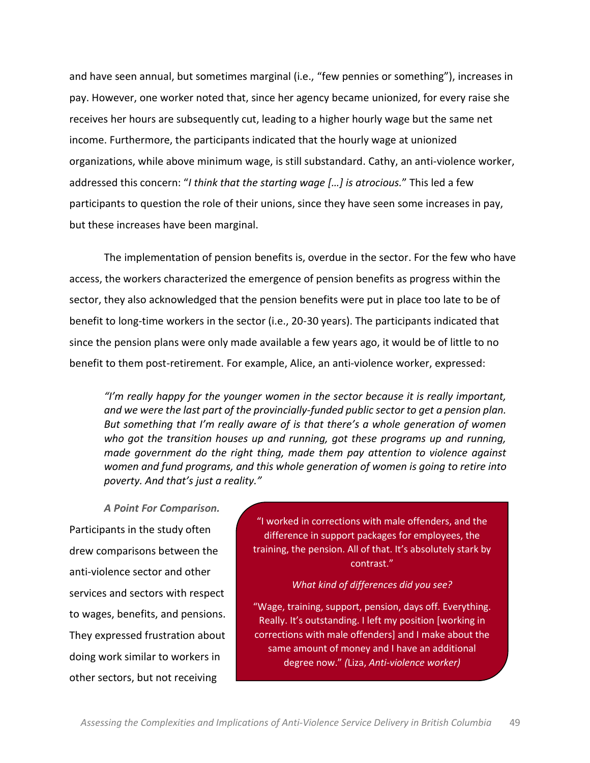and have seen annual, but sometimes marginal (i.e., "few pennies or something"), increases in pay. However, one worker noted that, since her agency became unionized, for every raise she receives her hours are subsequently cut, leading to a higher hourly wage but the same net income. Furthermore, the participants indicated that the hourly wage at unionized organizations, while above minimum wage, is still substandard. Cathy, an anti-violence worker, addressed this concern: "*I think that the starting wage […] is atrocious.*" This led a few participants to question the role of their unions, since they have seen some increases in pay, but these increases have been marginal.

The implementation of pension benefits is, overdue in the sector. For the few who have access, the workers characterized the emergence of pension benefits as progress within the sector, they also acknowledged that the pension benefits were put in place too late to be of benefit to long-time workers in the sector (i.e., 20-30 years). The participants indicated that since the pension plans were only made available a few years ago, it would be of little to no benefit to them post-retirement. For example, Alice, an anti-violence worker, expressed:

> *"I'm really happy for the younger women in the sector because it is really important, and we were the last part of the provincially-funded public sector to get a pension plan. But something that I'm really aware of is that there's a whole generation of women who got the transition houses up and running, got these programs up and running, made government do the right thing, made them pay attention to violence against women and fund programs, and this whole generation of women is going to retire into poverty. And that's just a reality."*

***A Point For Comparison.*** Participants in the study often drew comparisons between the anti-violence sector and other services and sectors with respect to wages, benefits, and pensions. They expressed frustration about doing work similar to workers in other sectors, but not receiving

> "I worked in corrections with male offenders, and the difference in support packages for employees, the training, the pension. All of that. It's absolutely stark by contrast."
>
> *What kind of differences did you see?*
>
> "Wage, training, support, pension, days off. Everything. Really. It's outstanding. I left my position [working in corrections with male offenders] and I make about the same amount of money and I have an additional degree now." *(*Liza, *Anti-violence worker)*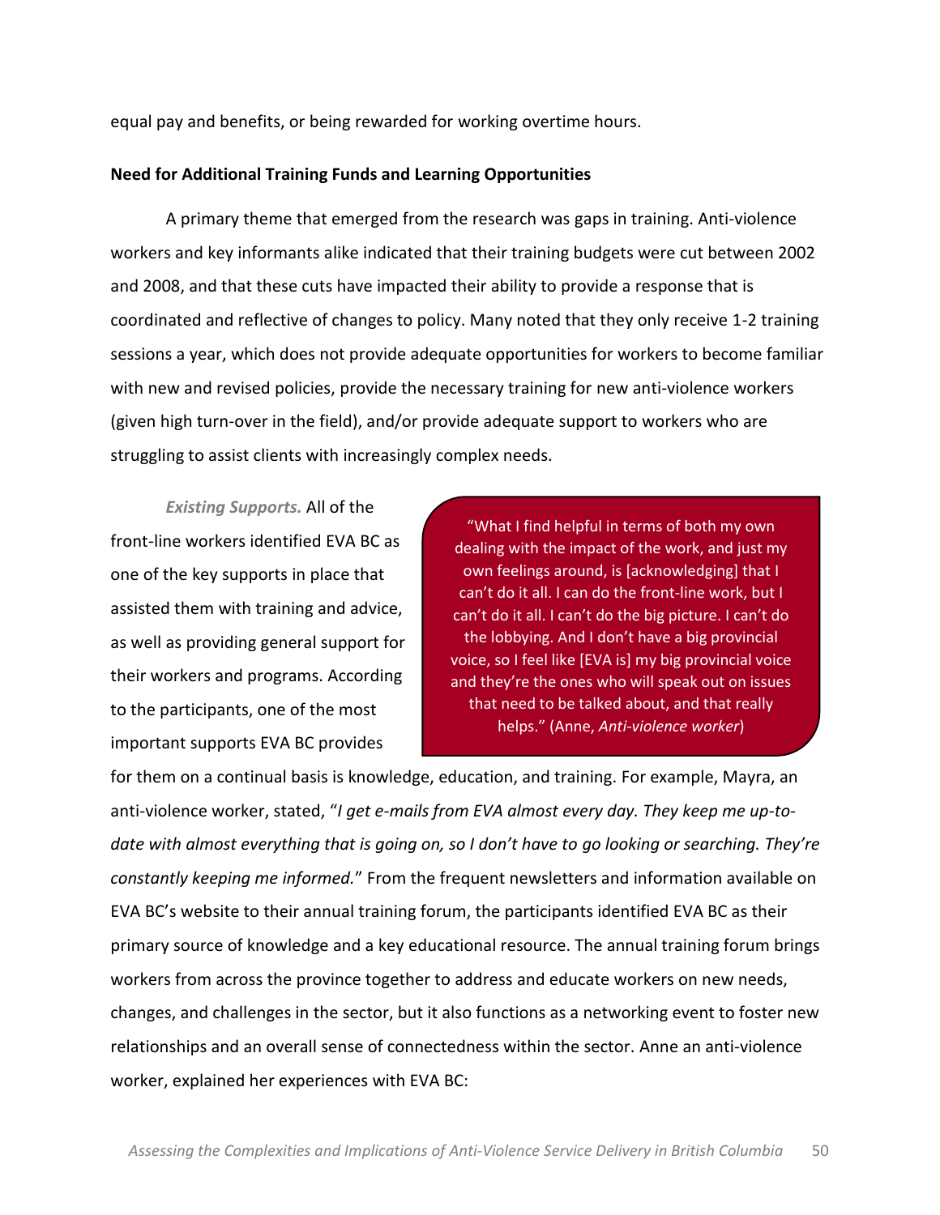equal pay and benefits, or being rewarded for working overtime hours.

**Need for Additional Training Funds and Learning Opportunities**

A primary theme that emerged from the research was gaps in training. Anti-violence workers and key informants alike indicated that their training budgets were cut between 2002 and 2008, and that these cuts have impacted their ability to provide a response that is coordinated and reflective of changes to policy. Many noted that they only receive 1-2 training sessions a year, which does not provide adequate opportunities for workers to become familiar with new and revised policies, provide the necessary training for new anti-violence workers (given high turn-over in the field), and/or provide adequate support to workers who are struggling to assist clients with increasingly complex needs.

***Existing Supports.*** All of the front-line workers identified EVA BC as one of the key supports in place that assisted them with training and advice, as well as providing general support for their workers and programs. According to the participants, one of the most important supports EVA BC provides for them on a continual basis is knowledge, education, and training. For example, Mayra, an anti-violence worker, stated, "*I get e-mails from EVA almost every day. They keep me up-to-date with almost everything that is going on, so I don't have to go looking or searching. They're constantly keeping me informed.*" From the frequent newsletters and information available on EVA BC's website to their annual training forum, the participants identified EVA BC as their primary source of knowledge and a key educational resource. The annual training forum brings workers from across the province together to address and educate workers on new needs, changes, and challenges in the sector, but it also functions as a networking event to foster new relationships and an overall sense of connectedness within the sector. Anne an anti-violence worker, explained her experiences with EVA BC:

> "What I find helpful in terms of both my own dealing with the impact of the work, and just my own feelings around, is [acknowledging] that I can't do it all. I can do the front-line work, but I can't do it all. I can't do the big picture. I can't do the lobbying. And I don't have a big provincial voice, so I feel like [EVA is] my big provincial voice and they're the ones who will speak out on issues that need to be talked about, and that really helps." (Anne, *Anti-violence worker*)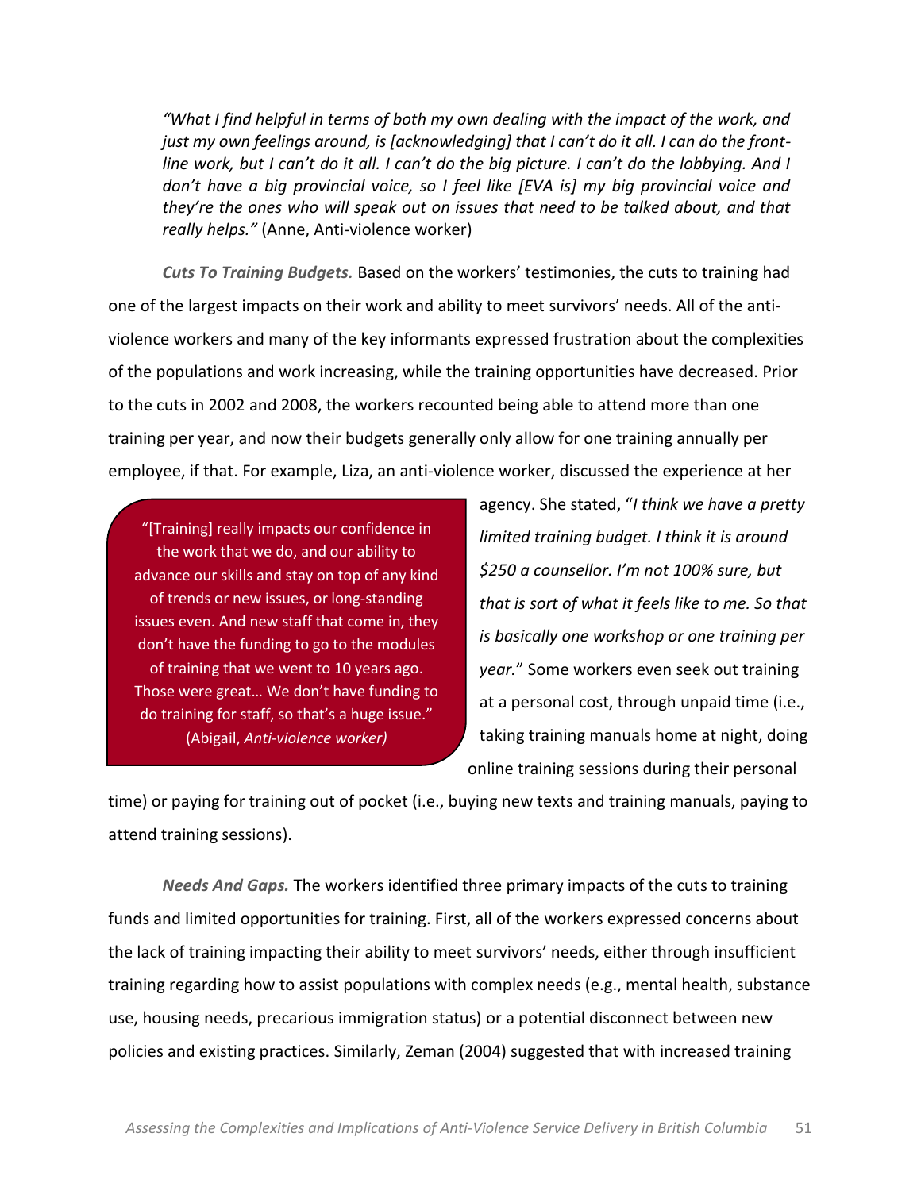*"What I find helpful in terms of both my own dealing with the impact of the work, and just my own feelings around, is [acknowledging] that I can't do it all. I can do the front-line work, but I can't do it all. I can't do the big picture. I can't do the lobbying. And I don't have a big provincial voice, so I feel like [EVA is] my big provincial voice and they're the ones who will speak out on issues that need to be talked about, and that really helps."* (Anne, Anti-violence worker)

***Cuts To Training Budgets.*** Based on the workers' testimonies, the cuts to training had one of the largest impacts on their work and ability to meet survivors' needs. All of the anti-violence workers and many of the key informants expressed frustration about the complexities of the populations and work increasing, while the training opportunities have decreased. Prior to the cuts in 2002 and 2008, the workers recounted being able to attend more than one training per year, and now their budgets generally only allow for one training annually per employee, if that. For example, Liza, an anti-violence worker, discussed the experience at her agency. She stated, "*I think we have a pretty limited training budget. I think it is around $250 a counsellor. I'm not 100% sure, but that is sort of what it feels like to me. So that is basically one workshop or one training per year.*" Some workers even seek out training at a personal cost, through unpaid time (i.e., taking training manuals home at night, doing online training sessions during their personal time) or paying for training out of pocket (i.e., buying new texts and training manuals, paying to attend training sessions).

> "[Training] really impacts our confidence in the work that we do, and our ability to advance our skills and stay on top of any kind of trends or new issues, or long-standing issues even. And new staff that come in, they don't have the funding to go to the modules of training that we went to 10 years ago. Those were great… We don't have funding to do training for staff, so that's a huge issue." (Abigail, *Anti-violence worker)*

***Needs And Gaps.*** The workers identified three primary impacts of the cuts to training funds and limited opportunities for training. First, all of the workers expressed concerns about the lack of training impacting their ability to meet survivors' needs, either through insufficient training regarding how to assist populations with complex needs (e.g., mental health, substance use, housing needs, precarious immigration status) or a potential disconnect between new policies and existing practices. Similarly, Zeman (2004) suggested that with increased training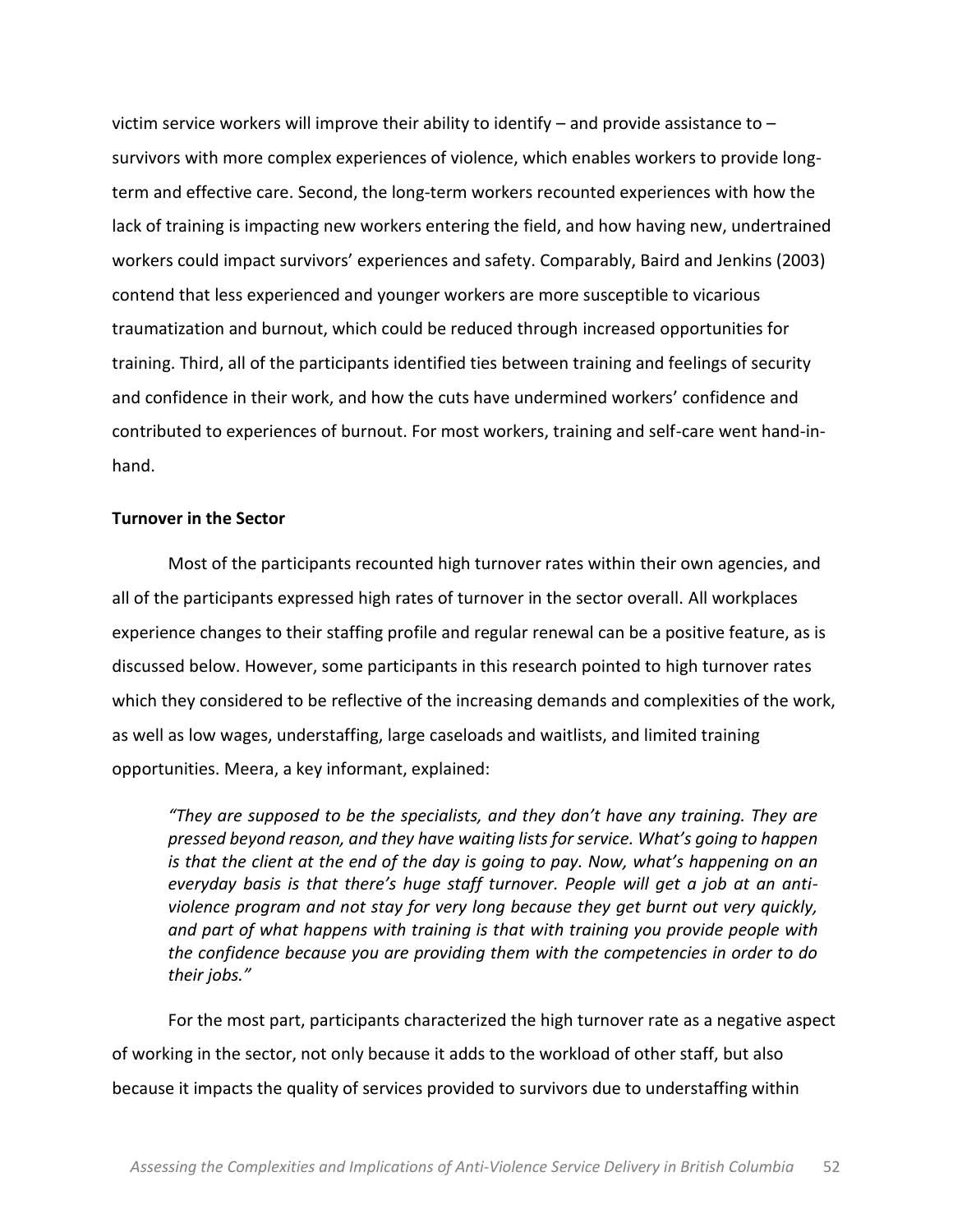victim service workers will improve their ability to identify – and provide assistance to – survivors with more complex experiences of violence, which enables workers to provide long-term and effective care. Second, the long-term workers recounted experiences with how the lack of training is impacting new workers entering the field, and how having new, undertrained workers could impact survivors' experiences and safety. Comparably, Baird and Jenkins (2003) contend that less experienced and younger workers are more susceptible to vicarious traumatization and burnout, which could be reduced through increased opportunities for training. Third, all of the participants identified ties between training and feelings of security and confidence in their work, and how the cuts have undermined workers' confidence and contributed to experiences of burnout. For most workers, training and self-care went hand-in-hand.

**Turnover in the Sector**

Most of the participants recounted high turnover rates within their own agencies, and all of the participants expressed high rates of turnover in the sector overall. All workplaces experience changes to their staffing profile and regular renewal can be a positive feature, as is discussed below. However, some participants in this research pointed to high turnover rates which they considered to be reflective of the increasing demands and complexities of the work, as well as low wages, understaffing, large caseloads and waitlists, and limited training opportunities. Meera, a key informant, explained:

> *"They are supposed to be the specialists, and they don't have any training. They are pressed beyond reason, and they have waiting lists for service. What's going to happen is that the client at the end of the day is going to pay. Now, what's happening on an everyday basis is that there's huge staff turnover. People will get a job at an anti-violence program and not stay for very long because they get burnt out very quickly, and part of what happens with training is that with training you provide people with the confidence because you are providing them with the competencies in order to do their jobs."*

For the most part, participants characterized the high turnover rate as a negative aspect of working in the sector, not only because it adds to the workload of other staff, but also because it impacts the quality of services provided to survivors due to understaffing within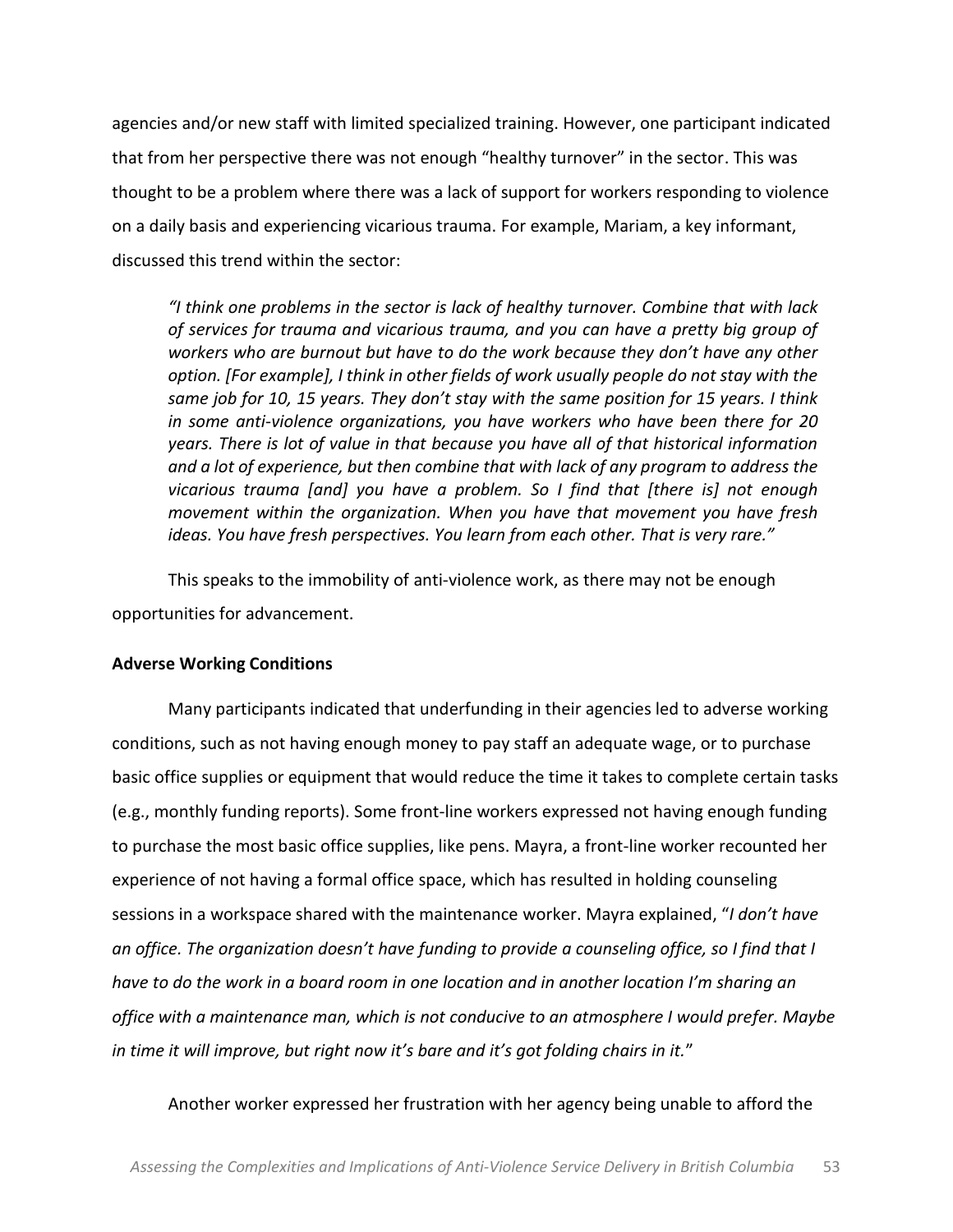agencies and/or new staff with limited specialized training. However, one participant indicated that from her perspective there was not enough "healthy turnover" in the sector. This was thought to be a problem where there was a lack of support for workers responding to violence on a daily basis and experiencing vicarious trauma. For example, Mariam, a key informant, discussed this trend within the sector:

> *"I think one problems in the sector is lack of healthy turnover. Combine that with lack of services for trauma and vicarious trauma, and you can have a pretty big group of workers who are burnout but have to do the work because they don't have any other option. [For example], I think in other fields of work usually people do not stay with the same job for 10, 15 years. They don't stay with the same position for 15 years. I think in some anti-violence organizations, you have workers who have been there for 20 years. There is lot of value in that because you have all of that historical information and a lot of experience, but then combine that with lack of any program to address the vicarious trauma [and] you have a problem. So I find that [there is] not enough movement within the organization. When you have that movement you have fresh ideas. You have fresh perspectives. You learn from each other. That is very rare."*

This speaks to the immobility of anti-violence work, as there may not be enough opportunities for advancement.

**Adverse Working Conditions**

Many participants indicated that underfunding in their agencies led to adverse working conditions, such as not having enough money to pay staff an adequate wage, or to purchase basic office supplies or equipment that would reduce the time it takes to complete certain tasks (e.g., monthly funding reports). Some front-line workers expressed not having enough funding to purchase the most basic office supplies, like pens. Mayra, a front-line worker recounted her experience of not having a formal office space, which has resulted in holding counseling sessions in a workspace shared with the maintenance worker. Mayra explained, "*I don't have an office. The organization doesn't have funding to provide a counseling office, so I find that I have to do the work in a board room in one location and in another location I'm sharing an office with a maintenance man, which is not conducive to an atmosphere I would prefer. Maybe in time it will improve, but right now it's bare and it's got folding chairs in it.*"

Another worker expressed her frustration with her agency being unable to afford the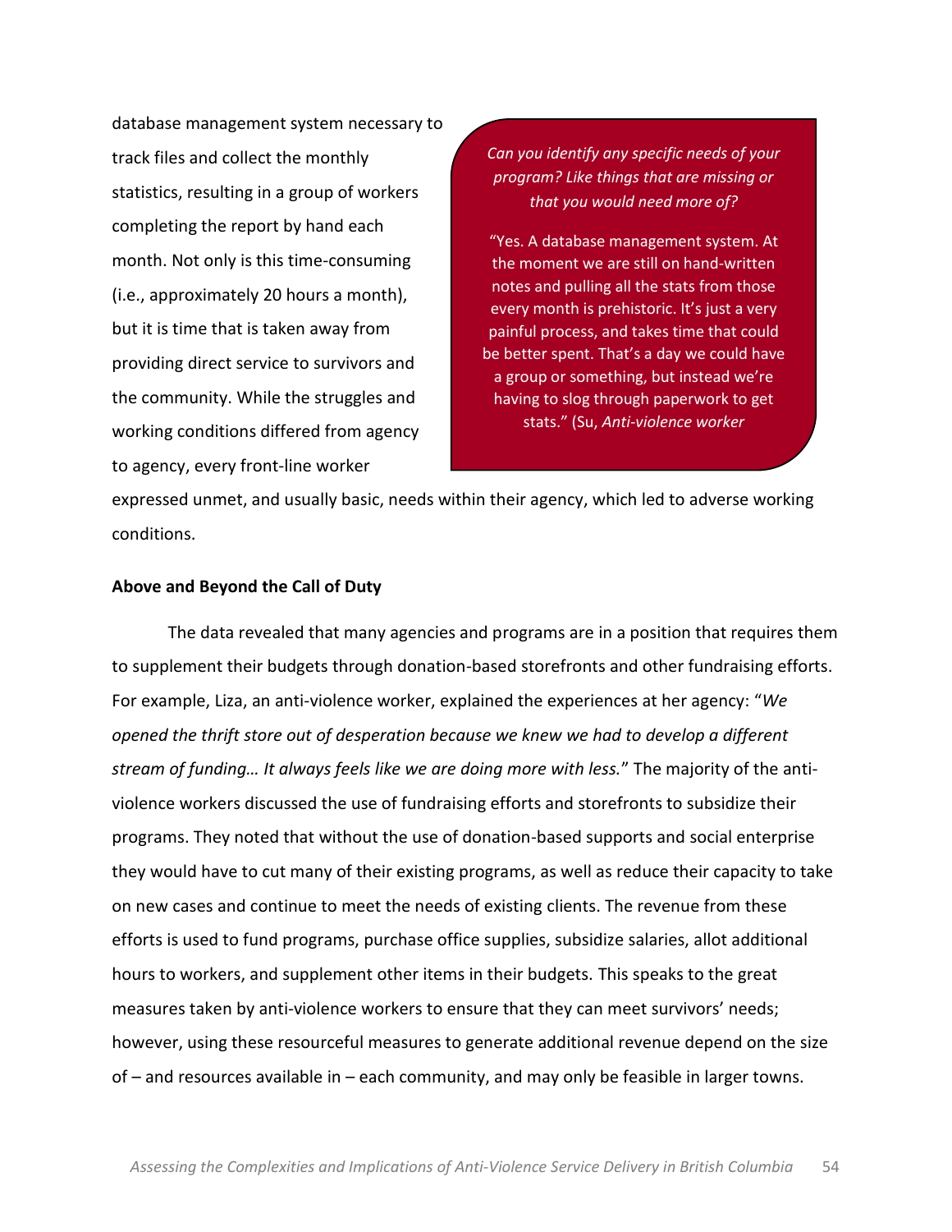database management system necessary to track files and collect the monthly statistics, resulting in a group of workers completing the report by hand each month. Not only is this time-consuming (i.e., approximately 20 hours a month), but it is time that is taken away from providing direct service to survivors and the community. While the struggles and working conditions differed from agency to agency, every front-line worker expressed unmet, and usually basic, needs within their agency, which led to adverse working conditions.

> *Can you identify any specific needs of your program? Like things that are missing or that you would need more of?*
>
> "Yes. A database management system. At the moment we are still on hand-written notes and pulling all the stats from those every month is prehistoric. It's just a very painful process, and takes time that could be better spent. That's a day we could have a group or something, but instead we're having to slog through paperwork to get stats." (Su, *Anti-violence worker*

**Above and Beyond the Call of Duty**

The data revealed that many agencies and programs are in a position that requires them to supplement their budgets through donation-based storefronts and other fundraising efforts. For example, Liza, an anti-violence worker, explained the experiences at her agency: "*We opened the thrift store out of desperation because we knew we had to develop a different stream of funding… It always feels like we are doing more with less.*" The majority of the anti-violence workers discussed the use of fundraising efforts and storefronts to subsidize their programs. They noted that without the use of donation-based supports and social enterprise they would have to cut many of their existing programs, as well as reduce their capacity to take on new cases and continue to meet the needs of existing clients. The revenue from these efforts is used to fund programs, purchase office supplies, subsidize salaries, allot additional hours to workers, and supplement other items in their budgets. This speaks to the great measures taken by anti-violence workers to ensure that they can meet survivors' needs; however, using these resourceful measures to generate additional revenue depend on the size of – and resources available in – each community, and may only be feasible in larger towns.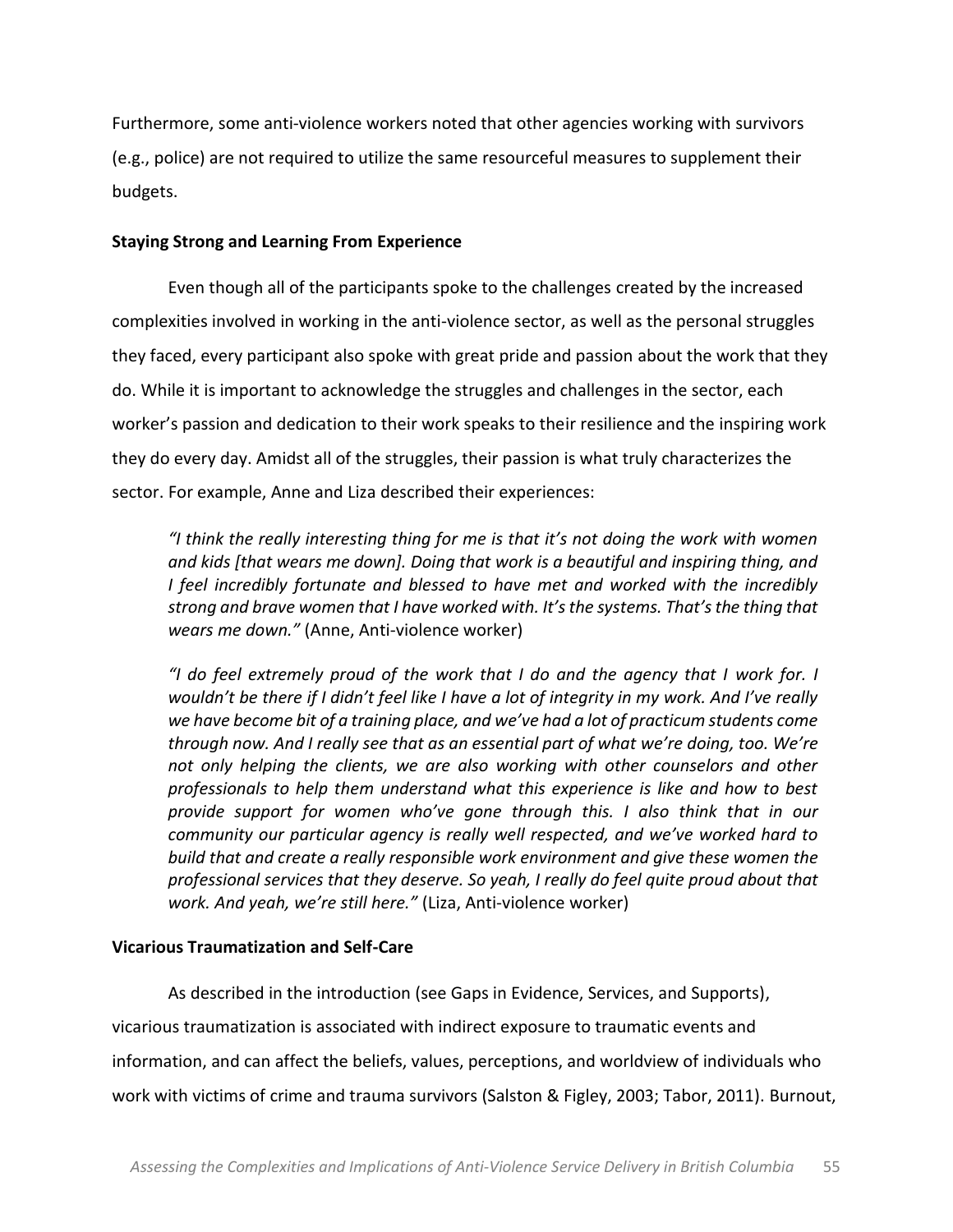Furthermore, some anti-violence workers noted that other agencies working with survivors (e.g., police) are not required to utilize the same resourceful measures to supplement their budgets.

**Staying Strong and Learning From Experience**

Even though all of the participants spoke to the challenges created by the increased complexities involved in working in the anti-violence sector, as well as the personal struggles they faced, every participant also spoke with great pride and passion about the work that they do. While it is important to acknowledge the struggles and challenges in the sector, each worker's passion and dedication to their work speaks to their resilience and the inspiring work they do every day. Amidst all of the struggles, their passion is what truly characterizes the sector. For example, Anne and Liza described their experiences:

> *"I think the really interesting thing for me is that it's not doing the work with women and kids [that wears me down]. Doing that work is a beautiful and inspiring thing, and I feel incredibly fortunate and blessed to have met and worked with the incredibly strong and brave women that I have worked with. It's the systems. That's the thing that wears me down."* (Anne, Anti-violence worker)

> *"I do feel extremely proud of the work that I do and the agency that I work for. I wouldn't be there if I didn't feel like I have a lot of integrity in my work. And I've really we have become bit of a training place, and we've had a lot of practicum students come through now. And I really see that as an essential part of what we're doing, too. We're not only helping the clients, we are also working with other counselors and other professionals to help them understand what this experience is like and how to best provide support for women who've gone through this. I also think that in our community our particular agency is really well respected, and we've worked hard to build that and create a really responsible work environment and give these women the professional services that they deserve. So yeah, I really do feel quite proud about that work. And yeah, we're still here."* (Liza, Anti-violence worker)

**Vicarious Traumatization and Self-Care**

As described in the introduction (see Gaps in Evidence, Services, and Supports), vicarious traumatization is associated with indirect exposure to traumatic events and information, and can affect the beliefs, values, perceptions, and worldview of individuals who work with victims of crime and trauma survivors (Salston & Figley, 2003; Tabor, 2011). Burnout,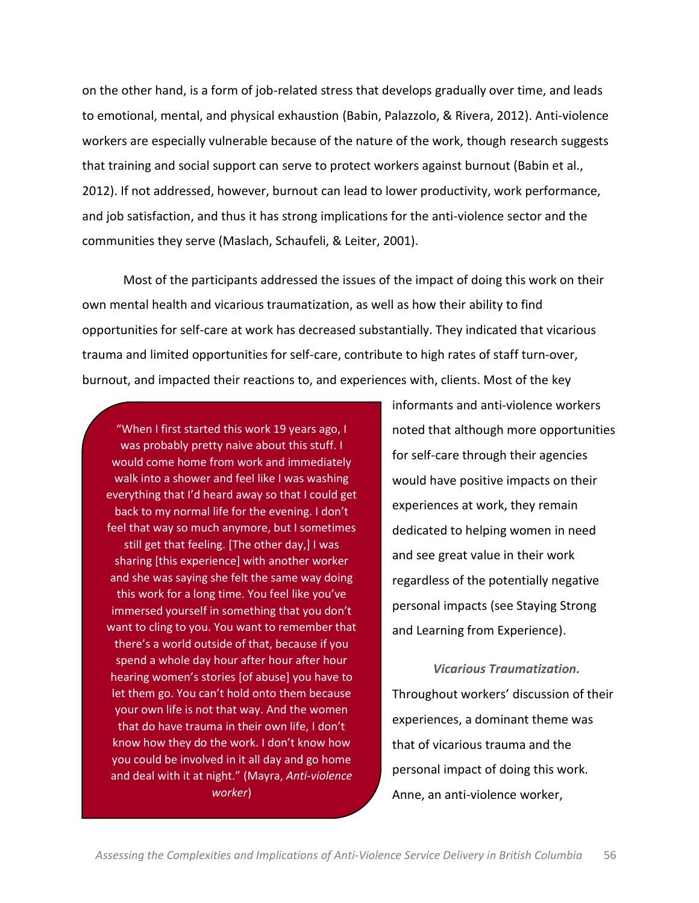on the other hand, is a form of job-related stress that develops gradually over time, and leads to emotional, mental, and physical exhaustion (Babin, Palazzolo, & Rivera, 2012). Anti-violence workers are especially vulnerable because of the nature of the work, though research suggests that training and social support can serve to protect workers against burnout (Babin et al., 2012). If not addressed, however, burnout can lead to lower productivity, work performance, and job satisfaction, and thus it has strong implications for the anti-violence sector and the communities they serve (Maslach, Schaufeli, & Leiter, 2001).

Most of the participants addressed the issues of the impact of doing this work on their own mental health and vicarious traumatization, as well as how their ability to find opportunities for self-care at work has decreased substantially. They indicated that vicarious trauma and limited opportunities for self-care, contribute to high rates of staff turn-over, burnout, and impacted their reactions to, and experiences with, clients. Most of the key informants and anti-violence workers noted that although more opportunities for self-care through their agencies would have positive impacts on their experiences at work, they remain dedicated to helping women in need and see great value in their work regardless of the potentially negative personal impacts (see Staying Strong and Learning from Experience).

> "When I first started this work 19 years ago, I was probably pretty naive about this stuff. I would come home from work and immediately walk into a shower and feel like I was washing everything that I'd heard away so that I could get back to my normal life for the evening. I don't feel that way so much anymore, but I sometimes still get that feeling. [The other day,] I was sharing [this experience] with another worker and she was saying she felt the same way doing this work for a long time. You feel like you've immersed yourself in something that you don't want to cling to you. You want to remember that there's a world outside of that, because if you spend a whole day hour after hour after hour hearing women's stories [of abuse] you have to let them go. You can't hold onto them because your own life is not that way. And the women that do have trauma in their own life, I don't know how they do the work. I don't know how you could be involved in it all day and go home and deal with it at night." (Mayra, *Anti-violence worker*)

***Vicarious Traumatization.*** Throughout workers' discussion of their experiences, a dominant theme was that of vicarious trauma and the personal impact of doing this work. Anne, an anti-violence worker,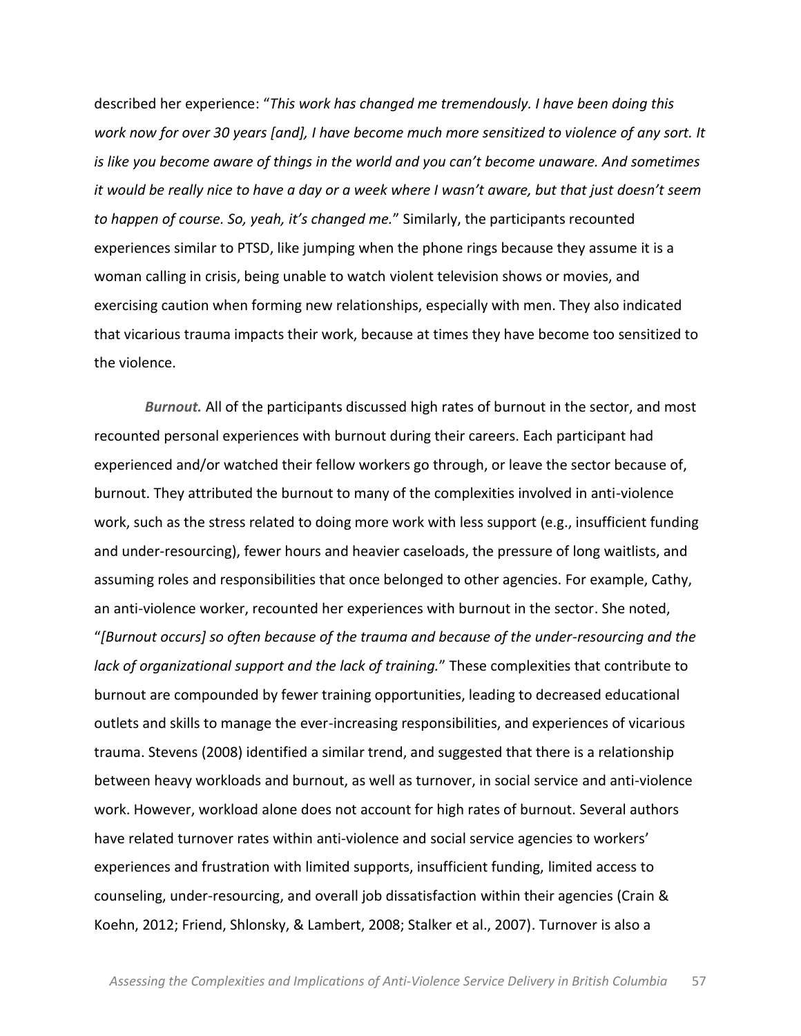described her experience: "*This work has changed me tremendously. I have been doing this work now for over 30 years [and], I have become much more sensitized to violence of any sort. It is like you become aware of things in the world and you can't become unaware. And sometimes it would be really nice to have a day or a week where I wasn't aware, but that just doesn't seem to happen of course. So, yeah, it's changed me.*" Similarly, the participants recounted experiences similar to PTSD, like jumping when the phone rings because they assume it is a woman calling in crisis, being unable to watch violent television shows or movies, and exercising caution when forming new relationships, especially with men. They also indicated that vicarious trauma impacts their work, because at times they have become too sensitized to the violence.

***Burnout.*** All of the participants discussed high rates of burnout in the sector, and most recounted personal experiences with burnout during their careers. Each participant had experienced and/or watched their fellow workers go through, or leave the sector because of, burnout. They attributed the burnout to many of the complexities involved in anti-violence work, such as the stress related to doing more work with less support (e.g., insufficient funding and under-resourcing), fewer hours and heavier caseloads, the pressure of long waitlists, and assuming roles and responsibilities that once belonged to other agencies. For example, Cathy, an anti-violence worker, recounted her experiences with burnout in the sector. She noted, "*[Burnout occurs] so often because of the trauma and because of the under-resourcing and the lack of organizational support and the lack of training.*" These complexities that contribute to burnout are compounded by fewer training opportunities, leading to decreased educational outlets and skills to manage the ever-increasing responsibilities, and experiences of vicarious trauma. Stevens (2008) identified a similar trend, and suggested that there is a relationship between heavy workloads and burnout, as well as turnover, in social service and anti-violence work. However, workload alone does not account for high rates of burnout. Several authors have related turnover rates within anti-violence and social service agencies to workers' experiences and frustration with limited supports, insufficient funding, limited access to counseling, under-resourcing, and overall job dissatisfaction within their agencies (Crain & Koehn, 2012; Friend, Shlonsky, & Lambert, 2008; Stalker et al., 2007). Turnover is also a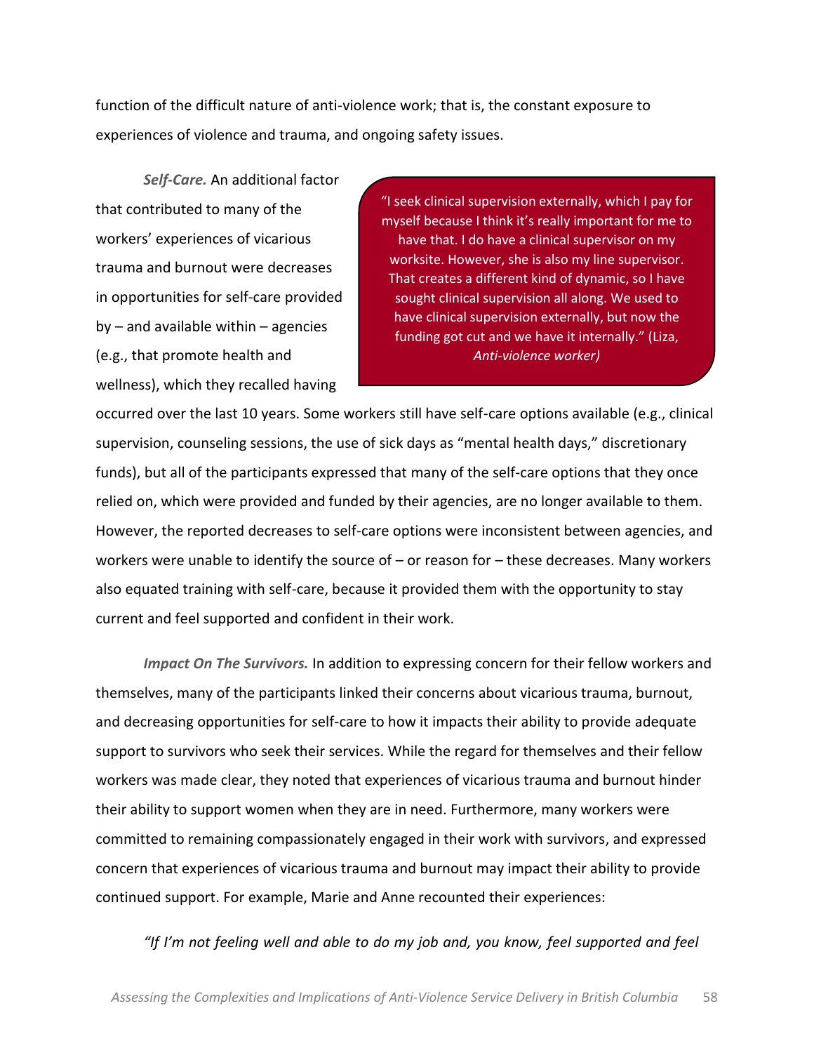function of the difficult nature of anti-violence work; that is, the constant exposure to experiences of violence and trauma, and ongoing safety issues.

***Self-Care.*** An additional factor that contributed to many of the workers' experiences of vicarious trauma and burnout were decreases in opportunities for self-care provided by – and available within – agencies (e.g., that promote health and wellness), which they recalled having occurred over the last 10 years. Some workers still have self-care options available (e.g., clinical supervision, counseling sessions, the use of sick days as "mental health days," discretionary funds), but all of the participants expressed that many of the self-care options that they once relied on, which were provided and funded by their agencies, are no longer available to them. However, the reported decreases to self-care options were inconsistent between agencies, and workers were unable to identify the source of – or reason for – these decreases. Many workers also equated training with self-care, because it provided them with the opportunity to stay current and feel supported and confident in their work.

> "I seek clinical supervision externally, which I pay for myself because I think it's really important for me to have that. I do have a clinical supervisor on my worksite. However, she is also my line supervisor. That creates a different kind of dynamic, so I have sought clinical supervision all along. We used to have clinical supervision externally, but now the funding got cut and we have it internally." (Liza, *Anti-violence worker)*

***Impact On The Survivors.*** In addition to expressing concern for their fellow workers and themselves, many of the participants linked their concerns about vicarious trauma, burnout, and decreasing opportunities for self-care to how it impacts their ability to provide adequate support to survivors who seek their services. While the regard for themselves and their fellow workers was made clear, they noted that experiences of vicarious trauma and burnout hinder their ability to support women when they are in need. Furthermore, many workers were committed to remaining compassionately engaged in their work with survivors, and expressed concern that experiences of vicarious trauma and burnout may impact their ability to provide continued support. For example, Marie and Anne recounted their experiences:

*"If I'm not feeling well and able to do my job and, you know, feel supported and feel*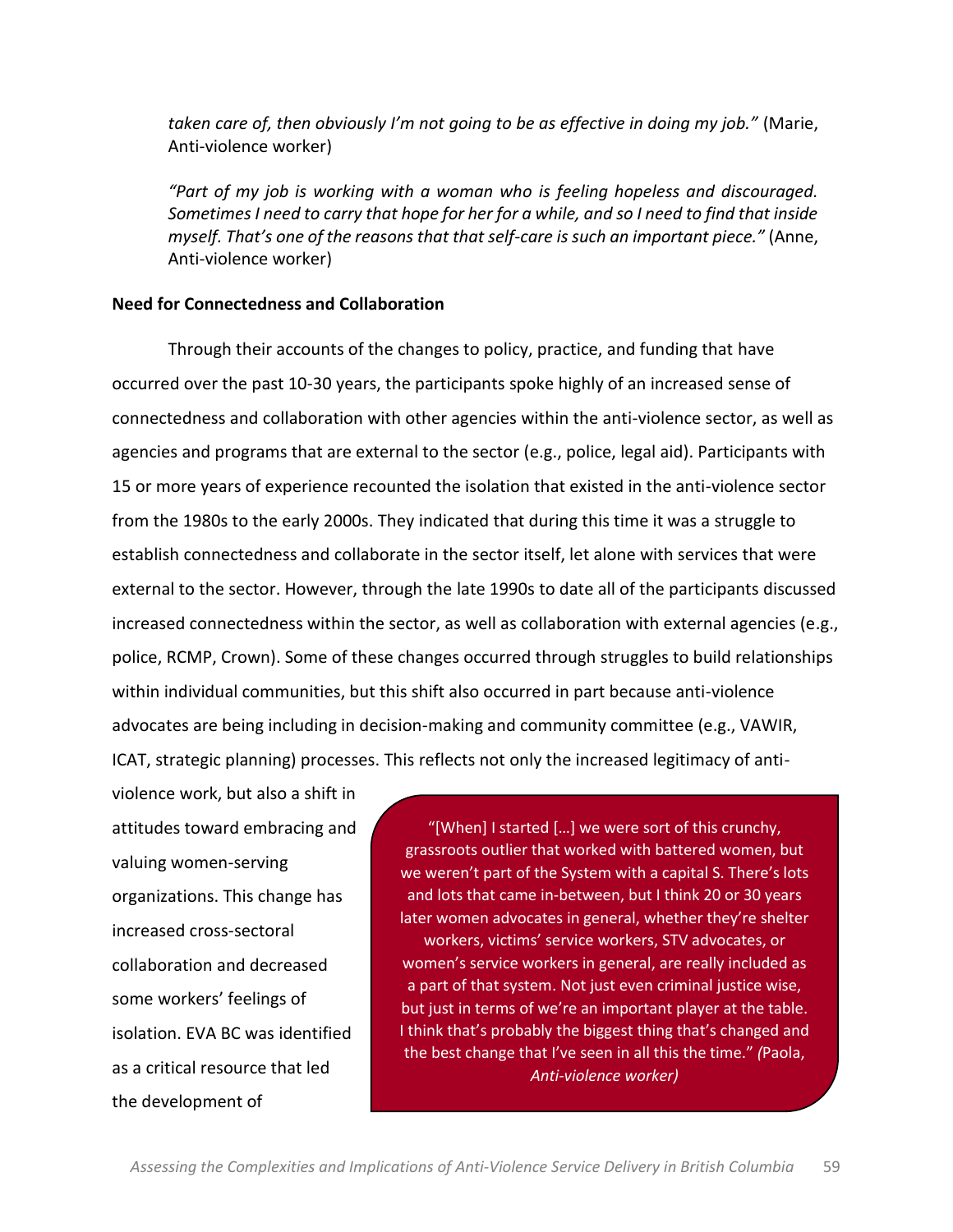*taken care of, then obviously I'm not going to be as effective in doing my job."* (Marie, Anti-violence worker)

*"Part of my job is working with a woman who is feeling hopeless and discouraged. Sometimes I need to carry that hope for her for a while, and so I need to find that inside myself. That's one of the reasons that that self-care is such an important piece."* (Anne, Anti-violence worker)

**Need for Connectedness and Collaboration**

Through their accounts of the changes to policy, practice, and funding that have occurred over the past 10-30 years, the participants spoke highly of an increased sense of connectedness and collaboration with other agencies within the anti-violence sector, as well as agencies and programs that are external to the sector (e.g., police, legal aid). Participants with 15 or more years of experience recounted the isolation that existed in the anti-violence sector from the 1980s to the early 2000s. They indicated that during this time it was a struggle to establish connectedness and collaborate in the sector itself, let alone with services that were external to the sector. However, through the late 1990s to date all of the participants discussed increased connectedness within the sector, as well as collaboration with external agencies (e.g., police, RCMP, Crown). Some of these changes occurred through struggles to build relationships within individual communities, but this shift also occurred in part because anti-violence advocates are being including in decision-making and community committee (e.g., VAWIR, ICAT, strategic planning) processes. This reflects not only the increased legitimacy of anti-violence work, but also a shift in attitudes toward embracing and valuing women-serving organizations. This change has increased cross-sectoral collaboration and decreased some workers' feelings of isolation. EVA BC was identified as a critical resource that led the development of

> "[When] I started [...] we were sort of this crunchy, grassroots outlier that worked with battered women, but we weren't part of the System with a capital S. There's lots and lots that came in-between, but I think 20 or 30 years later women advocates in general, whether they're shelter workers, victims' service workers, STV advocates, or women's service workers in general, are really included as a part of that system. Not just even criminal justice wise, but just in terms of we're an important player at the table. I think that's probably the biggest thing that's changed and the best change that I've seen in all this the time." *(Paola, Anti-violence worker)*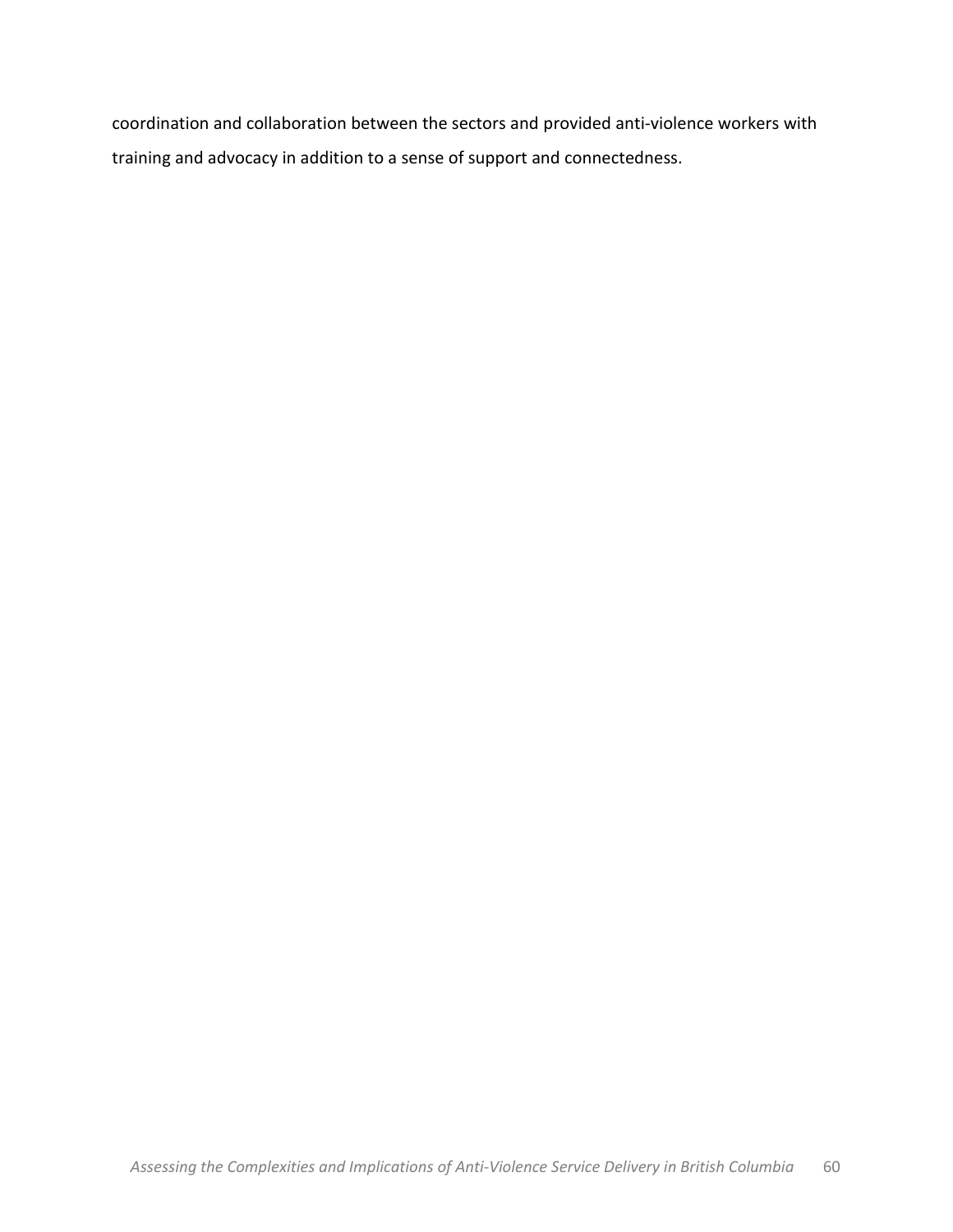coordination and collaboration between the sectors and provided anti-violence workers with training and advocacy in addition to a sense of support and connectedness.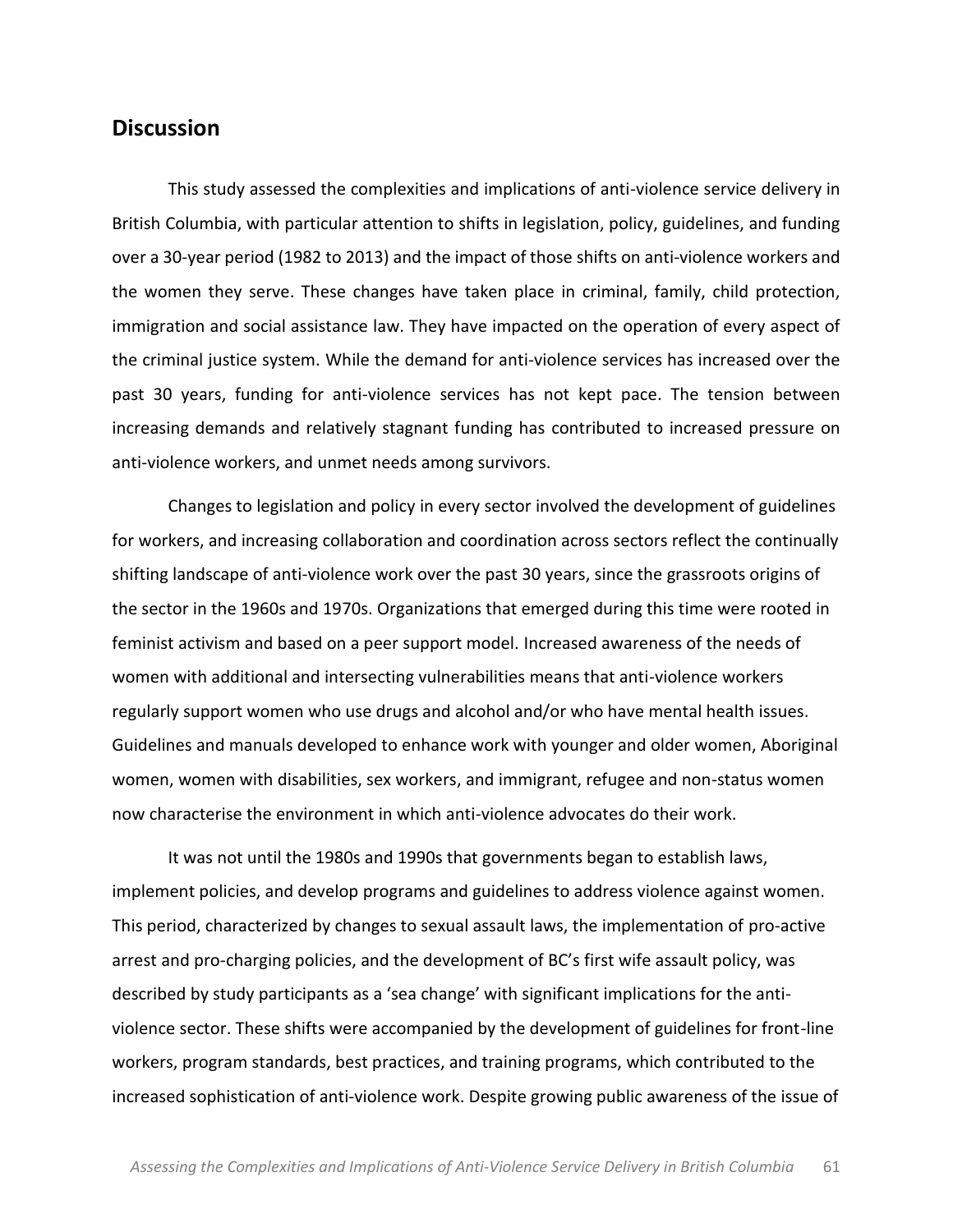## Discussion

This study assessed the complexities and implications of anti-violence service delivery in British Columbia, with particular attention to shifts in legislation, policy, guidelines, and funding over a 30-year period (1982 to 2013) and the impact of those shifts on anti-violence workers and the women they serve. These changes have taken place in criminal, family, child protection, immigration and social assistance law. They have impacted on the operation of every aspect of the criminal justice system. While the demand for anti-violence services has increased over the past 30 years, funding for anti-violence services has not kept pace. The tension between increasing demands and relatively stagnant funding has contributed to increased pressure on anti-violence workers, and unmet needs among survivors.

Changes to legislation and policy in every sector involved the development of guidelines for workers, and increasing collaboration and coordination across sectors reflect the continually shifting landscape of anti-violence work over the past 30 years, since the grassroots origins of the sector in the 1960s and 1970s. Organizations that emerged during this time were rooted in feminist activism and based on a peer support model. Increased awareness of the needs of women with additional and intersecting vulnerabilities means that anti-violence workers regularly support women who use drugs and alcohol and/or who have mental health issues. Guidelines and manuals developed to enhance work with younger and older women, Aboriginal women, women with disabilities, sex workers, and immigrant, refugee and non-status women now characterise the environment in which anti-violence advocates do their work.

It was not until the 1980s and 1990s that governments began to establish laws, implement policies, and develop programs and guidelines to address violence against women. This period, characterized by changes to sexual assault laws, the implementation of pro-active arrest and pro-charging policies, and the development of BC's first wife assault policy, was described by study participants as a 'sea change' with significant implications for the anti-violence sector. These shifts were accompanied by the development of guidelines for front-line workers, program standards, best practices, and training programs, which contributed to the increased sophistication of anti-violence work. Despite growing public awareness of the issue of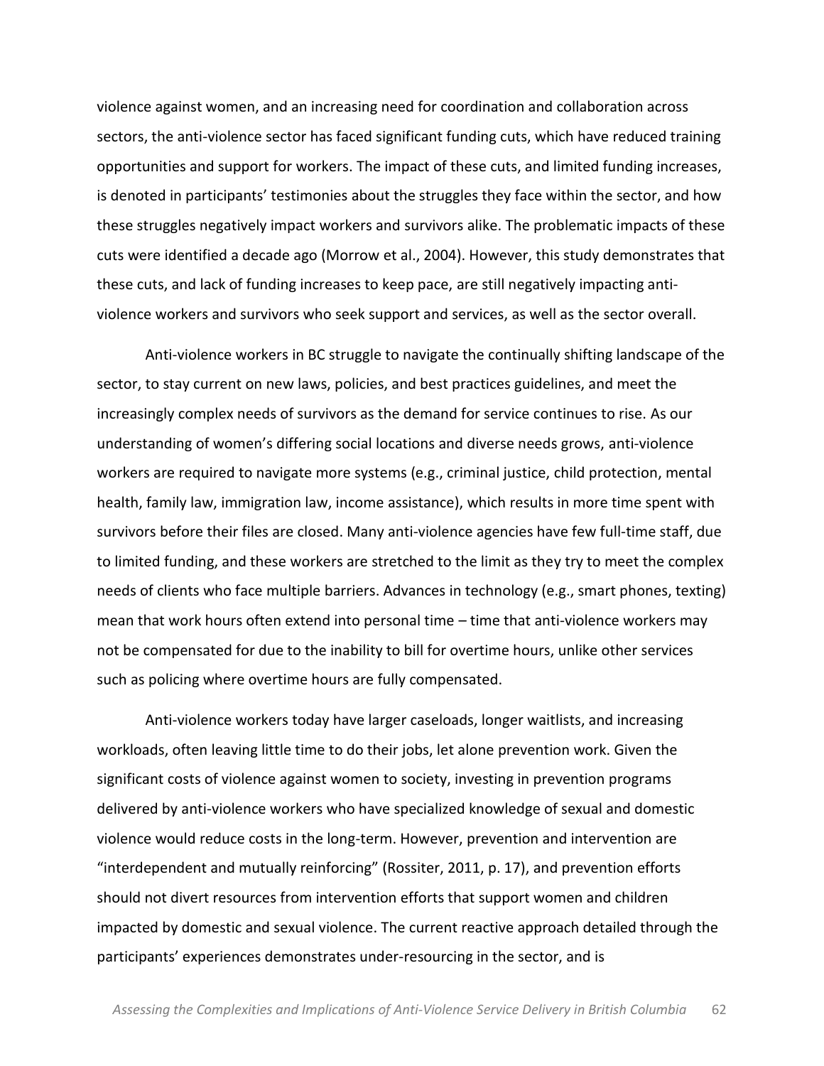violence against women, and an increasing need for coordination and collaboration across sectors, the anti-violence sector has faced significant funding cuts, which have reduced training opportunities and support for workers. The impact of these cuts, and limited funding increases, is denoted in participants' testimonies about the struggles they face within the sector, and how these struggles negatively impact workers and survivors alike. The problematic impacts of these cuts were identified a decade ago (Morrow et al., 2004). However, this study demonstrates that these cuts, and lack of funding increases to keep pace, are still negatively impacting anti-violence workers and survivors who seek support and services, as well as the sector overall.

Anti-violence workers in BC struggle to navigate the continually shifting landscape of the sector, to stay current on new laws, policies, and best practices guidelines, and meet the increasingly complex needs of survivors as the demand for service continues to rise. As our understanding of women's differing social locations and diverse needs grows, anti-violence workers are required to navigate more systems (e.g., criminal justice, child protection, mental health, family law, immigration law, income assistance), which results in more time spent with survivors before their files are closed. Many anti-violence agencies have few full-time staff, due to limited funding, and these workers are stretched to the limit as they try to meet the complex needs of clients who face multiple barriers. Advances in technology (e.g., smart phones, texting) mean that work hours often extend into personal time – time that anti-violence workers may not be compensated for due to the inability to bill for overtime hours, unlike other services such as policing where overtime hours are fully compensated.

Anti-violence workers today have larger caseloads, longer waitlists, and increasing workloads, often leaving little time to do their jobs, let alone prevention work. Given the significant costs of violence against women to society, investing in prevention programs delivered by anti-violence workers who have specialized knowledge of sexual and domestic violence would reduce costs in the long-term. However, prevention and intervention are "interdependent and mutually reinforcing" (Rossiter, 2011, p. 17), and prevention efforts should not divert resources from intervention efforts that support women and children impacted by domestic and sexual violence. The current reactive approach detailed through the participants' experiences demonstrates under-resourcing in the sector, and is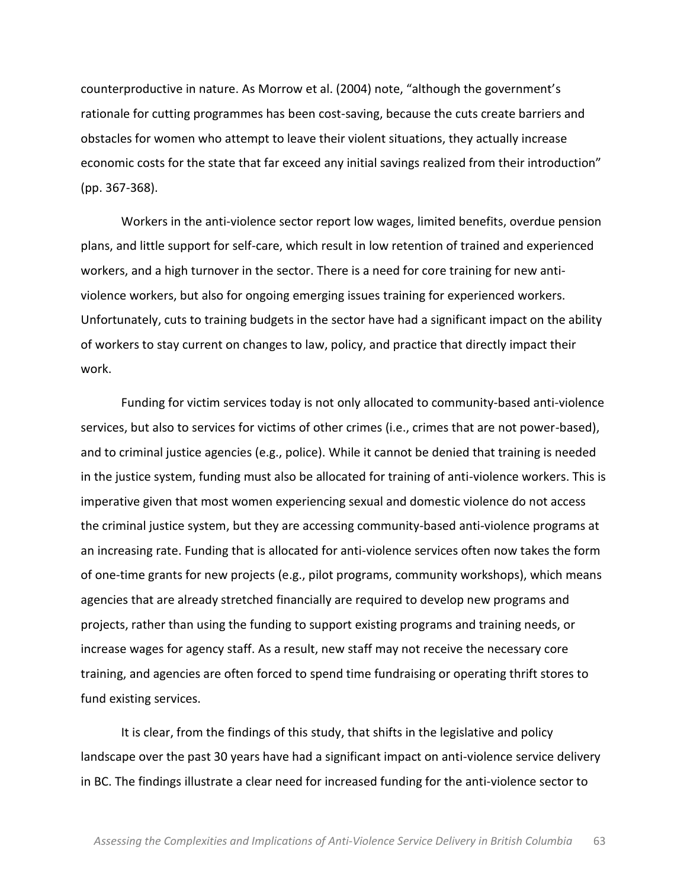counterproductive in nature. As Morrow et al. (2004) note, "although the government's rationale for cutting programmes has been cost-saving, because the cuts create barriers and obstacles for women who attempt to leave their violent situations, they actually increase economic costs for the state that far exceed any initial savings realized from their introduction" (pp. 367-368).

Workers in the anti-violence sector report low wages, limited benefits, overdue pension plans, and little support for self-care, which result in low retention of trained and experienced workers, and a high turnover in the sector. There is a need for core training for new anti-violence workers, but also for ongoing emerging issues training for experienced workers. Unfortunately, cuts to training budgets in the sector have had a significant impact on the ability of workers to stay current on changes to law, policy, and practice that directly impact their work.

Funding for victim services today is not only allocated to community-based anti-violence services, but also to services for victims of other crimes (i.e., crimes that are not power-based), and to criminal justice agencies (e.g., police). While it cannot be denied that training is needed in the justice system, funding must also be allocated for training of anti-violence workers. This is imperative given that most women experiencing sexual and domestic violence do not access the criminal justice system, but they are accessing community-based anti-violence programs at an increasing rate. Funding that is allocated for anti-violence services often now takes the form of one-time grants for new projects (e.g., pilot programs, community workshops), which means agencies that are already stretched financially are required to develop new programs and projects, rather than using the funding to support existing programs and training needs, or increase wages for agency staff. As a result, new staff may not receive the necessary core training, and agencies are often forced to spend time fundraising or operating thrift stores to fund existing services.

It is clear, from the findings of this study, that shifts in the legislative and policy landscape over the past 30 years have had a significant impact on anti-violence service delivery in BC. The findings illustrate a clear need for increased funding for the anti-violence sector to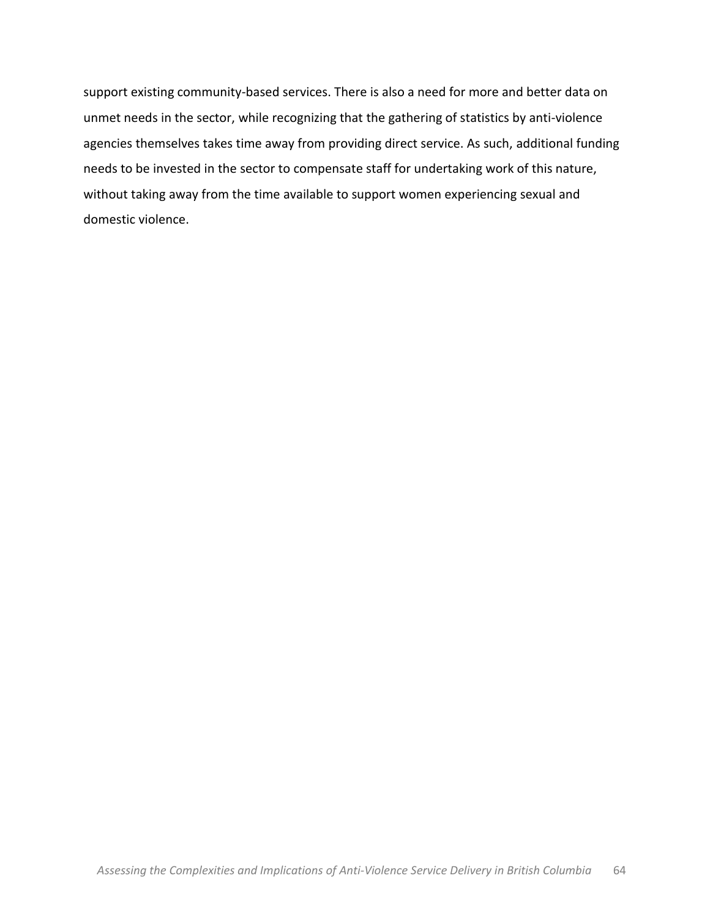support existing community-based services. There is also a need for more and better data on unmet needs in the sector, while recognizing that the gathering of statistics by anti-violence agencies themselves takes time away from providing direct service. As such, additional funding needs to be invested in the sector to compensate staff for undertaking work of this nature, without taking away from the time available to support women experiencing sexual and domestic violence.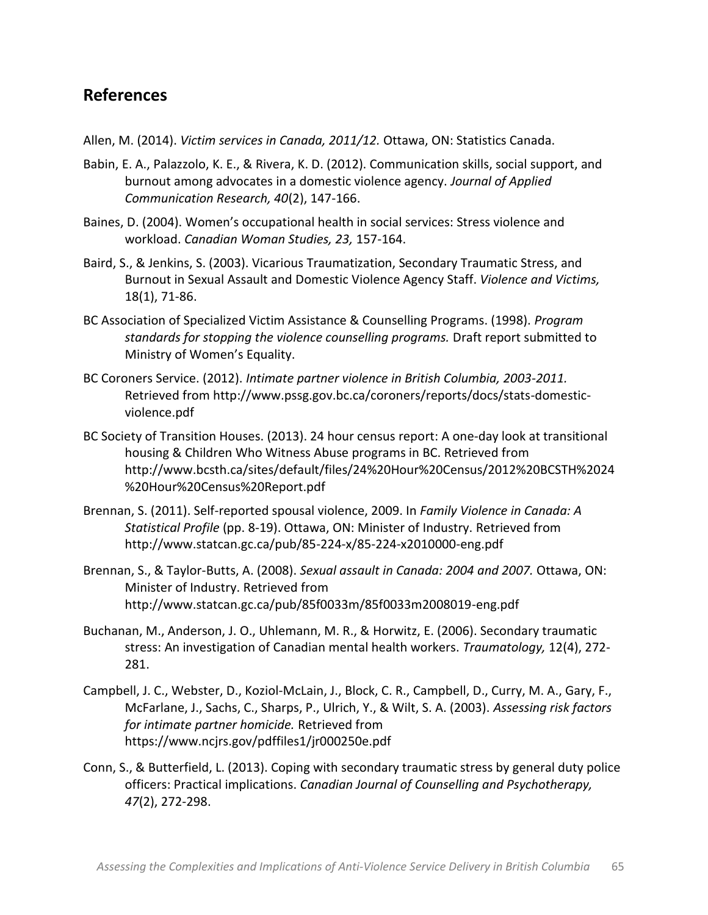## References

Allen, M. (2014). *Victim services in Canada, 2011/12.* Ottawa, ON: Statistics Canada.

Babin, E. A., Palazzolo, K. E., & Rivera, K. D. (2012). Communication skills, social support, and burnout among advocates in a domestic violence agency. *Journal of Applied Communication Research, 40*(2), 147-166.

Baines, D. (2004). Women's occupational health in social services: Stress violence and workload. *Canadian Woman Studies, 23,* 157-164.

Baird, S., & Jenkins, S. (2003). Vicarious Traumatization, Secondary Traumatic Stress, and Burnout in Sexual Assault and Domestic Violence Agency Staff. *Violence and Victims,* 18(1), 71-86.

BC Association of Specialized Victim Assistance & Counselling Programs. (1998). *Program standards for stopping the violence counselling programs.* Draft report submitted to Ministry of Women's Equality.

BC Coroners Service. (2012). *Intimate partner violence in British Columbia, 2003-2011.* Retrieved from http://www.pssg.gov.bc.ca/coroners/reports/docs/stats-domestic-violence.pdf

BC Society of Transition Houses. (2013). 24 hour census report: A one-day look at transitional housing & Children Who Witness Abuse programs in BC. Retrieved from http://www.bcsth.ca/sites/default/files/24%20Hour%20Census/2012%20BCSTH%2024%20Hour%20Census%20Report.pdf

Brennan, S. (2011). Self-reported spousal violence, 2009. In *Family Violence in Canada: A Statistical Profile* (pp. 8-19). Ottawa, ON: Minister of Industry. Retrieved from http://www.statcan.gc.ca/pub/85-224-x/85-224-x2010000-eng.pdf

Brennan, S., & Taylor-Butts, A. (2008). *Sexual assault in Canada: 2004 and 2007.* Ottawa, ON: Minister of Industry. Retrieved from http://www.statcan.gc.ca/pub/85f0033m/85f0033m2008019-eng.pdf

Buchanan, M., Anderson, J. O., Uhlemann, M. R., & Horwitz, E. (2006). Secondary traumatic stress: An investigation of Canadian mental health workers. *Traumatology,* 12(4), 272-281.

Campbell, J. C., Webster, D., Koziol-McLain, J., Block, C. R., Campbell, D., Curry, M. A., Gary, F., McFarlane, J., Sachs, C., Sharps, P., Ulrich, Y., & Wilt, S. A. (2003). *Assessing risk factors for intimate partner homicide.* Retrieved from https://www.ncjrs.gov/pdffiles1/jr000250e.pdf

Conn, S., & Butterfield, L. (2013). Coping with secondary traumatic stress by general duty police officers: Practical implications. *Canadian Journal of Counselling and Psychotherapy, 47*(2), 272-298.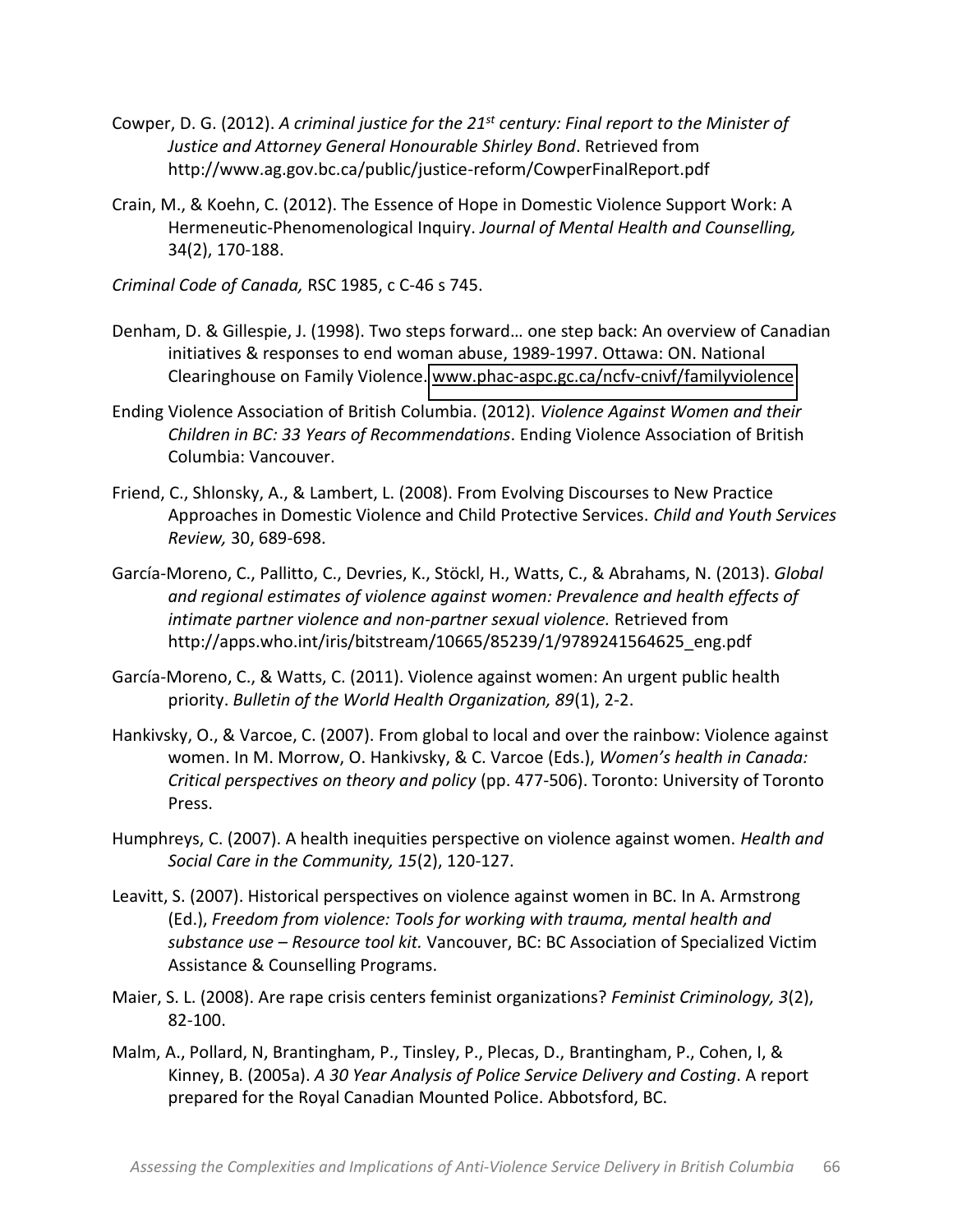Cowper, D. G. (2012). *A criminal justice for the 21st century: Final report to the Minister of Justice and Attorney General Honourable Shirley Bond*. Retrieved from http://www.ag.gov.bc.ca/public/justice-reform/CowperFinalReport.pdf

Crain, M., & Koehn, C. (2012). The Essence of Hope in Domestic Violence Support Work: A Hermeneutic-Phenomenological Inquiry. *Journal of Mental Health and Counselling,* 34(2), 170-188.

*Criminal Code of Canada,* RSC 1985, c C-46 s 745.

Denham, D. & Gillespie, J. (1998). Two steps forward… one step back: An overview of Canadian initiatives & responses to end woman abuse, 1989-1997. Ottawa: ON. National Clearinghouse on Family Violence. www.phac-aspc.gc.ca/ncfv-cnivf/familyviolence

Ending Violence Association of British Columbia. (2012). *Violence Against Women and their Children in BC: 33 Years of Recommendations*. Ending Violence Association of British Columbia: Vancouver.

Friend, C., Shlonsky, A., & Lambert, L. (2008). From Evolving Discourses to New Practice Approaches in Domestic Violence and Child Protective Services. *Child and Youth Services Review,* 30, 689-698.

García-Moreno, C., Pallitto, C., Devries, K., Stöckl, H., Watts, C., & Abrahams, N. (2013). *Global and regional estimates of violence against women: Prevalence and health effects of intimate partner violence and non-partner sexual violence.* Retrieved from http://apps.who.int/iris/bitstream/10665/85239/1/9789241564625_eng.pdf

García-Moreno, C., & Watts, C. (2011). Violence against women: An urgent public health priority. *Bulletin of the World Health Organization, 89*(1), 2-2.

Hankivsky, O., & Varcoe, C. (2007). From global to local and over the rainbow: Violence against women. In M. Morrow, O. Hankivsky, & C. Varcoe (Eds.), *Women's health in Canada: Critical perspectives on theory and policy* (pp. 477-506). Toronto: University of Toronto Press.

Humphreys, C. (2007). A health inequities perspective on violence against women. *Health and Social Care in the Community, 15*(2), 120-127.

Leavitt, S. (2007). Historical perspectives on violence against women in BC. In A. Armstrong (Ed.), *Freedom from violence: Tools for working with trauma, mental health and substance use – Resource tool kit.* Vancouver, BC: BC Association of Specialized Victim Assistance & Counselling Programs.

Maier, S. L. (2008). Are rape crisis centers feminist organizations? *Feminist Criminology, 3*(2), 82-100.

Malm, A., Pollard, N, Brantingham, P., Tinsley, P., Plecas, D., Brantingham, P., Cohen, I, & Kinney, B. (2005a). *A 30 Year Analysis of Police Service Delivery and Costing*. A report prepared for the Royal Canadian Mounted Police. Abbotsford, BC.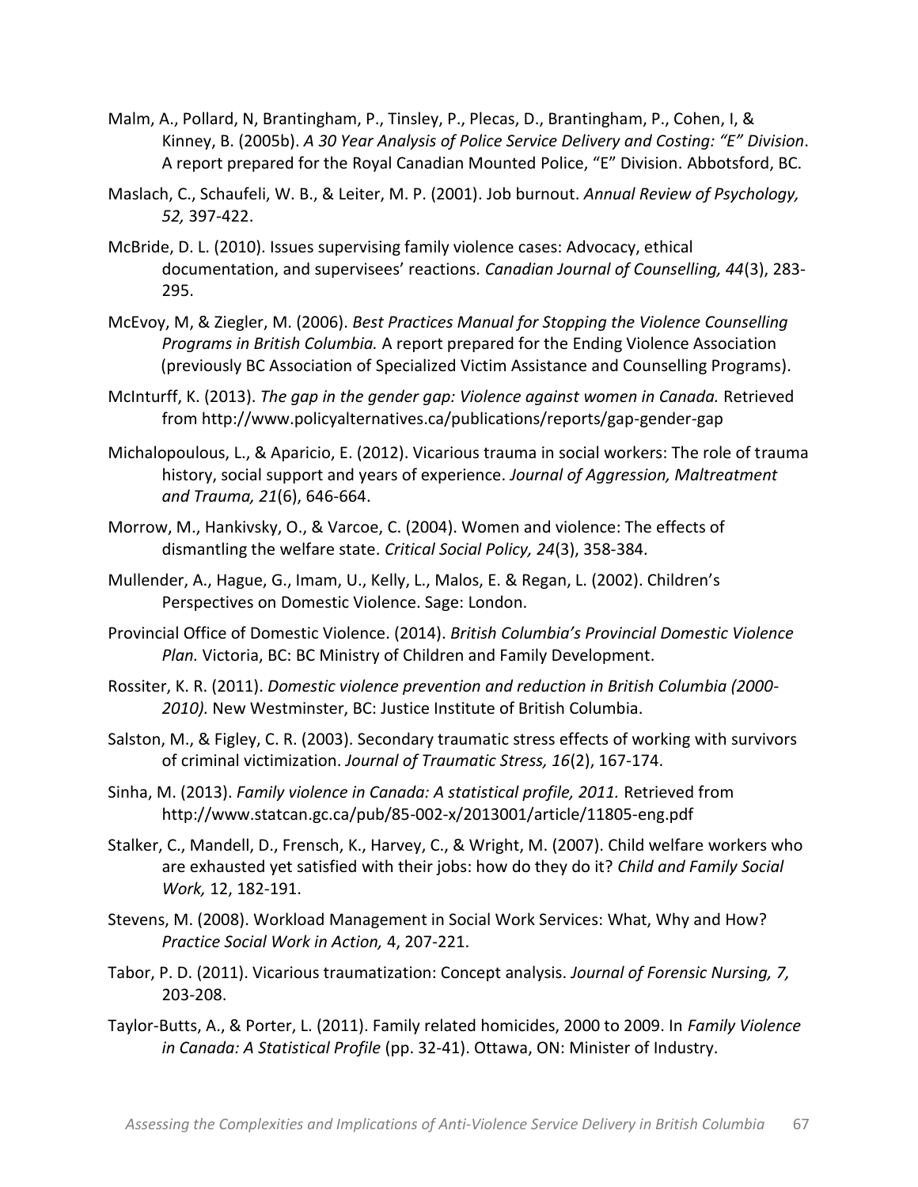Malm, A., Pollard, N, Brantingham, P., Tinsley, P., Plecas, D., Brantingham, P., Cohen, I, & Kinney, B. (2005b). *A 30 Year Analysis of Police Service Delivery and Costing: "E" Division*. A report prepared for the Royal Canadian Mounted Police, "E" Division. Abbotsford, BC.

Maslach, C., Schaufeli, W. B., & Leiter, M. P. (2001). Job burnout. *Annual Review of Psychology, 52,* 397-422.

McBride, D. L. (2010). Issues supervising family violence cases: Advocacy, ethical documentation, and supervisees' reactions. *Canadian Journal of Counselling, 44*(3), 283-295.

McEvoy, M, & Ziegler, M. (2006). *Best Practices Manual for Stopping the Violence Counselling Programs in British Columbia.* A report prepared for the Ending Violence Association (previously BC Association of Specialized Victim Assistance and Counselling Programs).

McInturff, K. (2013). *The gap in the gender gap: Violence against women in Canada.* Retrieved from http://www.policyalternatives.ca/publications/reports/gap-gender-gap

Michalopoulous, L., & Aparicio, E. (2012). Vicarious trauma in social workers: The role of trauma history, social support and years of experience. *Journal of Aggression, Maltreatment and Trauma, 21*(6), 646-664.

Morrow, M., Hankivsky, O., & Varcoe, C. (2004). Women and violence: The effects of dismantling the welfare state. *Critical Social Policy, 24*(3), 358-384.

Mullender, A., Hague, G., Imam, U., Kelly, L., Malos, E. & Regan, L. (2002). Children's Perspectives on Domestic Violence. Sage: London.

Provincial Office of Domestic Violence. (2014). *British Columbia's Provincial Domestic Violence Plan.* Victoria, BC: BC Ministry of Children and Family Development.

Rossiter, K. R. (2011). *Domestic violence prevention and reduction in British Columbia (2000-2010).* New Westminster, BC: Justice Institute of British Columbia.

Salston, M., & Figley, C. R. (2003). Secondary traumatic stress effects of working with survivors of criminal victimization. *Journal of Traumatic Stress, 16*(2), 167-174.

Sinha, M. (2013). *Family violence in Canada: A statistical profile, 2011.* Retrieved from http://www.statcan.gc.ca/pub/85-002-x/2013001/article/11805-eng.pdf

Stalker, C., Mandell, D., Frensch, K., Harvey, C., & Wright, M. (2007). Child welfare workers who are exhausted yet satisfied with their jobs: how do they do it? *Child and Family Social Work,* 12, 182-191.

Stevens, M. (2008). Workload Management in Social Work Services: What, Why and How? *Practice Social Work in Action,* 4, 207-221.

Tabor, P. D. (2011). Vicarious traumatization: Concept analysis. *Journal of Forensic Nursing, 7,* 203-208.

Taylor-Butts, A., & Porter, L. (2011). Family related homicides, 2000 to 2009. In *Family Violence in Canada: A Statistical Profile* (pp. 32-41). Ottawa, ON: Minister of Industry.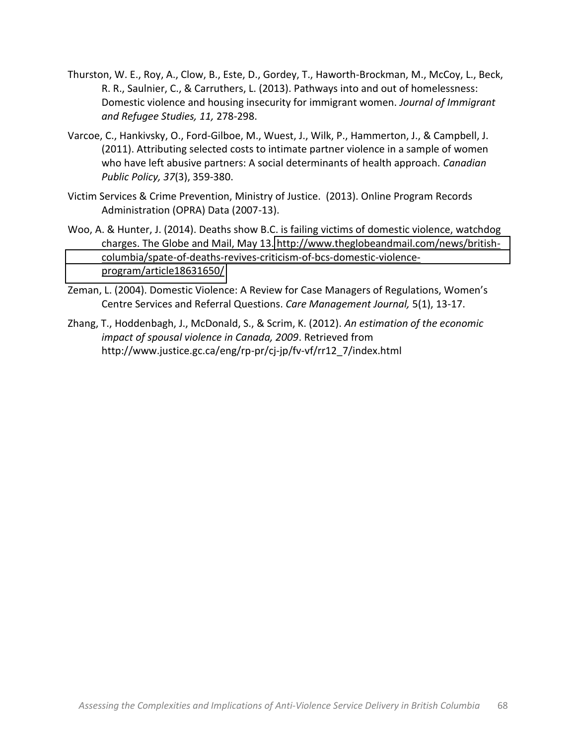Thurston, W. E., Roy, A., Clow, B., Este, D., Gordey, T., Haworth-Brockman, M., McCoy, L., Beck, R. R., Saulnier, C., & Carruthers, L. (2013). Pathways into and out of homelessness: Domestic violence and housing insecurity for immigrant women. *Journal of Immigrant and Refugee Studies, 11,* 278-298.

Varcoe, C., Hankivsky, O., Ford-Gilboe, M., Wuest, J., Wilk, P., Hammerton, J., & Campbell, J. (2011). Attributing selected costs to intimate partner violence in a sample of women who have left abusive partners: A social determinants of health approach. *Canadian Public Policy, 37*(3), 359-380.

Victim Services & Crime Prevention, Ministry of Justice. (2013). Online Program Records Administration (OPRA) Data (2007-13).

Woo, A. & Hunter, J. (2014). Deaths show B.C. is failing victims of domestic violence, watchdog charges. The Globe and Mail, May 13. http://www.theglobeandmail.com/news/british-columbia/spate-of-deaths-revives-criticism-of-bcs-domestic-violence-program/article18631650/

Zeman, L. (2004). Domestic Violence: A Review for Case Managers of Regulations, Women's Centre Services and Referral Questions. *Care Management Journal,* 5(1), 13-17.

Zhang, T., Hoddenbagh, J., McDonald, S., & Scrim, K. (2012). *An estimation of the economic impact of spousal violence in Canada, 2009*. Retrieved from http://www.justice.gc.ca/eng/rp-pr/cj-jp/fv-vf/rr12_7/index.html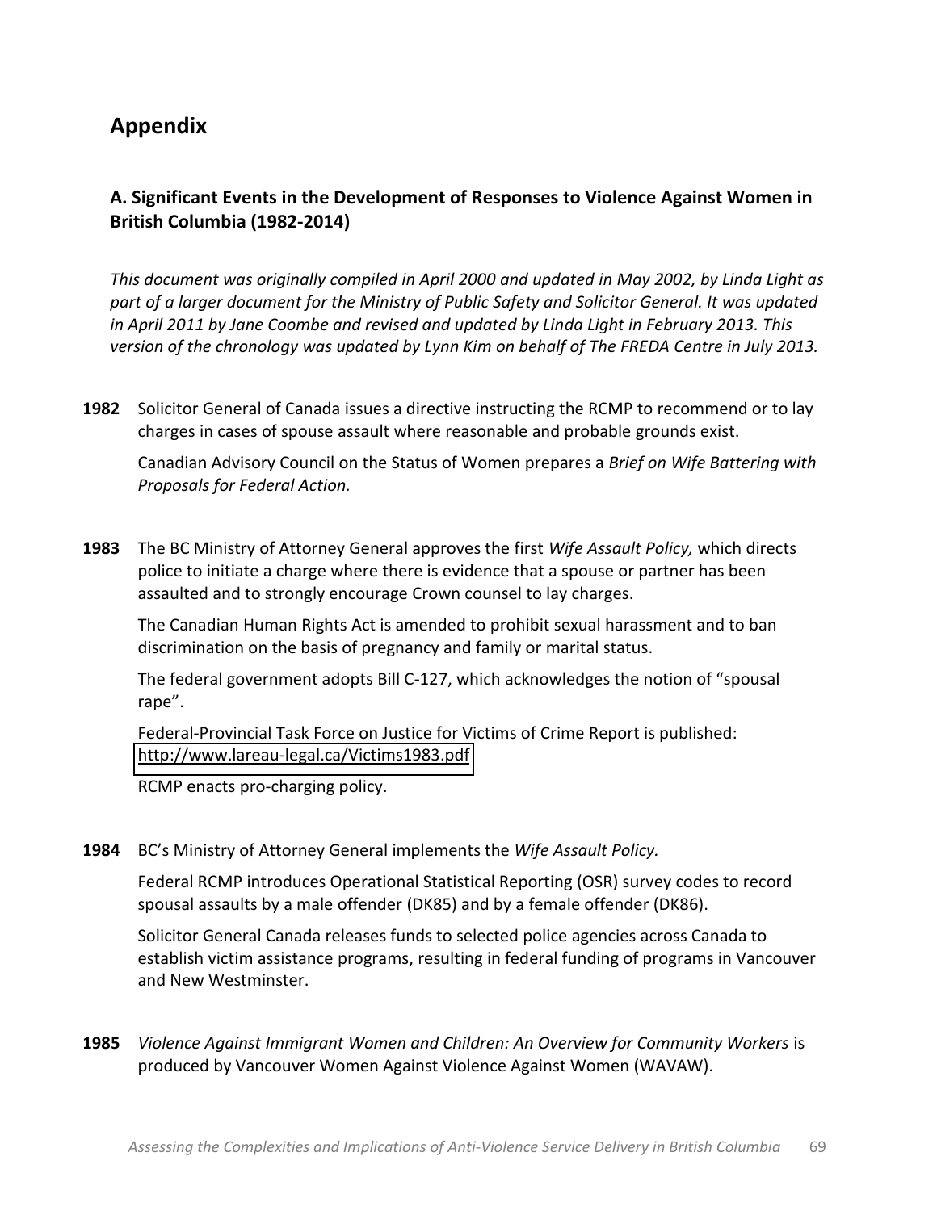## Appendix

### A. Significant Events in the Development of Responses to Violence Against Women in British Columbia (1982-2014)

*This document was originally compiled in April 2000 and updated in May 2002, by Linda Light as part of a larger document for the Ministry of Public Safety and Solicitor General. It was updated in April 2011 by Jane Coombe and revised and updated by Linda Light in February 2013. This version of the chronology was updated by Lynn Kim on behalf of The FREDA Centre in July 2013.*

**1982** Solicitor General of Canada issues a directive instructing the RCMP to recommend or to lay charges in cases of spouse assault where reasonable and probable grounds exist.

Canadian Advisory Council on the Status of Women prepares a *Brief on Wife Battering with Proposals for Federal Action.*

**1983** The BC Ministry of Attorney General approves the first *Wife Assault Policy,* which directs police to initiate a charge where there is evidence that a spouse or partner has been assaulted and to strongly encourage Crown counsel to lay charges.

The Canadian Human Rights Act is amended to prohibit sexual harassment and to ban discrimination on the basis of pregnancy and family or marital status.

The federal government adopts Bill C-127, which acknowledges the notion of "spousal rape".

Federal-Provincial Task Force on Justice for Victims of Crime Report is published: http://www.lareau-legal.ca/Victims1983.pdf

RCMP enacts pro-charging policy.

**1984** BC's Ministry of Attorney General implements the *Wife Assault Policy.*

Federal RCMP introduces Operational Statistical Reporting (OSR) survey codes to record spousal assaults by a male offender (DK85) and by a female offender (DK86).

Solicitor General Canada releases funds to selected police agencies across Canada to establish victim assistance programs, resulting in federal funding of programs in Vancouver and New Westminster.

**1985** *Violence Against Immigrant Women and Children: An Overview for Community Workers* is produced by Vancouver Women Against Violence Against Women (WAVAW).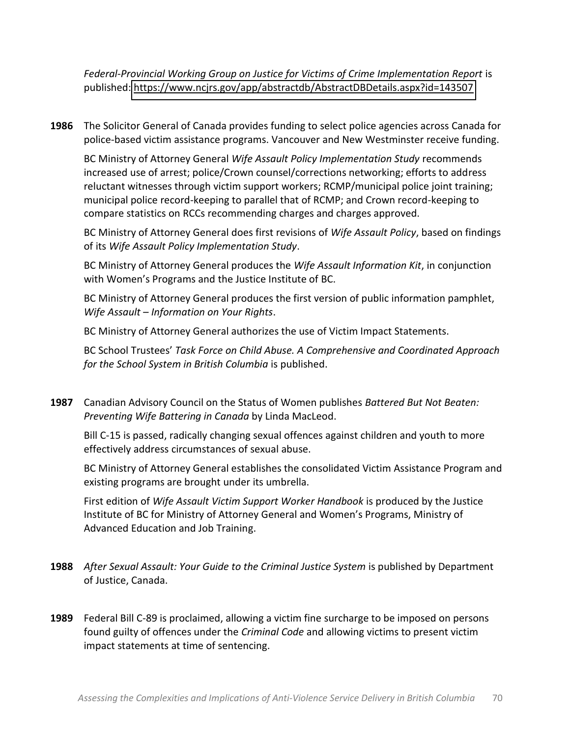*Federal-Provincial Working Group on Justice for Victims of Crime Implementation Report* is published: https://www.ncjrs.gov/app/abstractdb/AbstractDBDetails.aspx?id=143507

**1986** The Solicitor General of Canada provides funding to select police agencies across Canada for police-based victim assistance programs. Vancouver and New Westminster receive funding.

BC Ministry of Attorney General *Wife Assault Policy Implementation Study* recommends increased use of arrest; police/Crown counsel/corrections networking; efforts to address reluctant witnesses through victim support workers; RCMP/municipal police joint training; municipal police record-keeping to parallel that of RCMP; and Crown record-keeping to compare statistics on RCCs recommending charges and charges approved.

BC Ministry of Attorney General does first revisions of *Wife Assault Policy*, based on findings of its *Wife Assault Policy Implementation Study*.

BC Ministry of Attorney General produces the *Wife Assault Information Kit*, in conjunction with Women's Programs and the Justice Institute of BC.

BC Ministry of Attorney General produces the first version of public information pamphlet, *Wife Assault – Information on Your Rights*.

BC Ministry of Attorney General authorizes the use of Victim Impact Statements.

BC School Trustees' *Task Force on Child Abuse. A Comprehensive and Coordinated Approach for the School System in British Columbia* is published.

**1987** Canadian Advisory Council on the Status of Women publishes *Battered But Not Beaten: Preventing Wife Battering in Canada* by Linda MacLeod.

Bill C-15 is passed, radically changing sexual offences against children and youth to more effectively address circumstances of sexual abuse.

BC Ministry of Attorney General establishes the consolidated Victim Assistance Program and existing programs are brought under its umbrella.

First edition of *Wife Assault Victim Support Worker Handbook* is produced by the Justice Institute of BC for Ministry of Attorney General and Women's Programs, Ministry of Advanced Education and Job Training.

**1988** *After Sexual Assault: Your Guide to the Criminal Justice System* is published by Department of Justice, Canada.

**1989** Federal Bill C-89 is proclaimed, allowing a victim fine surcharge to be imposed on persons found guilty of offences under the *Criminal Code* and allowing victims to present victim impact statements at time of sentencing.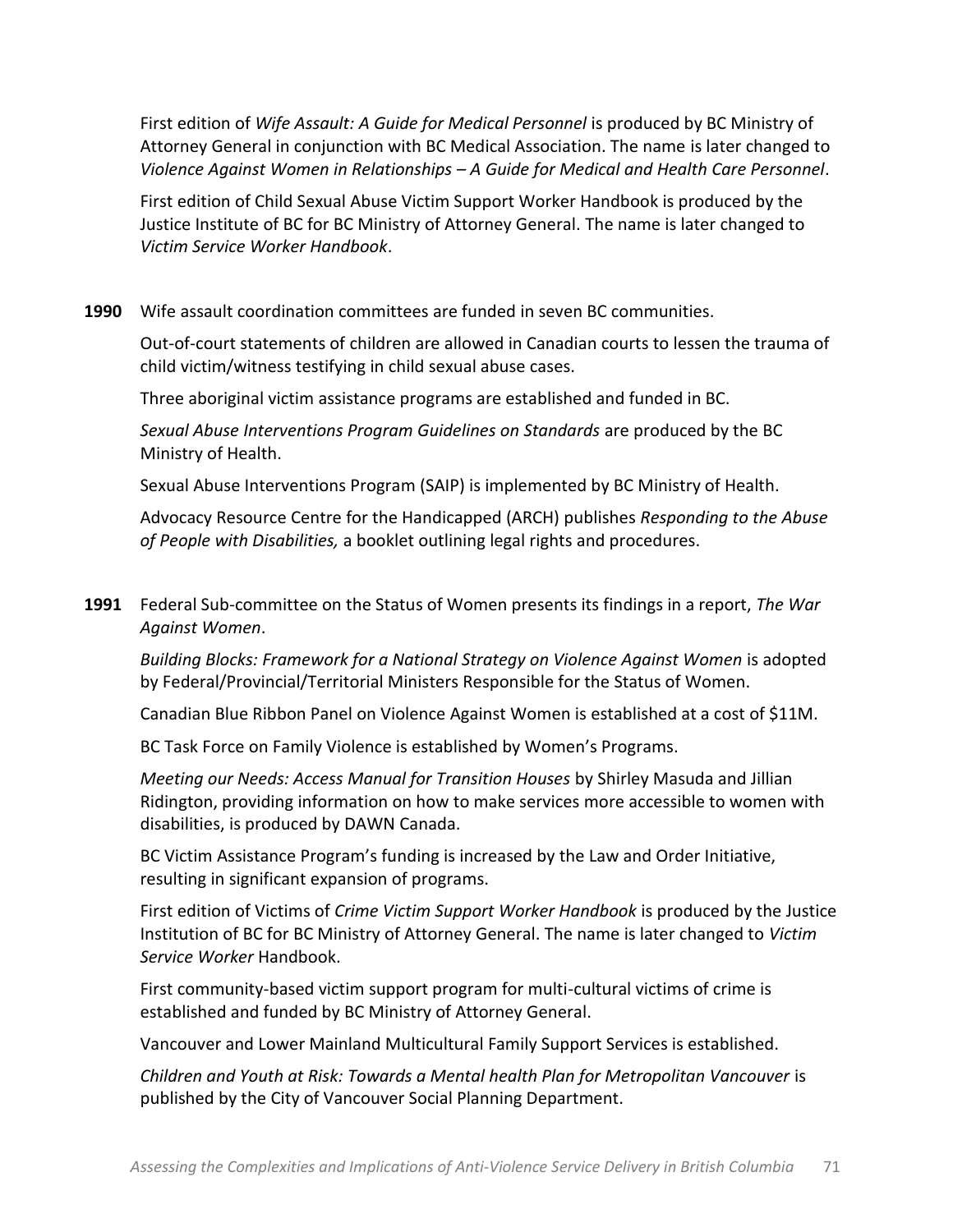First edition of *Wife Assault: A Guide for Medical Personnel* is produced by BC Ministry of Attorney General in conjunction with BC Medical Association. The name is later changed to *Violence Against Women in Relationships – A Guide for Medical and Health Care Personnel*.

First edition of Child Sexual Abuse Victim Support Worker Handbook is produced by the Justice Institute of BC for BC Ministry of Attorney General. The name is later changed to *Victim Service Worker Handbook*.

**1990** Wife assault coordination committees are funded in seven BC communities.

Out-of-court statements of children are allowed in Canadian courts to lessen the trauma of child victim/witness testifying in child sexual abuse cases.

Three aboriginal victim assistance programs are established and funded in BC.

*Sexual Abuse Interventions Program Guidelines on Standards* are produced by the BC Ministry of Health.

Sexual Abuse Interventions Program (SAIP) is implemented by BC Ministry of Health.

Advocacy Resource Centre for the Handicapped (ARCH) publishes *Responding to the Abuse of People with Disabilities,* a booklet outlining legal rights and procedures.

**1991** Federal Sub-committee on the Status of Women presents its findings in a report, *The War Against Women*.

*Building Blocks: Framework for a National Strategy on Violence Against Women* is adopted by Federal/Provincial/Territorial Ministers Responsible for the Status of Women.

Canadian Blue Ribbon Panel on Violence Against Women is established at a cost of $11M.

BC Task Force on Family Violence is established by Women's Programs.

*Meeting our Needs: Access Manual for Transition Houses* by Shirley Masuda and Jillian Ridington, providing information on how to make services more accessible to women with disabilities, is produced by DAWN Canada.

BC Victim Assistance Program's funding is increased by the Law and Order Initiative, resulting in significant expansion of programs.

First edition of Victims of *Crime Victim Support Worker Handbook* is produced by the Justice Institution of BC for BC Ministry of Attorney General. The name is later changed to *Victim Service Worker* Handbook.

First community-based victim support program for multi-cultural victims of crime is established and funded by BC Ministry of Attorney General.

Vancouver and Lower Mainland Multicultural Family Support Services is established.

*Children and Youth at Risk: Towards a Mental health Plan for Metropolitan Vancouver* is published by the City of Vancouver Social Planning Department.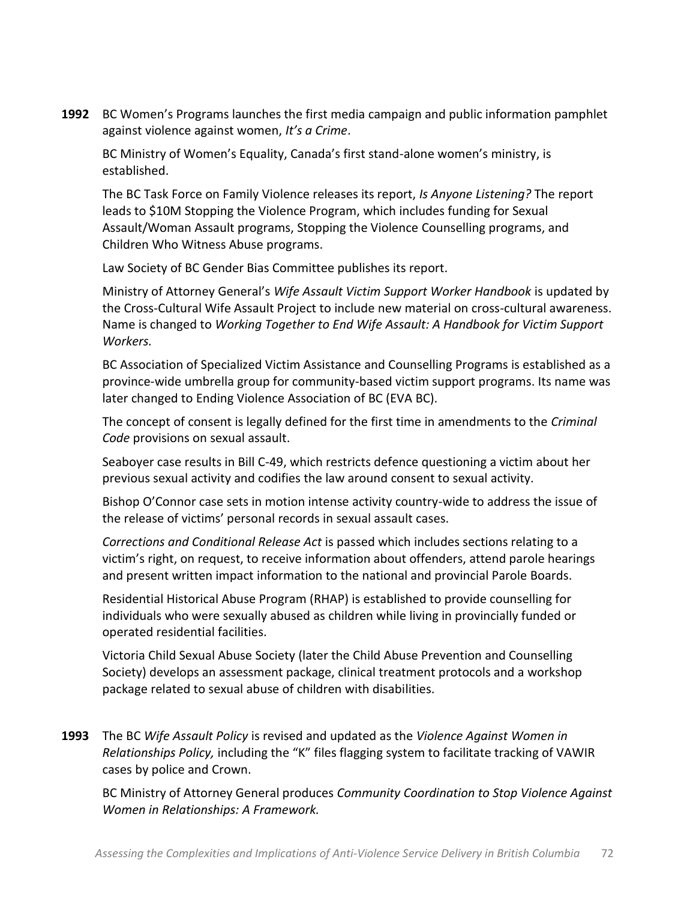**1992** BC Women's Programs launches the first media campaign and public information pamphlet against violence against women, *It's a Crime*.

BC Ministry of Women's Equality, Canada's first stand-alone women's ministry, is established.

The BC Task Force on Family Violence releases its report, *Is Anyone Listening?* The report leads to $10M Stopping the Violence Program, which includes funding for Sexual Assault/Woman Assault programs, Stopping the Violence Counselling programs, and Children Who Witness Abuse programs.

Law Society of BC Gender Bias Committee publishes its report.

Ministry of Attorney General's *Wife Assault Victim Support Worker Handbook* is updated by the Cross-Cultural Wife Assault Project to include new material on cross-cultural awareness. Name is changed to *Working Together to End Wife Assault: A Handbook for Victim Support Workers.*

BC Association of Specialized Victim Assistance and Counselling Programs is established as a province-wide umbrella group for community-based victim support programs. Its name was later changed to Ending Violence Association of BC (EVA BC).

The concept of consent is legally defined for the first time in amendments to the *Criminal Code* provisions on sexual assault.

Seaboyer case results in Bill C-49, which restricts defence questioning a victim about her previous sexual activity and codifies the law around consent to sexual activity.

Bishop O'Connor case sets in motion intense activity country-wide to address the issue of the release of victims' personal records in sexual assault cases.

*Corrections and Conditional Release Act* is passed which includes sections relating to a victim's right, on request, to receive information about offenders, attend parole hearings and present written impact information to the national and provincial Parole Boards.

Residential Historical Abuse Program (RHAP) is established to provide counselling for individuals who were sexually abused as children while living in provincially funded or operated residential facilities.

Victoria Child Sexual Abuse Society (later the Child Abuse Prevention and Counselling Society) develops an assessment package, clinical treatment protocols and a workshop package related to sexual abuse of children with disabilities.

**1993** The BC *Wife Assault Policy* is revised and updated as the *Violence Against Women in Relationships Policy,* including the "K" files flagging system to facilitate tracking of VAWIR cases by police and Crown.

BC Ministry of Attorney General produces *Community Coordination to Stop Violence Against Women in Relationships: A Framework.*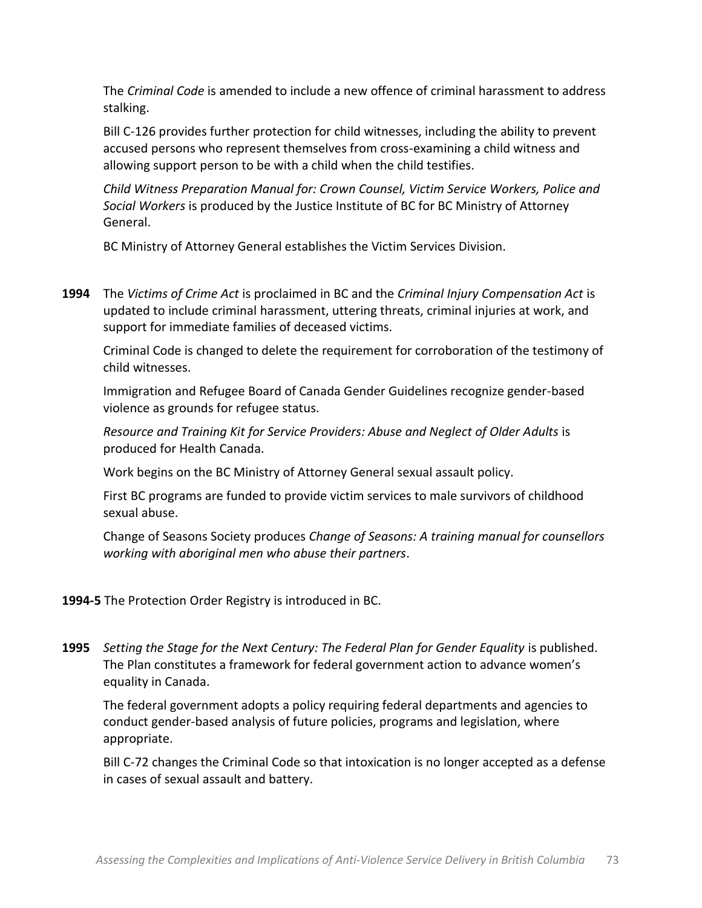The *Criminal Code* is amended to include a new offence of criminal harassment to address stalking.

Bill C-126 provides further protection for child witnesses, including the ability to prevent accused persons who represent themselves from cross-examining a child witness and allowing support person to be with a child when the child testifies.

*Child Witness Preparation Manual for: Crown Counsel, Victim Service Workers, Police and Social Workers* is produced by the Justice Institute of BC for BC Ministry of Attorney General.

BC Ministry of Attorney General establishes the Victim Services Division.

**1994** The *Victims of Crime Act* is proclaimed in BC and the *Criminal Injury Compensation Act* is updated to include criminal harassment, uttering threats, criminal injuries at work, and support for immediate families of deceased victims.

Criminal Code is changed to delete the requirement for corroboration of the testimony of child witnesses.

Immigration and Refugee Board of Canada Gender Guidelines recognize gender-based violence as grounds for refugee status.

*Resource and Training Kit for Service Providers: Abuse and Neglect of Older Adults* is produced for Health Canada.

Work begins on the BC Ministry of Attorney General sexual assault policy.

First BC programs are funded to provide victim services to male survivors of childhood sexual abuse.

Change of Seasons Society produces *Change of Seasons: A training manual for counsellors working with aboriginal men who abuse their partners*.

**1994-5** The Protection Order Registry is introduced in BC.

**1995** *Setting the Stage for the Next Century: The Federal Plan for Gender Equality* is published. The Plan constitutes a framework for federal government action to advance women's equality in Canada.

The federal government adopts a policy requiring federal departments and agencies to conduct gender-based analysis of future policies, programs and legislation, where appropriate.

Bill C-72 changes the Criminal Code so that intoxication is no longer accepted as a defense in cases of sexual assault and battery.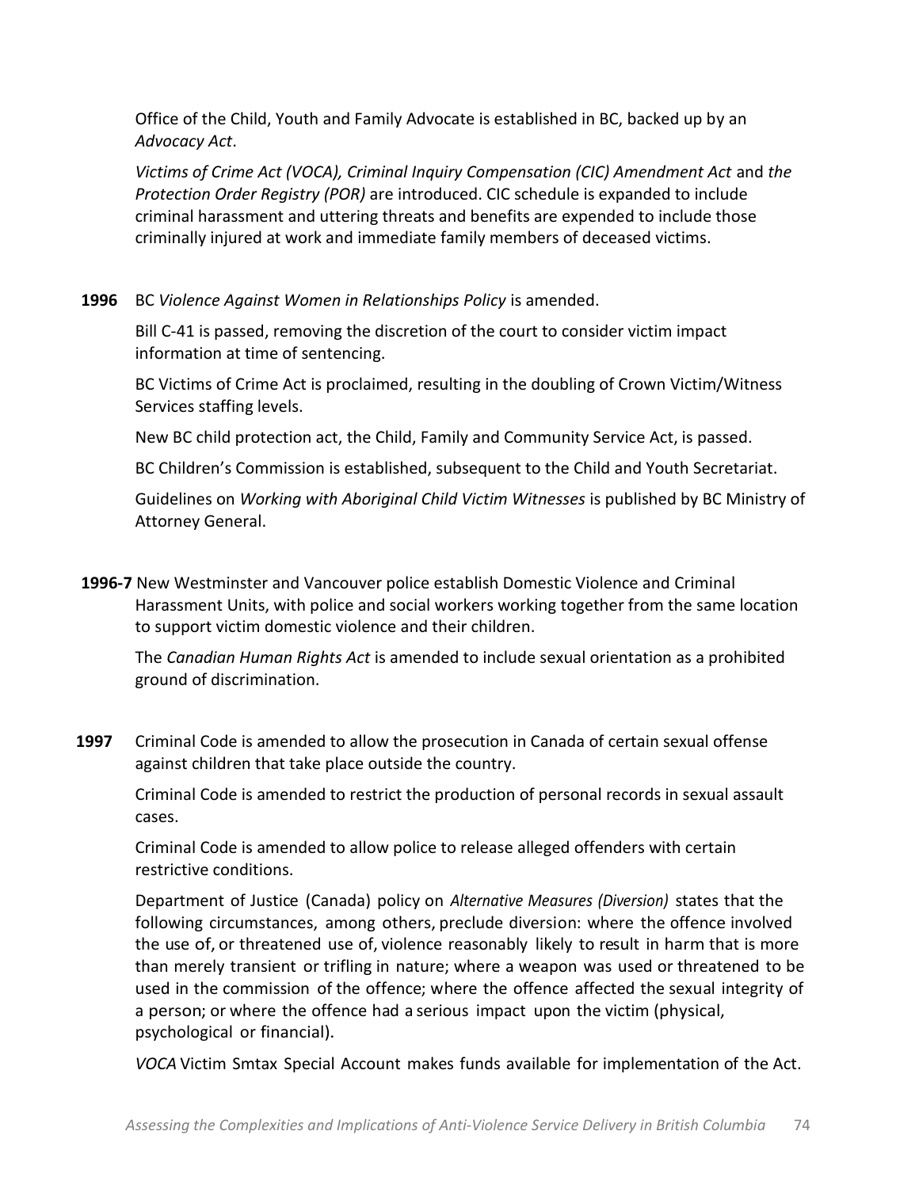Office of the Child, Youth and Family Advocate is established in BC, backed up by an *Advocacy Act*.

*Victims of Crime Act (VOCA), Criminal Inquiry Compensation (CIC) Amendment Act* and *the Protection Order Registry (POR)* are introduced. CIC schedule is expanded to include criminal harassment and uttering threats and benefits are expended to include those criminally injured at work and immediate family members of deceased victims.

**1996** BC *Violence Against Women in Relationships Policy* is amended.

Bill C-41 is passed, removing the discretion of the court to consider victim impact information at time of sentencing.

BC Victims of Crime Act is proclaimed, resulting in the doubling of Crown Victim/Witness Services staffing levels.

New BC child protection act, the Child, Family and Community Service Act, is passed.

BC Children's Commission is established, subsequent to the Child and Youth Secretariat.

Guidelines on *Working with Aboriginal Child Victim Witnesses* is published by BC Ministry of Attorney General.

**1996-7** New Westminster and Vancouver police establish Domestic Violence and Criminal Harassment Units, with police and social workers working together from the same location to support victim domestic violence and their children.

The *Canadian Human Rights Act* is amended to include sexual orientation as a prohibited ground of discrimination.

**1997** Criminal Code is amended to allow the prosecution in Canada of certain sexual offense against children that take place outside the country.

Criminal Code is amended to restrict the production of personal records in sexual assault cases.

Criminal Code is amended to allow police to release alleged offenders with certain restrictive conditions.

Department of Justice (Canada) policy on *Alternative Measures (Diversion)* states that the following circumstances, among others, preclude diversion: where the offence involved the use of, or threatened use of, violence reasonably likely to result in harm that is more than merely transient or trifling in nature; where a weapon was used or threatened to be used in the commission of the offence; where the offence affected the sexual integrity of a person; or where the offence had a serious impact upon the victim (physical, psychological or financial).

*VOCA* Victim Smtax Special Account makes funds available for implementation of the Act.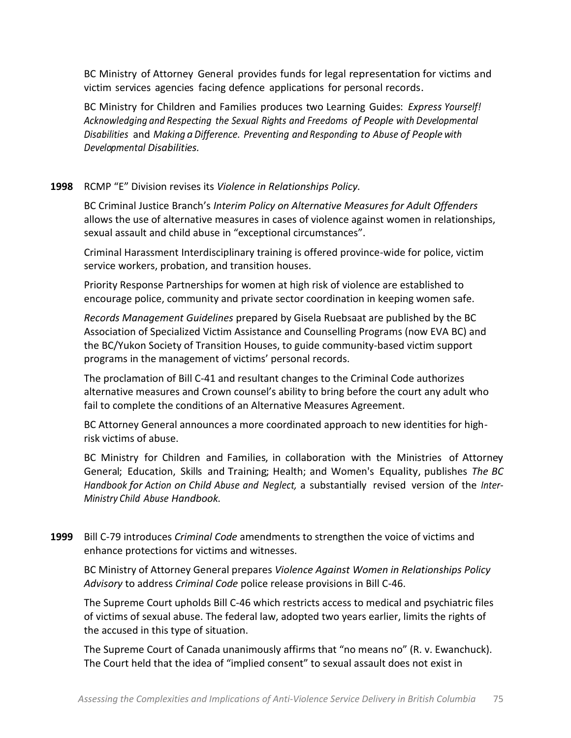BC Ministry of Attorney General provides funds for legal representation for victims and victim services agencies facing defence applications for personal records.

BC Ministry for Children and Families produces two Learning Guides: *Express Yourself! Acknowledging and Respecting the Sexual Rights and Freedoms of People with Developmental Disabilities* and *Making a Difference. Preventing and Responding to Abuse of People with Developmental Disabilities.*

**1998** RCMP "E" Division revises its *Violence in Relationships Policy.*

BC Criminal Justice Branch's *Interim Policy on Alternative Measures for Adult Offenders* allows the use of alternative measures in cases of violence against women in relationships, sexual assault and child abuse in "exceptional circumstances".

Criminal Harassment Interdisciplinary training is offered province-wide for police, victim service workers, probation, and transition houses.

Priority Response Partnerships for women at high risk of violence are established to encourage police, community and private sector coordination in keeping women safe.

*Records Management Guidelines* prepared by Gisela Ruebsaat are published by the BC Association of Specialized Victim Assistance and Counselling Programs (now EVA BC) and the BC/Yukon Society of Transition Houses, to guide community-based victim support programs in the management of victims' personal records.

The proclamation of Bill C-41 and resultant changes to the Criminal Code authorizes alternative measures and Crown counsel's ability to bring before the court any adult who fail to complete the conditions of an Alternative Measures Agreement.

BC Attorney General announces a more coordinated approach to new identities for high-risk victims of abuse.

BC Ministry for Children and Families, in collaboration with the Ministries of Attorney General; Education, Skills and Training; Health; and Women's Equality, publishes *The BC Handbook for Action on Child Abuse and Neglect,* a substantially revised version of the *Inter-Ministry Child Abuse Handbook.*

**1999** Bill C-79 introduces *Criminal Code* amendments to strengthen the voice of victims and enhance protections for victims and witnesses.

BC Ministry of Attorney General prepares *Violence Against Women in Relationships Policy Advisory* to address *Criminal Code* police release provisions in Bill C-46.

The Supreme Court upholds Bill C-46 which restricts access to medical and psychiatric files of victims of sexual abuse. The federal law, adopted two years earlier, limits the rights of the accused in this type of situation.

The Supreme Court of Canada unanimously affirms that "no means no" (R. v. Ewanchuck). The Court held that the idea of "implied consent" to sexual assault does not exist in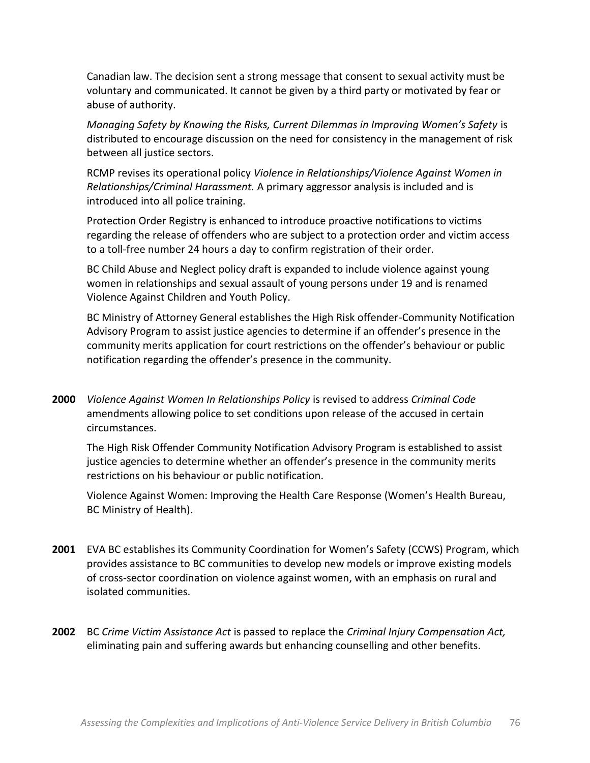Canadian law. The decision sent a strong message that consent to sexual activity must be voluntary and communicated. It cannot be given by a third party or motivated by fear or abuse of authority.

*Managing Safety by Knowing the Risks, Current Dilemmas in Improving Women's Safety* is distributed to encourage discussion on the need for consistency in the management of risk between all justice sectors.

RCMP revises its operational policy *Violence in Relationships/Violence Against Women in Relationships/Criminal Harassment.* A primary aggressor analysis is included and is introduced into all police training.

Protection Order Registry is enhanced to introduce proactive notifications to victims regarding the release of offenders who are subject to a protection order and victim access to a toll-free number 24 hours a day to confirm registration of their order.

BC Child Abuse and Neglect policy draft is expanded to include violence against young women in relationships and sexual assault of young persons under 19 and is renamed Violence Against Children and Youth Policy.

BC Ministry of Attorney General establishes the High Risk offender-Community Notification Advisory Program to assist justice agencies to determine if an offender's presence in the community merits application for court restrictions on the offender's behaviour or public notification regarding the offender's presence in the community.

**2000** *Violence Against Women In Relationships Policy* is revised to address *Criminal Code* amendments allowing police to set conditions upon release of the accused in certain circumstances.

The High Risk Offender Community Notification Advisory Program is established to assist justice agencies to determine whether an offender's presence in the community merits restrictions on his behaviour or public notification.

Violence Against Women: Improving the Health Care Response (Women's Health Bureau, BC Ministry of Health).

**2001** EVA BC establishes its Community Coordination for Women's Safety (CCWS) Program, which provides assistance to BC communities to develop new models or improve existing models of cross-sector coordination on violence against women, with an emphasis on rural and isolated communities.

**2002** BC *Crime Victim Assistance Act* is passed to replace the *Criminal Injury Compensation Act,* eliminating pain and suffering awards but enhancing counselling and other benefits.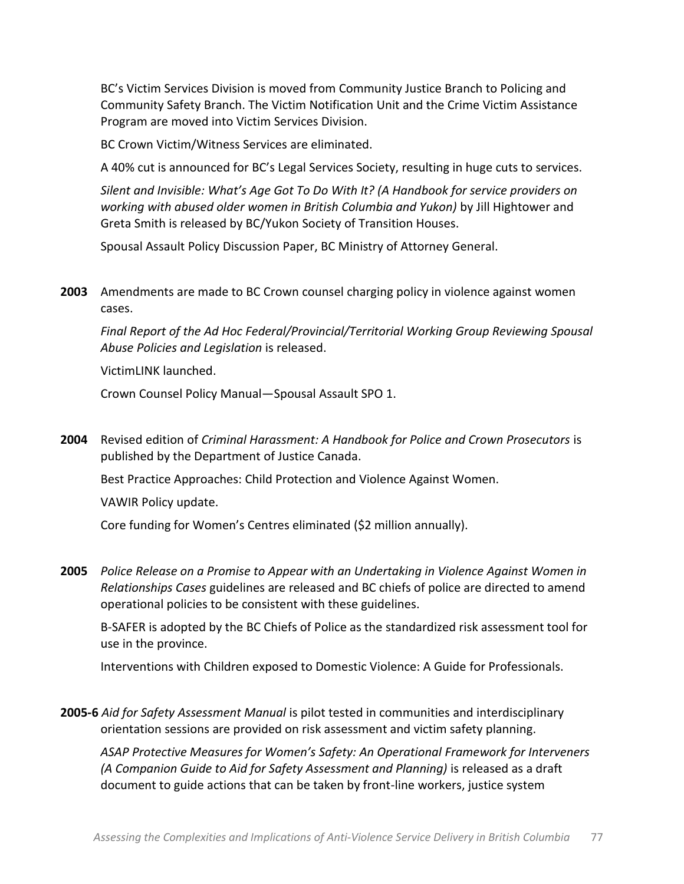BC's Victim Services Division is moved from Community Justice Branch to Policing and Community Safety Branch. The Victim Notification Unit and the Crime Victim Assistance Program are moved into Victim Services Division.

BC Crown Victim/Witness Services are eliminated.

A 40% cut is announced for BC's Legal Services Society, resulting in huge cuts to services.

*Silent and Invisible: What's Age Got To Do With It? (A Handbook for service providers on working with abused older women in British Columbia and Yukon)* by Jill Hightower and Greta Smith is released by BC/Yukon Society of Transition Houses.

Spousal Assault Policy Discussion Paper, BC Ministry of Attorney General.

**2003** Amendments are made to BC Crown counsel charging policy in violence against women cases.

*Final Report of the Ad Hoc Federal/Provincial/Territorial Working Group Reviewing Spousal Abuse Policies and Legislation* is released.

VictimLINK launched.

Crown Counsel Policy Manual—Spousal Assault SPO 1.

**2004** Revised edition of *Criminal Harassment: A Handbook for Police and Crown Prosecutors* is published by the Department of Justice Canada.

Best Practice Approaches: Child Protection and Violence Against Women.

VAWIR Policy update.

Core funding for Women's Centres eliminated ($2 million annually).

**2005** *Police Release on a Promise to Appear with an Undertaking in Violence Against Women in Relationships Cases* guidelines are released and BC chiefs of police are directed to amend operational policies to be consistent with these guidelines.

B-SAFER is adopted by the BC Chiefs of Police as the standardized risk assessment tool for use in the province.

Interventions with Children exposed to Domestic Violence: A Guide for Professionals.

**2005-6** *Aid for Safety Assessment Manual* is pilot tested in communities and interdisciplinary orientation sessions are provided on risk assessment and victim safety planning.

*ASAP Protective Measures for Women's Safety: An Operational Framework for Interveners (A Companion Guide to Aid for Safety Assessment and Planning)* is released as a draft document to guide actions that can be taken by front-line workers, justice system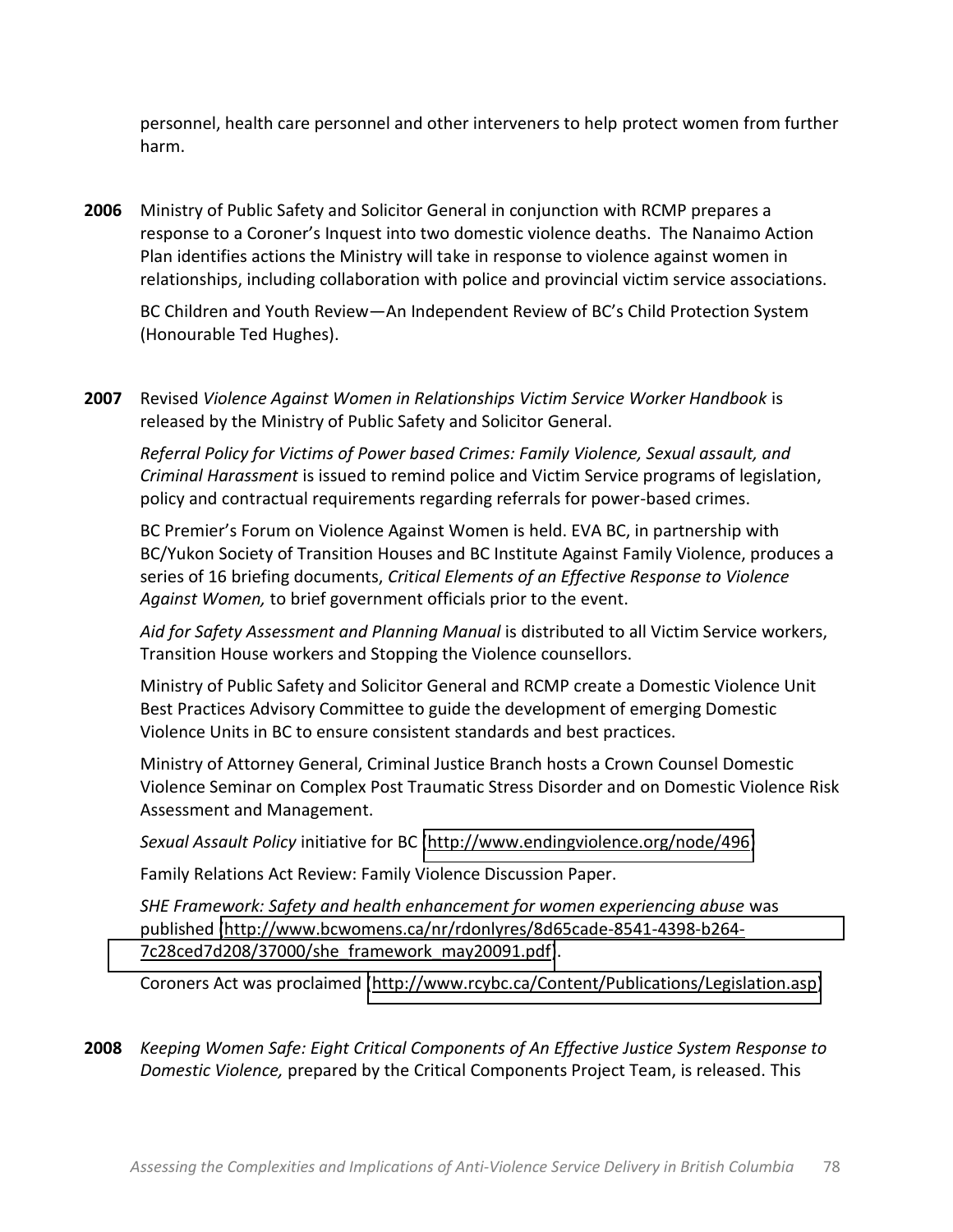personnel, health care personnel and other interveners to help protect women from further harm.

**2006** Ministry of Public Safety and Solicitor General in conjunction with RCMP prepares a response to a Coroner's Inquest into two domestic violence deaths. The Nanaimo Action Plan identifies actions the Ministry will take in response to violence against women in relationships, including collaboration with police and provincial victim service associations.

BC Children and Youth Review—An Independent Review of BC's Child Protection System (Honourable Ted Hughes).

**2007** Revised *Violence Against Women in Relationships Victim Service Worker Handbook* is released by the Ministry of Public Safety and Solicitor General.

*Referral Policy for Victims of Power based Crimes: Family Violence, Sexual assault, and Criminal Harassment* is issued to remind police and Victim Service programs of legislation, policy and contractual requirements regarding referrals for power-based crimes.

BC Premier's Forum on Violence Against Women is held. EVA BC, in partnership with BC/Yukon Society of Transition Houses and BC Institute Against Family Violence, produces a series of 16 briefing documents, *Critical Elements of an Effective Response to Violence Against Women,* to brief government officials prior to the event.

*Aid for Safety Assessment and Planning Manual* is distributed to all Victim Service workers, Transition House workers and Stopping the Violence counsellors.

Ministry of Public Safety and Solicitor General and RCMP create a Domestic Violence Unit Best Practices Advisory Committee to guide the development of emerging Domestic Violence Units in BC to ensure consistent standards and best practices.

Ministry of Attorney General, Criminal Justice Branch hosts a Crown Counsel Domestic Violence Seminar on Complex Post Traumatic Stress Disorder and on Domestic Violence Risk Assessment and Management.

*Sexual Assault Policy* initiative for BC (http://www.endingviolence.org/node/496)

Family Relations Act Review: Family Violence Discussion Paper.

*SHE Framework: Safety and health enhancement for women experiencing abuse* was published (http://www.bcwomens.ca/nr/rdonlyres/8d65cade-8541-4398-b264-7c28ced7d208/37000/she_framework_may20091.pdf).

Coroners Act was proclaimed (http://www.rcybc.ca/Content/Publications/Legislation.asp)

**2008** *Keeping Women Safe: Eight Critical Components of An Effective Justice System Response to Domestic Violence,* prepared by the Critical Components Project Team, is released. This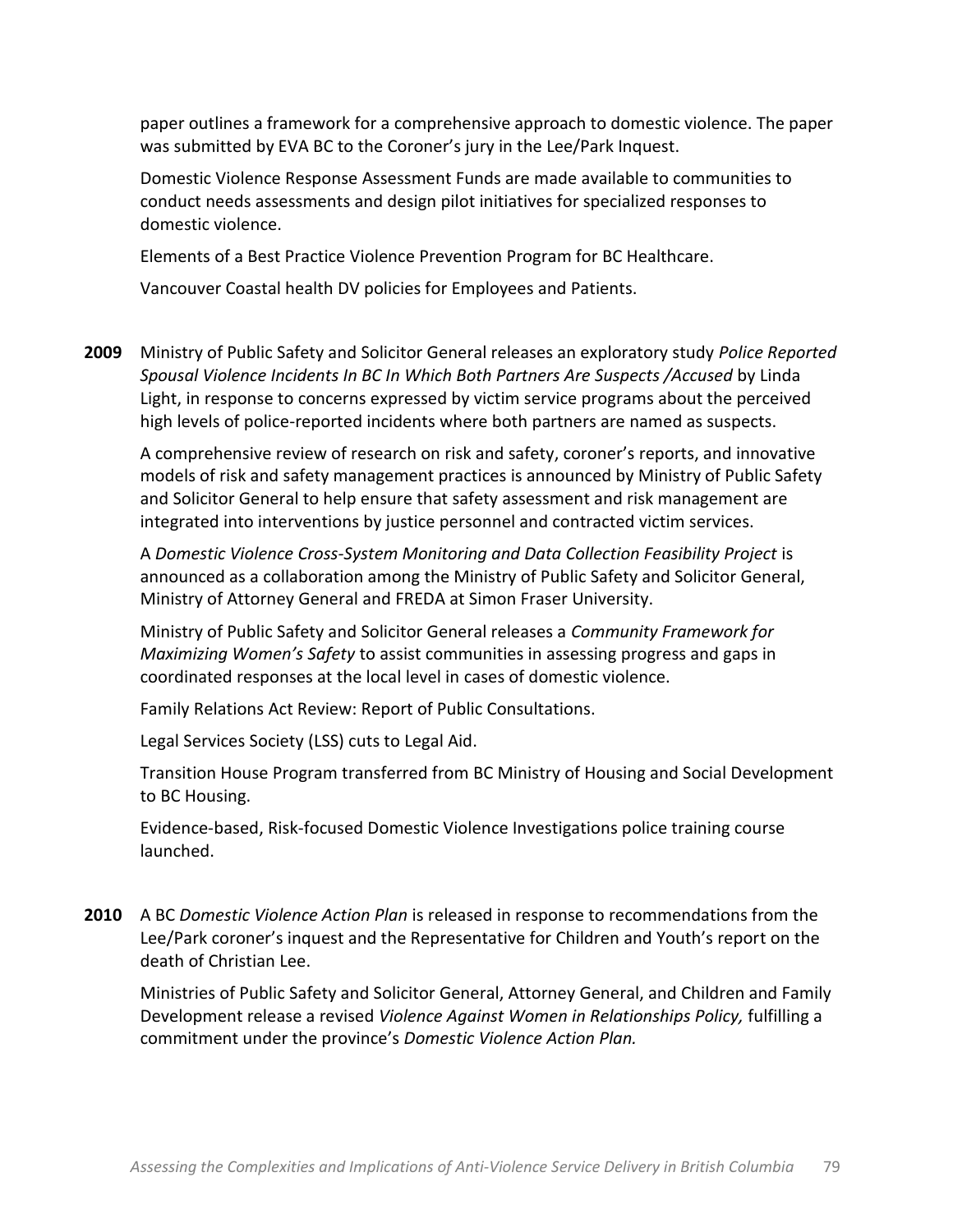paper outlines a framework for a comprehensive approach to domestic violence. The paper was submitted by EVA BC to the Coroner's jury in the Lee/Park Inquest.

Domestic Violence Response Assessment Funds are made available to communities to conduct needs assessments and design pilot initiatives for specialized responses to domestic violence.

Elements of a Best Practice Violence Prevention Program for BC Healthcare.

Vancouver Coastal health DV policies for Employees and Patients.

**2009** Ministry of Public Safety and Solicitor General releases an exploratory study *Police Reported Spousal Violence Incidents In BC In Which Both Partners Are Suspects /Accused* by Linda Light, in response to concerns expressed by victim service programs about the perceived high levels of police-reported incidents where both partners are named as suspects.

A comprehensive review of research on risk and safety, coroner's reports, and innovative models of risk and safety management practices is announced by Ministry of Public Safety and Solicitor General to help ensure that safety assessment and risk management are integrated into interventions by justice personnel and contracted victim services.

A *Domestic Violence Cross-System Monitoring and Data Collection Feasibility Project* is announced as a collaboration among the Ministry of Public Safety and Solicitor General, Ministry of Attorney General and FREDA at Simon Fraser University.

Ministry of Public Safety and Solicitor General releases a *Community Framework for Maximizing Women's Safety* to assist communities in assessing progress and gaps in coordinated responses at the local level in cases of domestic violence.

Family Relations Act Review: Report of Public Consultations.

Legal Services Society (LSS) cuts to Legal Aid.

Transition House Program transferred from BC Ministry of Housing and Social Development to BC Housing.

Evidence-based, Risk-focused Domestic Violence Investigations police training course launched.

**2010** A BC *Domestic Violence Action Plan* is released in response to recommendations from the Lee/Park coroner's inquest and the Representative for Children and Youth's report on the death of Christian Lee.

Ministries of Public Safety and Solicitor General, Attorney General, and Children and Family Development release a revised *Violence Against Women in Relationships Policy,* fulfilling a commitment under the province's *Domestic Violence Action Plan.*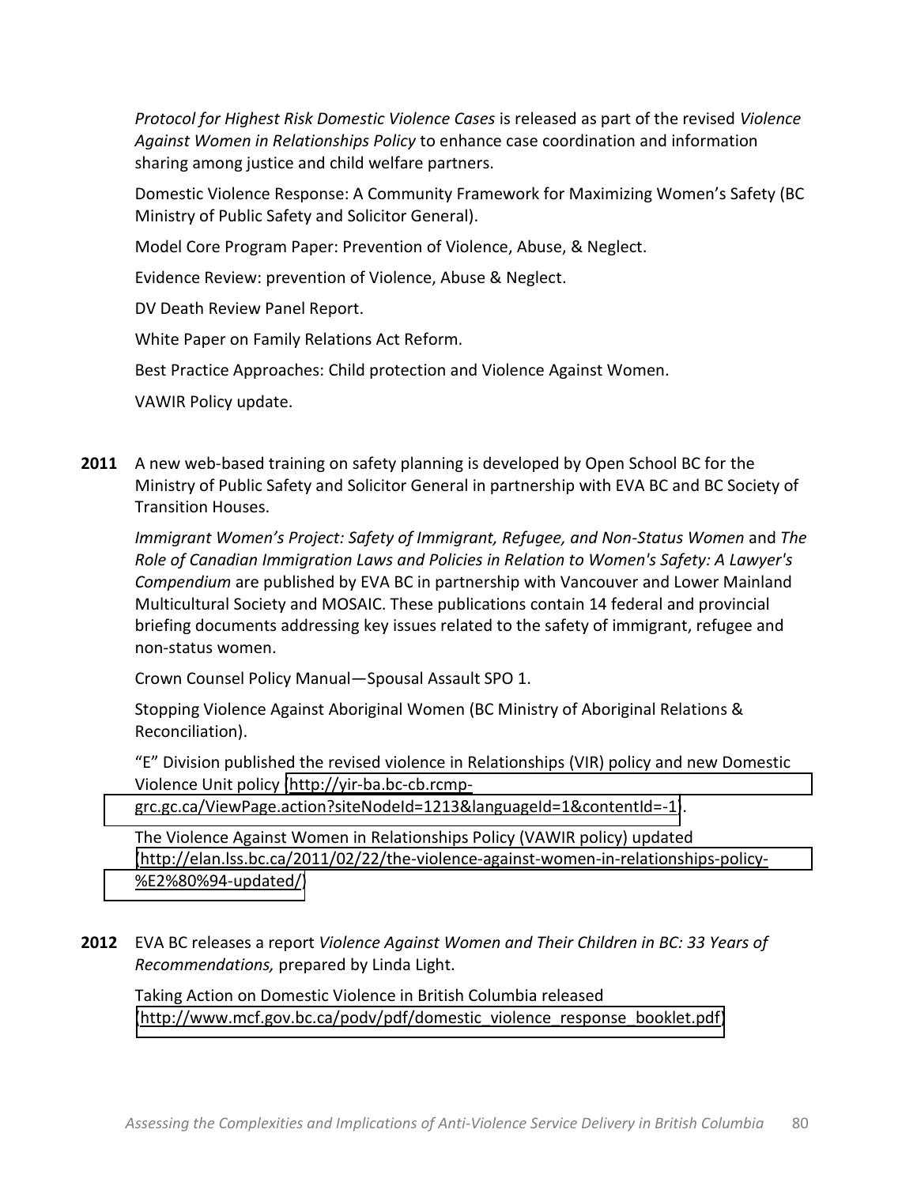*Protocol for Highest Risk Domestic Violence Cases* is released as part of the revised *Violence Against Women in Relationships Policy* to enhance case coordination and information sharing among justice and child welfare partners.

Domestic Violence Response: A Community Framework for Maximizing Women's Safety (BC Ministry of Public Safety and Solicitor General).

Model Core Program Paper: Prevention of Violence, Abuse, & Neglect.

Evidence Review: prevention of Violence, Abuse & Neglect.

DV Death Review Panel Report.

White Paper on Family Relations Act Reform.

Best Practice Approaches: Child protection and Violence Against Women.

VAWIR Policy update.

**2011** A new web-based training on safety planning is developed by Open School BC for the Ministry of Public Safety and Solicitor General in partnership with EVA BC and BC Society of Transition Houses.

*Immigrant Women's Project: Safety of Immigrant, Refugee, and Non-Status Women* and *The Role of Canadian Immigration Laws and Policies in Relation to Women's Safety: A Lawyer's Compendium* are published by EVA BC in partnership with Vancouver and Lower Mainland Multicultural Society and MOSAIC. These publications contain 14 federal and provincial briefing documents addressing key issues related to the safety of immigrant, refugee and non-status women.

Crown Counsel Policy Manual—Spousal Assault SPO 1.

Stopping Violence Against Aboriginal Women (BC Ministry of Aboriginal Relations & Reconciliation).

"E" Division published the revised violence in Relationships (VIR) policy and new Domestic Violence Unit policy (http://yir-ba.bc-cb.rcmp-grc.gc.ca/ViewPage.action?siteNodeId=1213&languageId=1&contentId=-1).

The Violence Against Women in Relationships Policy (VAWIR policy) updated (http://elan.lss.bc.ca/2011/02/22/the-violence-against-women-in-relationships-policy-%E2%80%94-updated/)

**2012** EVA BC releases a report *Violence Against Women and Their Children in BC: 33 Years of Recommendations,* prepared by Linda Light.

Taking Action on Domestic Violence in British Columbia released (http://www.mcf.gov.bc.ca/podv/pdf/domestic_violence_response_booklet.pdf)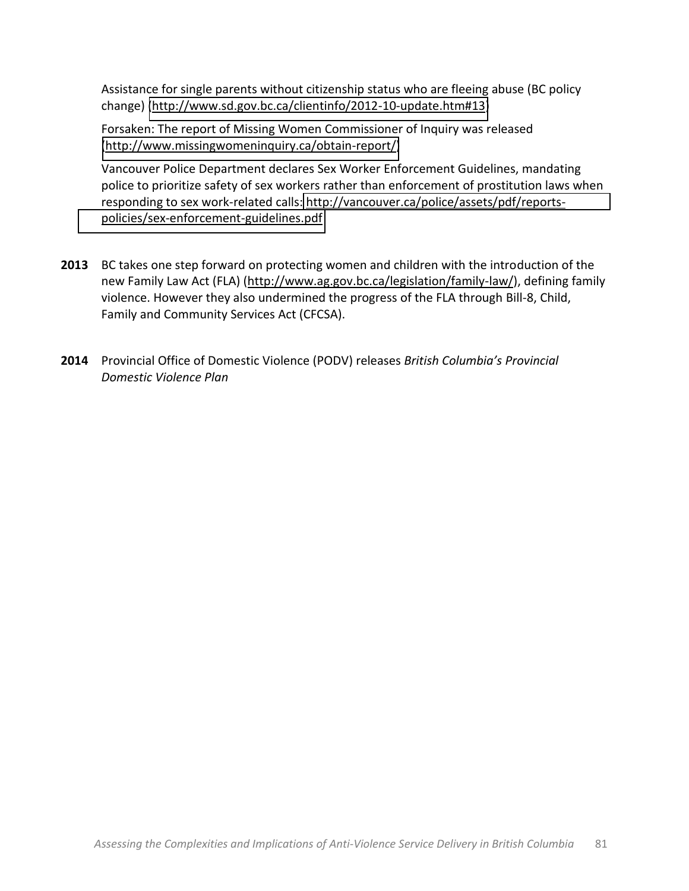Assistance for single parents without citizenship status who are fleeing abuse (BC policy change) (http://www.sd.gov.bc.ca/clientinfo/2012-10-update.htm#13)

Forsaken: The report of Missing Women Commissioner of Inquiry was released (http://www.missingwomeninquiry.ca/obtain-report/)

Vancouver Police Department declares Sex Worker Enforcement Guidelines, mandating police to prioritize safety of sex workers rather than enforcement of prostitution laws when responding to sex work-related calls: http://vancouver.ca/police/assets/pdf/reports-policies/sex-enforcement-guidelines.pdf

**2013** BC takes one step forward on protecting women and children with the introduction of the new Family Law Act (FLA) (http://www.ag.gov.bc.ca/legislation/family-law/), defining family violence. However they also undermined the progress of the FLA through Bill-8, Child, Family and Community Services Act (CFCSA).

**2014** Provincial Office of Domestic Violence (PODV) releases *British Columbia's Provincial Domestic Violence Plan*